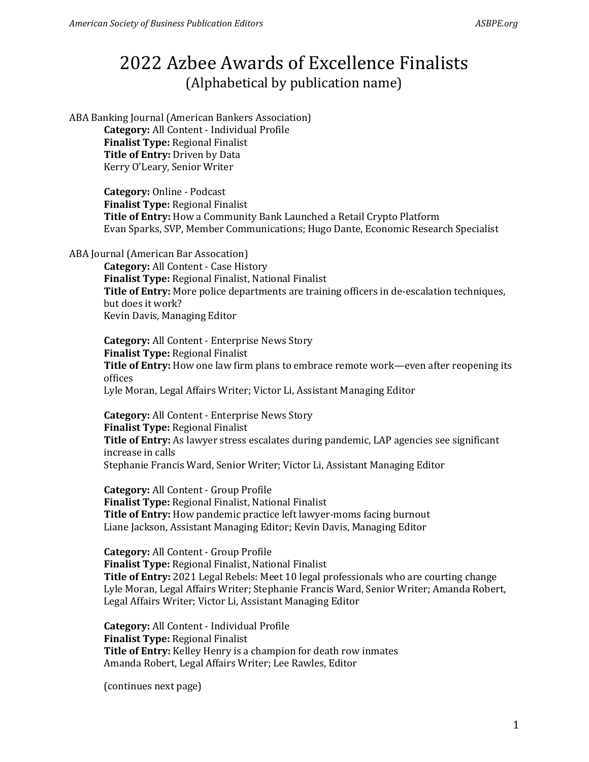# 2022 Azbee Awards of Excellence Finalists
(Alphabetical by publication name)

ABA Banking Journal (American Bankers Association)

**Category:** All Content - Individual Profile
**Finalist Type:** Regional Finalist
**Title of Entry:** Driven by Data
Kerry O'Leary, Senior Writer

**Category:** Online - Podcast
**Finalist Type:** Regional Finalist
**Title of Entry:** How a Community Bank Launched a Retail Crypto Platform
Evan Sparks, SVP, Member Communications; Hugo Dante, Economic Research Specialist

ABA Journal (American Bar Assocation)

**Category:** All Content - Case History
**Finalist Type:** Regional Finalist, National Finalist
**Title of Entry:** More police departments are training officers in de-escalation techniques, but does it work?
Kevin Davis, Managing Editor

**Category:** All Content - Enterprise News Story
**Finalist Type:** Regional Finalist
**Title of Entry:** How one law firm plans to embrace remote work—even after reopening its offices
Lyle Moran, Legal Affairs Writer; Victor Li, Assistant Managing Editor

**Category:** All Content - Enterprise News Story
**Finalist Type:** Regional Finalist
**Title of Entry:** As lawyer stress escalates during pandemic, LAP agencies see significant increase in calls
Stephanie Francis Ward, Senior Writer; Victor Li, Assistant Managing Editor

**Category:** All Content - Group Profile
**Finalist Type:** Regional Finalist, National Finalist
**Title of Entry:** How pandemic practice left lawyer-moms facing burnout
Liane Jackson, Assistant Managing Editor; Kevin Davis, Managing Editor

**Category:** All Content - Group Profile
**Finalist Type:** Regional Finalist, National Finalist
**Title of Entry:** 2021 Legal Rebels: Meet 10 legal professionals who are courting change
Lyle Moran, Legal Affairs Writer; Stephanie Francis Ward, Senior Writer; Amanda Robert, Legal Affairs Writer; Victor Li, Assistant Managing Editor

**Category:** All Content - Individual Profile
**Finalist Type:** Regional Finalist
**Title of Entry:** Kelley Henry is a champion for death row inmates
Amanda Robert, Legal Affairs Writer; Lee Rawles, Editor

(continues next page)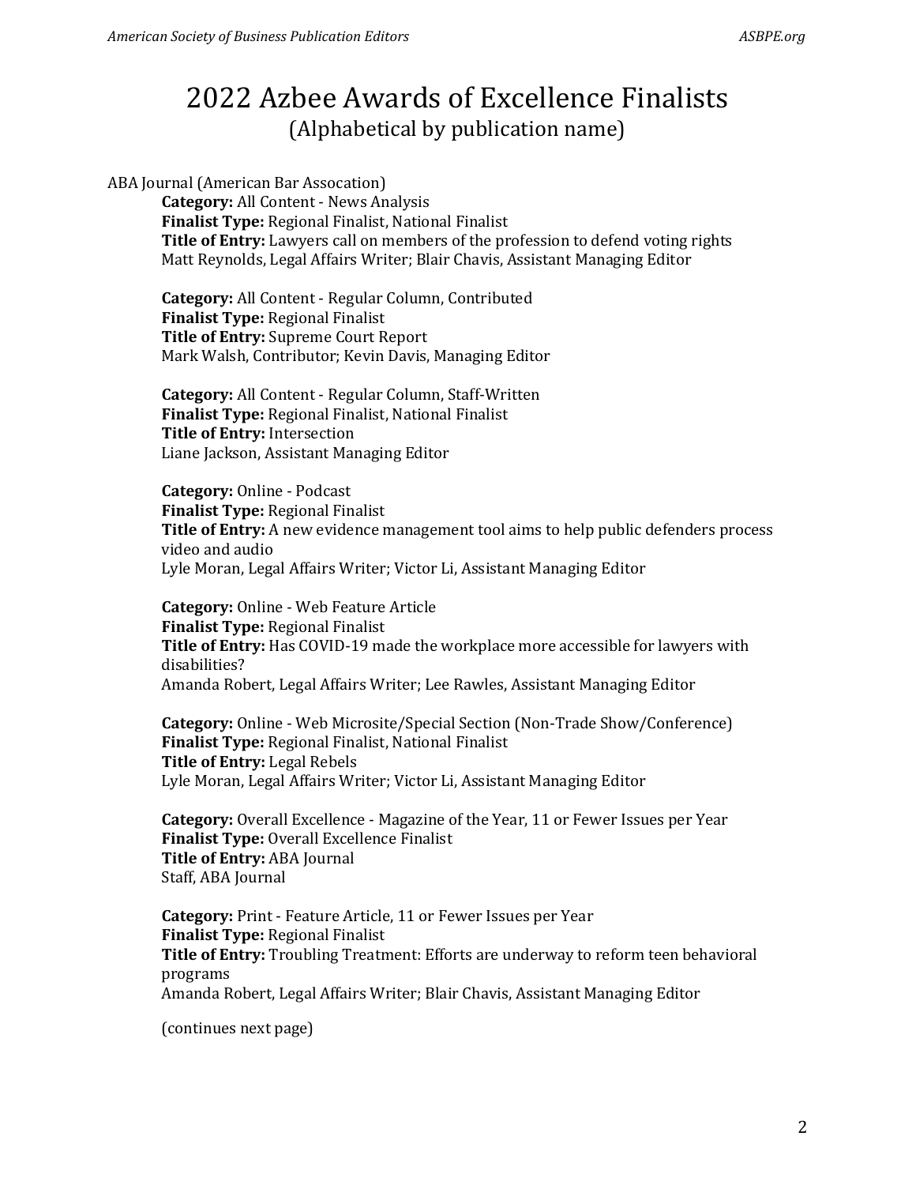# 2022 Azbee Awards of Excellence Finalists
## (Alphabetical by publication name)

ABA Journal (American Bar Assocation)

**Category:** All Content - News Analysis
**Finalist Type:** Regional Finalist, National Finalist
**Title of Entry:** Lawyers call on members of the profession to defend voting rights
Matt Reynolds, Legal Affairs Writer; Blair Chavis, Assistant Managing Editor

**Category:** All Content - Regular Column, Contributed
**Finalist Type:** Regional Finalist
**Title of Entry:** Supreme Court Report
Mark Walsh, Contributor; Kevin Davis, Managing Editor

**Category:** All Content - Regular Column, Staff-Written
**Finalist Type:** Regional Finalist, National Finalist
**Title of Entry:** Intersection
Liane Jackson, Assistant Managing Editor

**Category:** Online - Podcast
**Finalist Type:** Regional Finalist
**Title of Entry:** A new evidence management tool aims to help public defenders process video and audio
Lyle Moran, Legal Affairs Writer; Victor Li, Assistant Managing Editor

**Category:** Online - Web Feature Article
**Finalist Type:** Regional Finalist
**Title of Entry:** Has COVID-19 made the workplace more accessible for lawyers with disabilities?
Amanda Robert, Legal Affairs Writer; Lee Rawles, Assistant Managing Editor

**Category:** Online - Web Microsite/Special Section (Non-Trade Show/Conference)
**Finalist Type:** Regional Finalist, National Finalist
**Title of Entry:** Legal Rebels
Lyle Moran, Legal Affairs Writer; Victor Li, Assistant Managing Editor

**Category:** Overall Excellence - Magazine of the Year, 11 or Fewer Issues per Year
**Finalist Type:** Overall Excellence Finalist
**Title of Entry:** ABA Journal
Staff, ABA Journal

**Category:** Print - Feature Article, 11 or Fewer Issues per Year
**Finalist Type:** Regional Finalist
**Title of Entry:** Troubling Treatment: Efforts are underway to reform teen behavioral programs
Amanda Robert, Legal Affairs Writer; Blair Chavis, Assistant Managing Editor

(continues next page)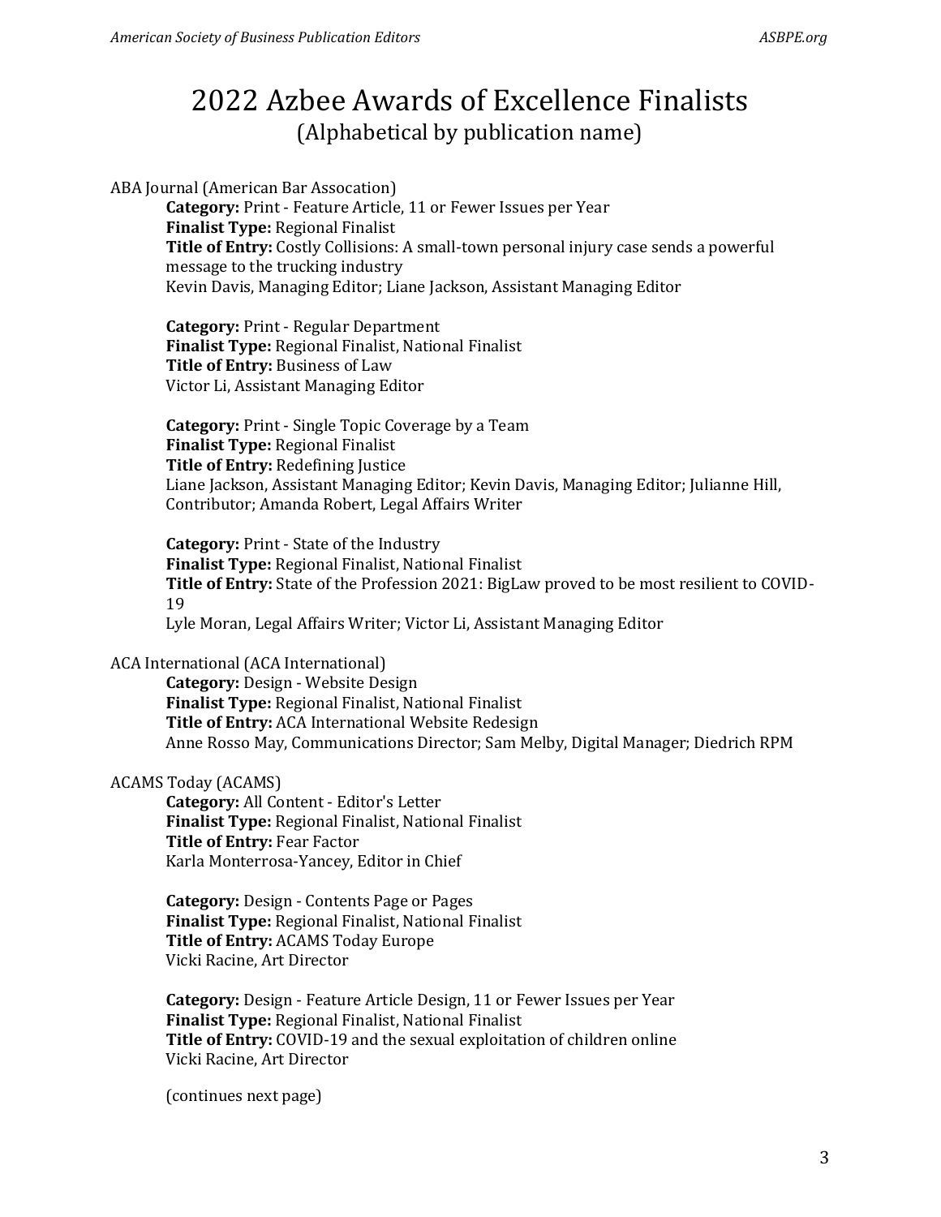# 2022 Azbee Awards of Excellence Finalists

(Alphabetical by publication name)

ABA Journal (American Bar Assocation)

**Category:** Print - Feature Article, 11 or Fewer Issues per Year
**Finalist Type:** Regional Finalist
**Title of Entry:** Costly Collisions: A small-town personal injury case sends a powerful message to the trucking industry
Kevin Davis, Managing Editor; Liane Jackson, Assistant Managing Editor

**Category:** Print - Regular Department
**Finalist Type:** Regional Finalist, National Finalist
**Title of Entry:** Business of Law
Victor Li, Assistant Managing Editor

**Category:** Print - Single Topic Coverage by a Team
**Finalist Type:** Regional Finalist
**Title of Entry:** Redefining Justice
Liane Jackson, Assistant Managing Editor; Kevin Davis, Managing Editor; Julianne Hill, Contributor; Amanda Robert, Legal Affairs Writer

**Category:** Print - State of the Industry
**Finalist Type:** Regional Finalist, National Finalist
**Title of Entry:** State of the Profession 2021: BigLaw proved to be most resilient to COVID-19
Lyle Moran, Legal Affairs Writer; Victor Li, Assistant Managing Editor

ACA International (ACA International)

**Category:** Design - Website Design
**Finalist Type:** Regional Finalist, National Finalist
**Title of Entry:** ACA International Website Redesign
Anne Rosso May, Communications Director; Sam Melby, Digital Manager; Diedrich RPM

ACAMS Today (ACAMS)

**Category:** All Content - Editor's Letter
**Finalist Type:** Regional Finalist, National Finalist
**Title of Entry:** Fear Factor
Karla Monterrosa-Yancey, Editor in Chief

**Category:** Design - Contents Page or Pages
**Finalist Type:** Regional Finalist, National Finalist
**Title of Entry:** ACAMS Today Europe
Vicki Racine, Art Director

**Category:** Design - Feature Article Design, 11 or Fewer Issues per Year
**Finalist Type:** Regional Finalist, National Finalist
**Title of Entry:** COVID-19 and the sexual exploitation of children online
Vicki Racine, Art Director

(continues next page)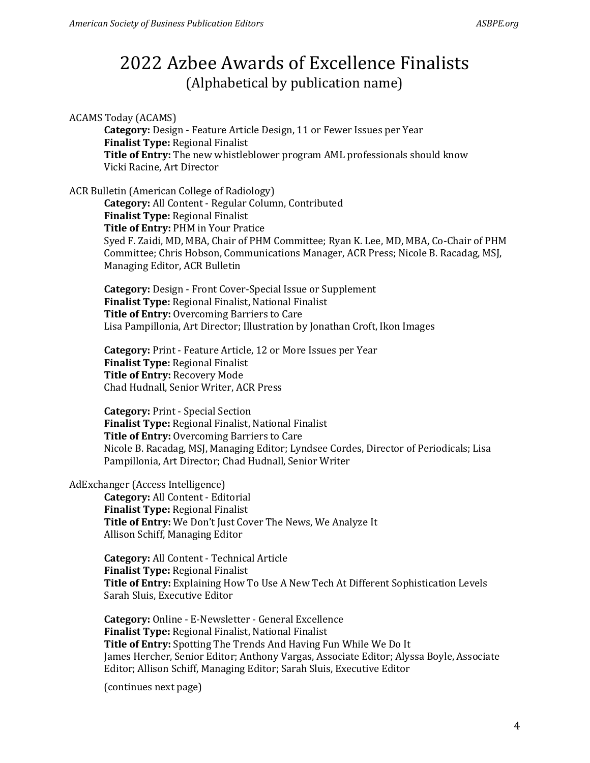# 2022 Azbee Awards of Excellence Finalists

(Alphabetical by publication name)

ACAMS Today (ACAMS)

> **Category:** Design - Feature Article Design, 11 or Fewer Issues per Year
> **Finalist Type:** Regional Finalist
> **Title of Entry:** The new whistleblower program AML professionals should know
> Vicki Racine, Art Director

ACR Bulletin (American College of Radiology)

> **Category:** All Content - Regular Column, Contributed
> **Finalist Type:** Regional Finalist
> **Title of Entry:** PHM in Your Pratice
> Syed F. Zaidi, MD, MBA, Chair of PHM Committee; Ryan K. Lee, MD, MBA, Co-Chair of PHM Committee; Chris Hobson, Communications Manager, ACR Press; Nicole B. Racadag, MSJ, Managing Editor, ACR Bulletin
>
> **Category:** Design - Front Cover-Special Issue or Supplement
> **Finalist Type:** Regional Finalist, National Finalist
> **Title of Entry:** Overcoming Barriers to Care
> Lisa Pampillonia, Art Director; Illustration by Jonathan Croft, Ikon Images
>
> **Category:** Print - Feature Article, 12 or More Issues per Year
> **Finalist Type:** Regional Finalist
> **Title of Entry:** Recovery Mode
> Chad Hudnall, Senior Writer, ACR Press
>
> **Category:** Print - Special Section
> **Finalist Type:** Regional Finalist, National Finalist
> **Title of Entry:** Overcoming Barriers to Care
> Nicole B. Racadag, MSJ, Managing Editor; Lyndsee Cordes, Director of Periodicals; Lisa Pampillonia, Art Director; Chad Hudnall, Senior Writer

AdExchanger (Access Intelligence)

> **Category:** All Content - Editorial
> **Finalist Type:** Regional Finalist
> **Title of Entry:** We Don't Just Cover The News, We Analyze It
> Allison Schiff, Managing Editor
>
> **Category:** All Content - Technical Article
> **Finalist Type:** Regional Finalist
> **Title of Entry:** Explaining How To Use A New Tech At Different Sophistication Levels
> Sarah Sluis, Executive Editor
>
> **Category:** Online - E-Newsletter - General Excellence
> **Finalist Type:** Regional Finalist, National Finalist
> **Title of Entry:** Spotting The Trends And Having Fun While We Do It
> James Hercher, Senior Editor; Anthony Vargas, Associate Editor; Alyssa Boyle, Associate Editor; Allison Schiff, Managing Editor; Sarah Sluis, Executive Editor
>
> (continues next page)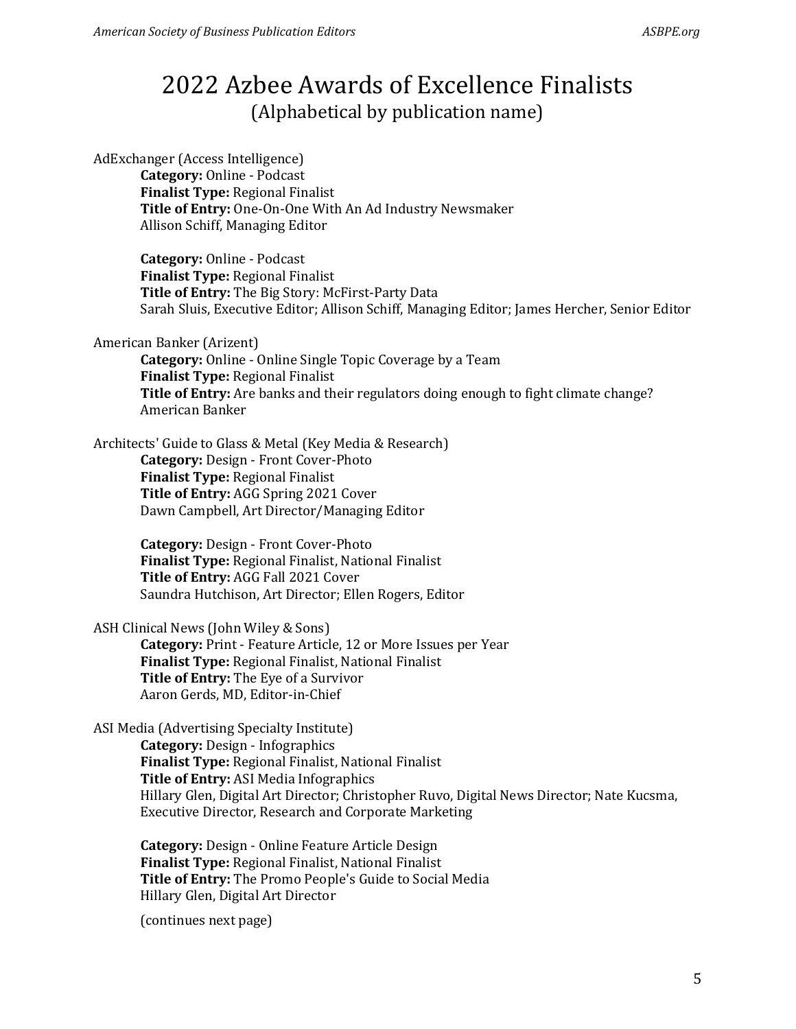# 2022 Azbee Awards of Excellence Finalists

(Alphabetical by publication name)

AdExchanger (Access Intelligence)

**Category:** Online - Podcast
**Finalist Type:** Regional Finalist
**Title of Entry:** One-On-One With An Ad Industry Newsmaker
Allison Schiff, Managing Editor

**Category:** Online - Podcast
**Finalist Type:** Regional Finalist
**Title of Entry:** The Big Story: McFirst-Party Data
Sarah Sluis, Executive Editor; Allison Schiff, Managing Editor; James Hercher, Senior Editor

American Banker (Arizent)

**Category:** Online - Online Single Topic Coverage by a Team
**Finalist Type:** Regional Finalist
**Title of Entry:** Are banks and their regulators doing enough to fight climate change?
American Banker

Architects' Guide to Glass & Metal (Key Media & Research)

**Category:** Design - Front Cover-Photo
**Finalist Type:** Regional Finalist
**Title of Entry:** AGG Spring 2021 Cover
Dawn Campbell, Art Director/Managing Editor

**Category:** Design - Front Cover-Photo
**Finalist Type:** Regional Finalist, National Finalist
**Title of Entry:** AGG Fall 2021 Cover
Saundra Hutchison, Art Director; Ellen Rogers, Editor

ASH Clinical News (John Wiley & Sons)

**Category:** Print - Feature Article, 12 or More Issues per Year
**Finalist Type:** Regional Finalist, National Finalist
**Title of Entry:** The Eye of a Survivor
Aaron Gerds, MD, Editor-in-Chief

ASI Media (Advertising Specialty Institute)

**Category:** Design - Infographics
**Finalist Type:** Regional Finalist, National Finalist
**Title of Entry:** ASI Media Infographics
Hillary Glen, Digital Art Director; Christopher Ruvo, Digital News Director; Nate Kucsma, Executive Director, Research and Corporate Marketing

**Category:** Design - Online Feature Article Design
**Finalist Type:** Regional Finalist, National Finalist
**Title of Entry:** The Promo People's Guide to Social Media
Hillary Glen, Digital Art Director

(continues next page)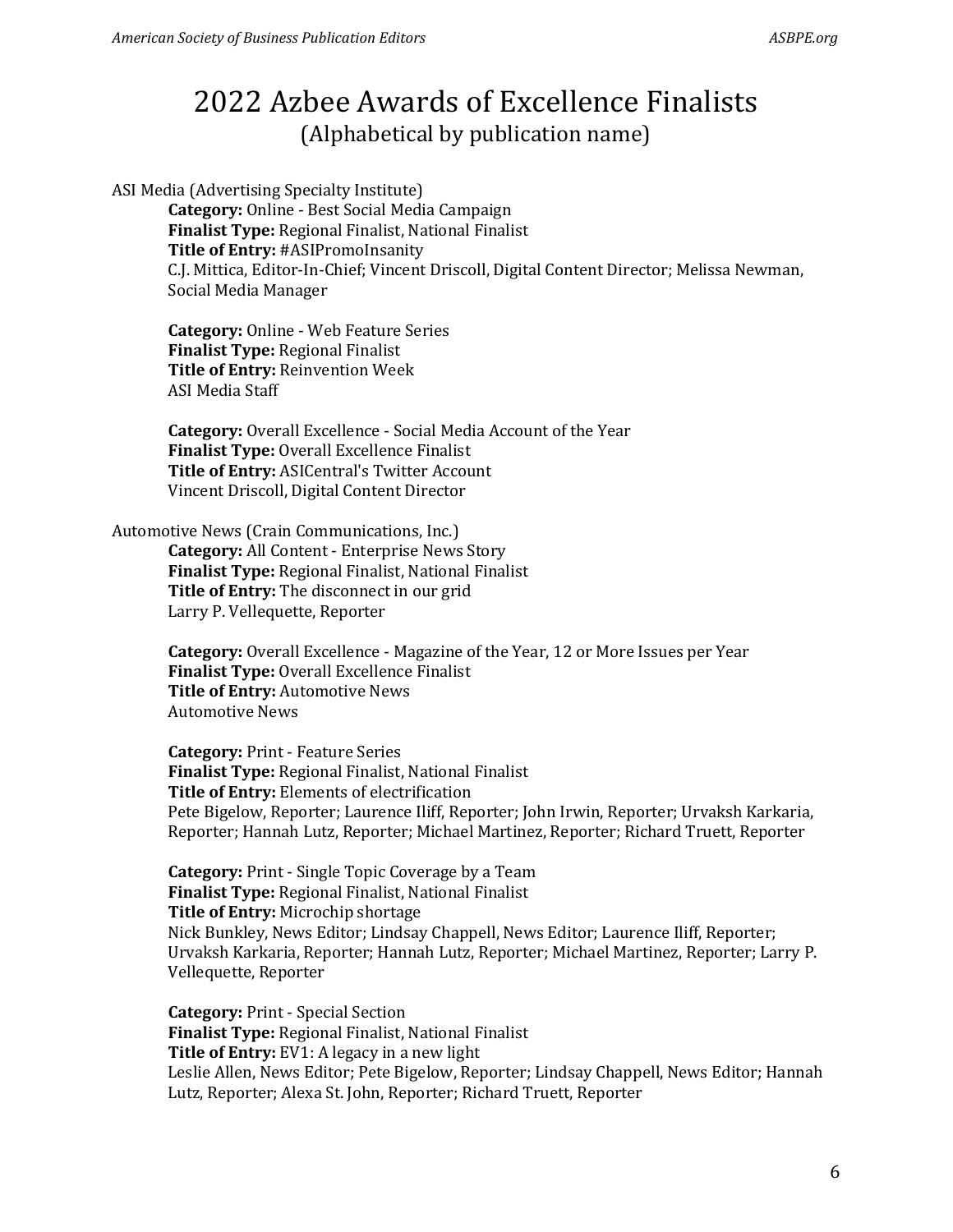# 2022 Azbee Awards of Excellence Finalists

## (Alphabetical by publication name)

ASI Media (Advertising Specialty Institute)

**Category:** Online - Best Social Media Campaign
**Finalist Type:** Regional Finalist, National Finalist
**Title of Entry:** #ASIPromoInsanity
C.J. Mittica, Editor-In-Chief; Vincent Driscoll, Digital Content Director; Melissa Newman, Social Media Manager

**Category:** Online - Web Feature Series
**Finalist Type:** Regional Finalist
**Title of Entry:** Reinvention Week
ASI Media Staff

**Category:** Overall Excellence - Social Media Account of the Year
**Finalist Type:** Overall Excellence Finalist
**Title of Entry:** ASICentral's Twitter Account
Vincent Driscoll, Digital Content Director

Automotive News (Crain Communications, Inc.)

**Category:** All Content - Enterprise News Story
**Finalist Type:** Regional Finalist, National Finalist
**Title of Entry:** The disconnect in our grid
Larry P. Vellequette, Reporter

**Category:** Overall Excellence - Magazine of the Year, 12 or More Issues per Year
**Finalist Type:** Overall Excellence Finalist
**Title of Entry:** Automotive News
Automotive News

**Category:** Print - Feature Series
**Finalist Type:** Regional Finalist, National Finalist
**Title of Entry:** Elements of electrification
Pete Bigelow, Reporter; Laurence Iliff, Reporter; John Irwin, Reporter; Urvaksh Karkaria, Reporter; Hannah Lutz, Reporter; Michael Martinez, Reporter; Richard Truett, Reporter

**Category:** Print - Single Topic Coverage by a Team
**Finalist Type:** Regional Finalist, National Finalist
**Title of Entry:** Microchip shortage
Nick Bunkley, News Editor; Lindsay Chappell, News Editor; Laurence Iliff, Reporter; Urvaksh Karkaria, Reporter; Hannah Lutz, Reporter; Michael Martinez, Reporter; Larry P. Vellequette, Reporter

**Category:** Print - Special Section
**Finalist Type:** Regional Finalist, National Finalist
**Title of Entry:** EV1: A legacy in a new light
Leslie Allen, News Editor; Pete Bigelow, Reporter; Lindsay Chappell, News Editor; Hannah Lutz, Reporter; Alexa St. John, Reporter; Richard Truett, Reporter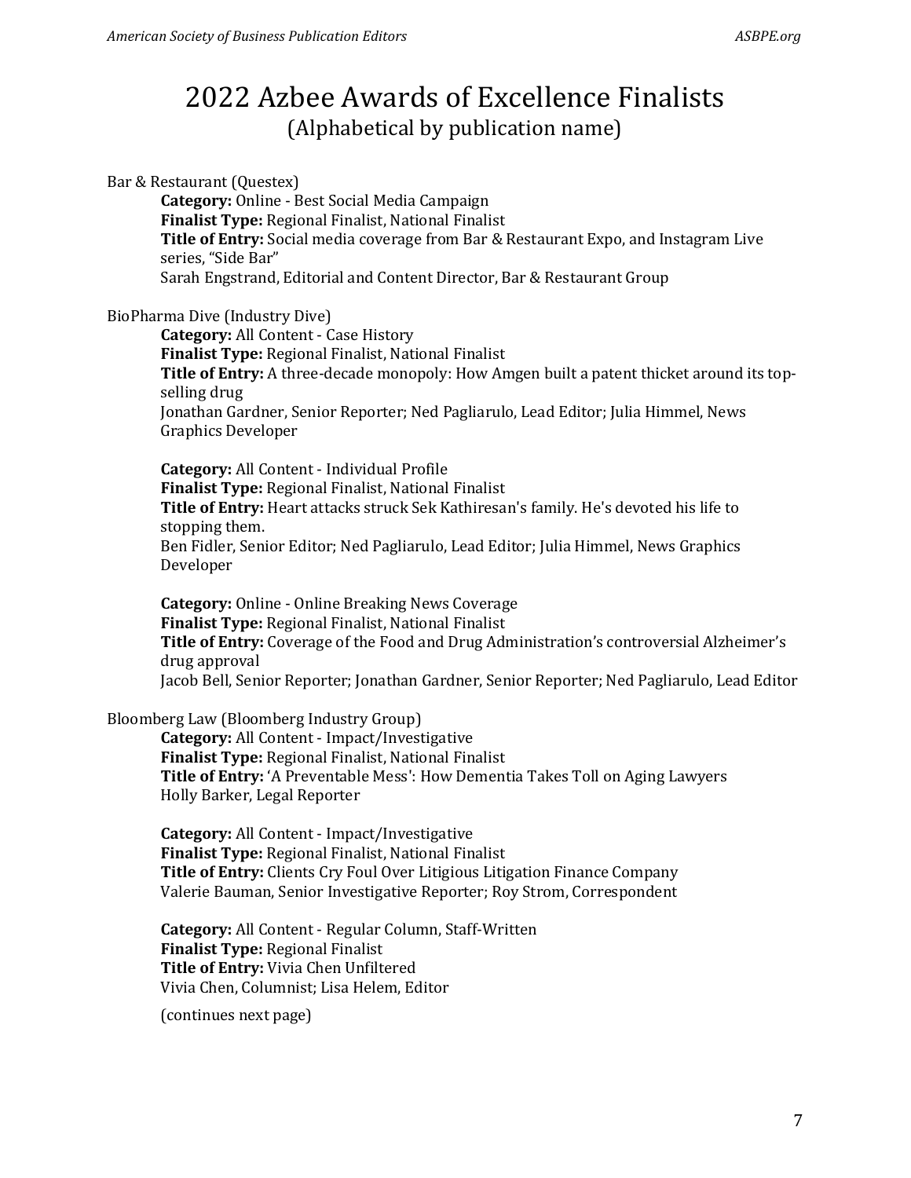# 2022 Azbee Awards of Excellence Finalists
## (Alphabetical by publication name)

Bar & Restaurant (Questex)

**Category:** Online - Best Social Media Campaign
**Finalist Type:** Regional Finalist, National Finalist
**Title of Entry:** Social media coverage from Bar & Restaurant Expo, and Instagram Live series, "Side Bar"
Sarah Engstrand, Editorial and Content Director, Bar & Restaurant Group

BioPharma Dive (Industry Dive)

**Category:** All Content - Case History
**Finalist Type:** Regional Finalist, National Finalist
**Title of Entry:** A three-decade monopoly: How Amgen built a patent thicket around its top-selling drug
Jonathan Gardner, Senior Reporter; Ned Pagliarulo, Lead Editor; Julia Himmel, News Graphics Developer

**Category:** All Content - Individual Profile
**Finalist Type:** Regional Finalist, National Finalist
**Title of Entry:** Heart attacks struck Sek Kathiresan's family. He's devoted his life to stopping them.
Ben Fidler, Senior Editor; Ned Pagliarulo, Lead Editor; Julia Himmel, News Graphics Developer

**Category:** Online - Online Breaking News Coverage
**Finalist Type:** Regional Finalist, National Finalist
**Title of Entry:** Coverage of the Food and Drug Administration's controversial Alzheimer's drug approval
Jacob Bell, Senior Reporter; Jonathan Gardner, Senior Reporter; Ned Pagliarulo, Lead Editor

Bloomberg Law (Bloomberg Industry Group)

**Category:** All Content - Impact/Investigative
**Finalist Type:** Regional Finalist, National Finalist
**Title of Entry:** 'A Preventable Mess': How Dementia Takes Toll on Aging Lawyers
Holly Barker, Legal Reporter

**Category:** All Content - Impact/Investigative
**Finalist Type:** Regional Finalist, National Finalist
**Title of Entry:** Clients Cry Foul Over Litigious Litigation Finance Company
Valerie Bauman, Senior Investigative Reporter; Roy Strom, Correspondent

**Category:** All Content - Regular Column, Staff-Written
**Finalist Type:** Regional Finalist
**Title of Entry:** Vivia Chen Unfiltered
Vivia Chen, Columnist; Lisa Helem, Editor

(continues next page)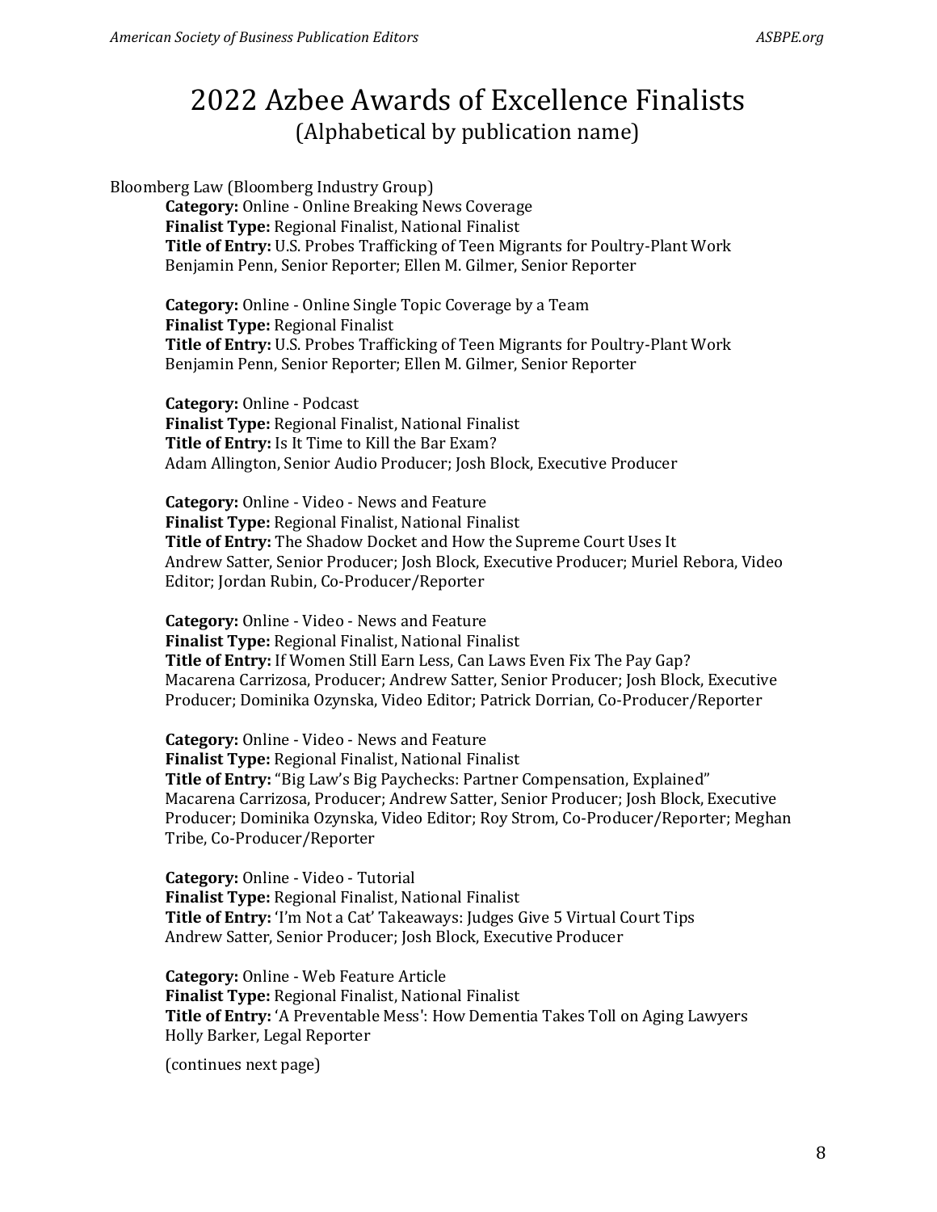# 2022 Azbee Awards of Excellence Finalists
(Alphabetical by publication name)

Bloomberg Law (Bloomberg Industry Group)

**Category:** Online - Online Breaking News Coverage
**Finalist Type:** Regional Finalist, National Finalist
**Title of Entry:** U.S. Probes Trafficking of Teen Migrants for Poultry-Plant Work
Benjamin Penn, Senior Reporter; Ellen M. Gilmer, Senior Reporter

**Category:** Online - Online Single Topic Coverage by a Team
**Finalist Type:** Regional Finalist
**Title of Entry:** U.S. Probes Trafficking of Teen Migrants for Poultry-Plant Work
Benjamin Penn, Senior Reporter; Ellen M. Gilmer, Senior Reporter

**Category:** Online - Podcast
**Finalist Type:** Regional Finalist, National Finalist
**Title of Entry:** Is It Time to Kill the Bar Exam?
Adam Allington, Senior Audio Producer; Josh Block, Executive Producer

**Category:** Online - Video - News and Feature
**Finalist Type:** Regional Finalist, National Finalist
**Title of Entry:** The Shadow Docket and How the Supreme Court Uses It
Andrew Satter, Senior Producer; Josh Block, Executive Producer; Muriel Rebora, Video Editor; Jordan Rubin, Co-Producer/Reporter

**Category:** Online - Video - News and Feature
**Finalist Type:** Regional Finalist, National Finalist
**Title of Entry:** If Women Still Earn Less, Can Laws Even Fix The Pay Gap?
Macarena Carrizosa, Producer; Andrew Satter, Senior Producer; Josh Block, Executive Producer; Dominika Ozynska, Video Editor; Patrick Dorrian, Co-Producer/Reporter

**Category:** Online - Video - News and Feature
**Finalist Type:** Regional Finalist, National Finalist
**Title of Entry:** "Big Law's Big Paychecks: Partner Compensation, Explained"
Macarena Carrizosa, Producer; Andrew Satter, Senior Producer; Josh Block, Executive Producer; Dominika Ozynska, Video Editor; Roy Strom, Co-Producer/Reporter; Meghan Tribe, Co-Producer/Reporter

**Category:** Online - Video - Tutorial
**Finalist Type:** Regional Finalist, National Finalist
**Title of Entry:** 'I'm Not a Cat' Takeaways: Judges Give 5 Virtual Court Tips
Andrew Satter, Senior Producer; Josh Block, Executive Producer

**Category:** Online - Web Feature Article
**Finalist Type:** Regional Finalist, National Finalist
**Title of Entry:** 'A Preventable Mess': How Dementia Takes Toll on Aging Lawyers
Holly Barker, Legal Reporter

(continues next page)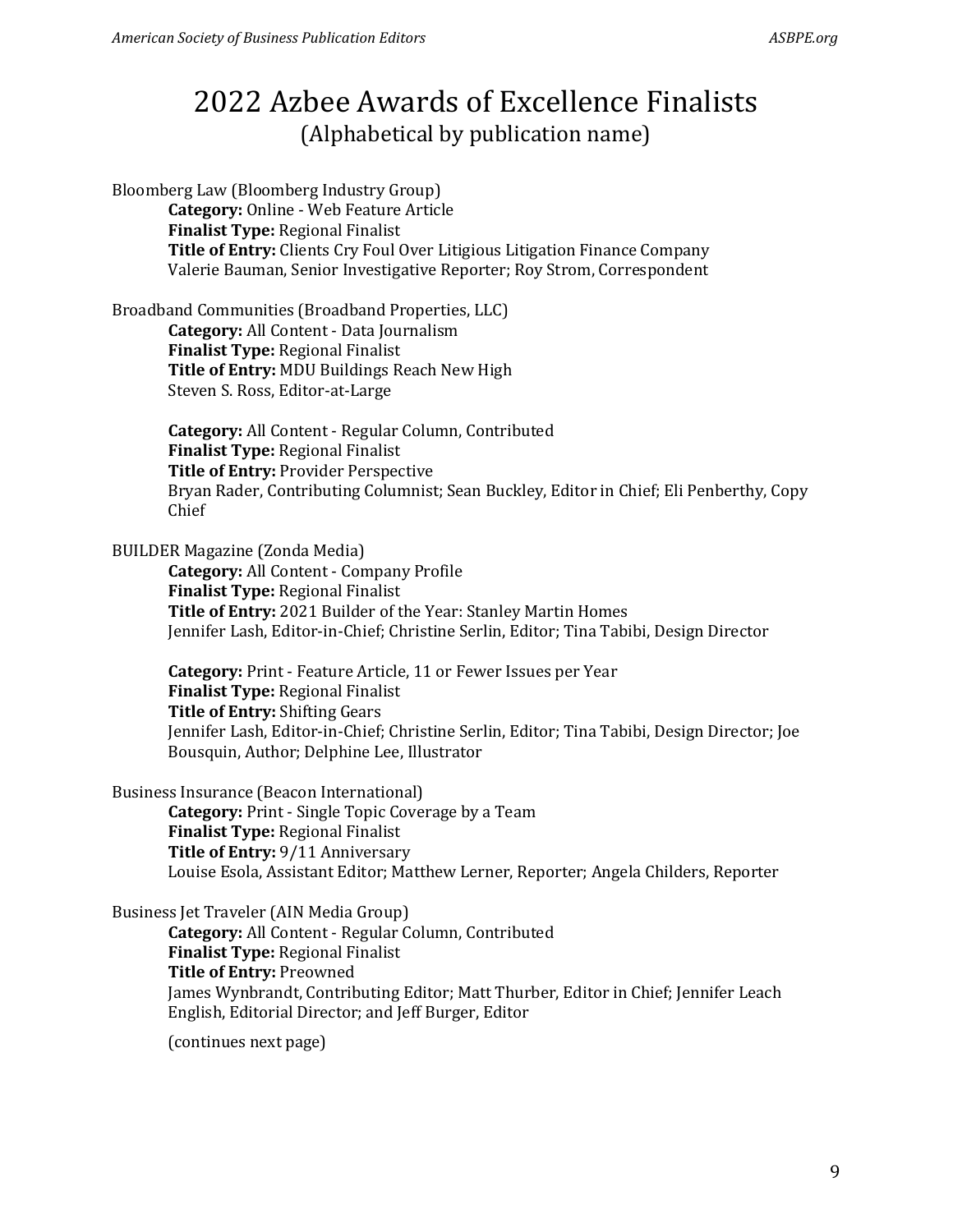# 2022 Azbee Awards of Excellence Finalists

## (Alphabetical by publication name)

Bloomberg Law (Bloomberg Industry Group)

**Category:** Online - Web Feature Article
**Finalist Type:** Regional Finalist
**Title of Entry:** Clients Cry Foul Over Litigious Litigation Finance Company
Valerie Bauman, Senior Investigative Reporter; Roy Strom, Correspondent

Broadband Communities (Broadband Properties, LLC)

**Category:** All Content - Data Journalism
**Finalist Type:** Regional Finalist
**Title of Entry:** MDU Buildings Reach New High
Steven S. Ross, Editor-at-Large

**Category:** All Content - Regular Column, Contributed
**Finalist Type:** Regional Finalist
**Title of Entry:** Provider Perspective
Bryan Rader, Contributing Columnist; Sean Buckley, Editor in Chief; Eli Penberthy, Copy Chief

BUILDER Magazine (Zonda Media)

**Category:** All Content - Company Profile
**Finalist Type:** Regional Finalist
**Title of Entry:** 2021 Builder of the Year: Stanley Martin Homes
Jennifer Lash, Editor-in-Chief; Christine Serlin, Editor; Tina Tabibi, Design Director

**Category:** Print - Feature Article, 11 or Fewer Issues per Year
**Finalist Type:** Regional Finalist
**Title of Entry:** Shifting Gears
Jennifer Lash, Editor-in-Chief; Christine Serlin, Editor; Tina Tabibi, Design Director; Joe Bousquin, Author; Delphine Lee, Illustrator

Business Insurance (Beacon International)

**Category:** Print - Single Topic Coverage by a Team
**Finalist Type:** Regional Finalist
**Title of Entry:** 9/11 Anniversary
Louise Esola, Assistant Editor; Matthew Lerner, Reporter; Angela Childers, Reporter

Business Jet Traveler (AIN Media Group)

**Category:** All Content - Regular Column, Contributed
**Finalist Type:** Regional Finalist
**Title of Entry:** Preowned
James Wynbrandt, Contributing Editor; Matt Thurber, Editor in Chief; Jennifer Leach English, Editorial Director; and Jeff Burger, Editor

(continues next page)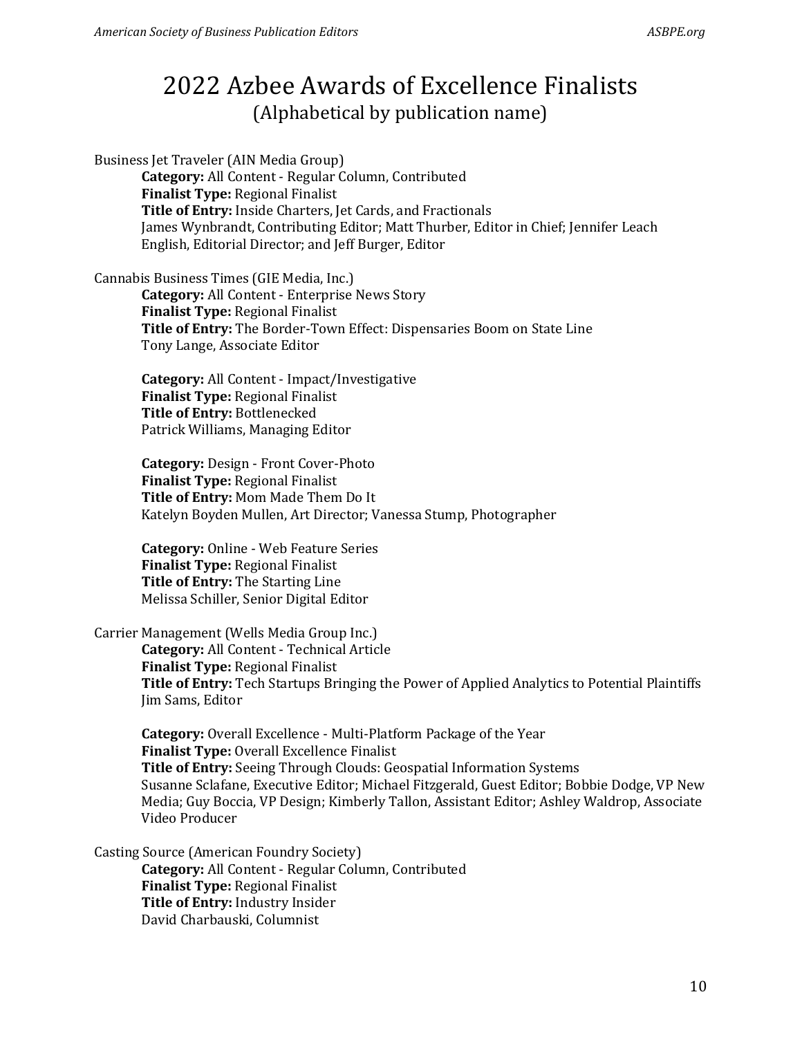# 2022 Azbee Awards of Excellence Finalists
## (Alphabetical by publication name)

Business Jet Traveler (AIN Media Group)

**Category:** All Content - Regular Column, Contributed
**Finalist Type:** Regional Finalist
**Title of Entry:** Inside Charters, Jet Cards, and Fractionals
James Wynbrandt, Contributing Editor; Matt Thurber, Editor in Chief; Jennifer Leach English, Editorial Director; and Jeff Burger, Editor

Cannabis Business Times (GIE Media, Inc.)

**Category:** All Content - Enterprise News Story
**Finalist Type:** Regional Finalist
**Title of Entry:** The Border-Town Effect: Dispensaries Boom on State Line
Tony Lange, Associate Editor

**Category:** All Content - Impact/Investigative
**Finalist Type:** Regional Finalist
**Title of Entry:** Bottlenecked
Patrick Williams, Managing Editor

**Category:** Design - Front Cover-Photo
**Finalist Type:** Regional Finalist
**Title of Entry:** Mom Made Them Do It
Katelyn Boyden Mullen, Art Director; Vanessa Stump, Photographer

**Category:** Online - Web Feature Series
**Finalist Type:** Regional Finalist
**Title of Entry:** The Starting Line
Melissa Schiller, Senior Digital Editor

Carrier Management (Wells Media Group Inc.)

**Category:** All Content - Technical Article
**Finalist Type:** Regional Finalist
**Title of Entry:** Tech Startups Bringing the Power of Applied Analytics to Potential Plaintiffs
Jim Sams, Editor

**Category:** Overall Excellence - Multi-Platform Package of the Year
**Finalist Type:** Overall Excellence Finalist
**Title of Entry:** Seeing Through Clouds: Geospatial Information Systems
Susanne Sclafane, Executive Editor; Michael Fitzgerald, Guest Editor; Bobbie Dodge, VP New Media; Guy Boccia, VP Design; Kimberly Tallon, Assistant Editor; Ashley Waldrop, Associate Video Producer

Casting Source (American Foundry Society)

**Category:** All Content - Regular Column, Contributed
**Finalist Type:** Regional Finalist
**Title of Entry:** Industry Insider
David Charbauski, Columnist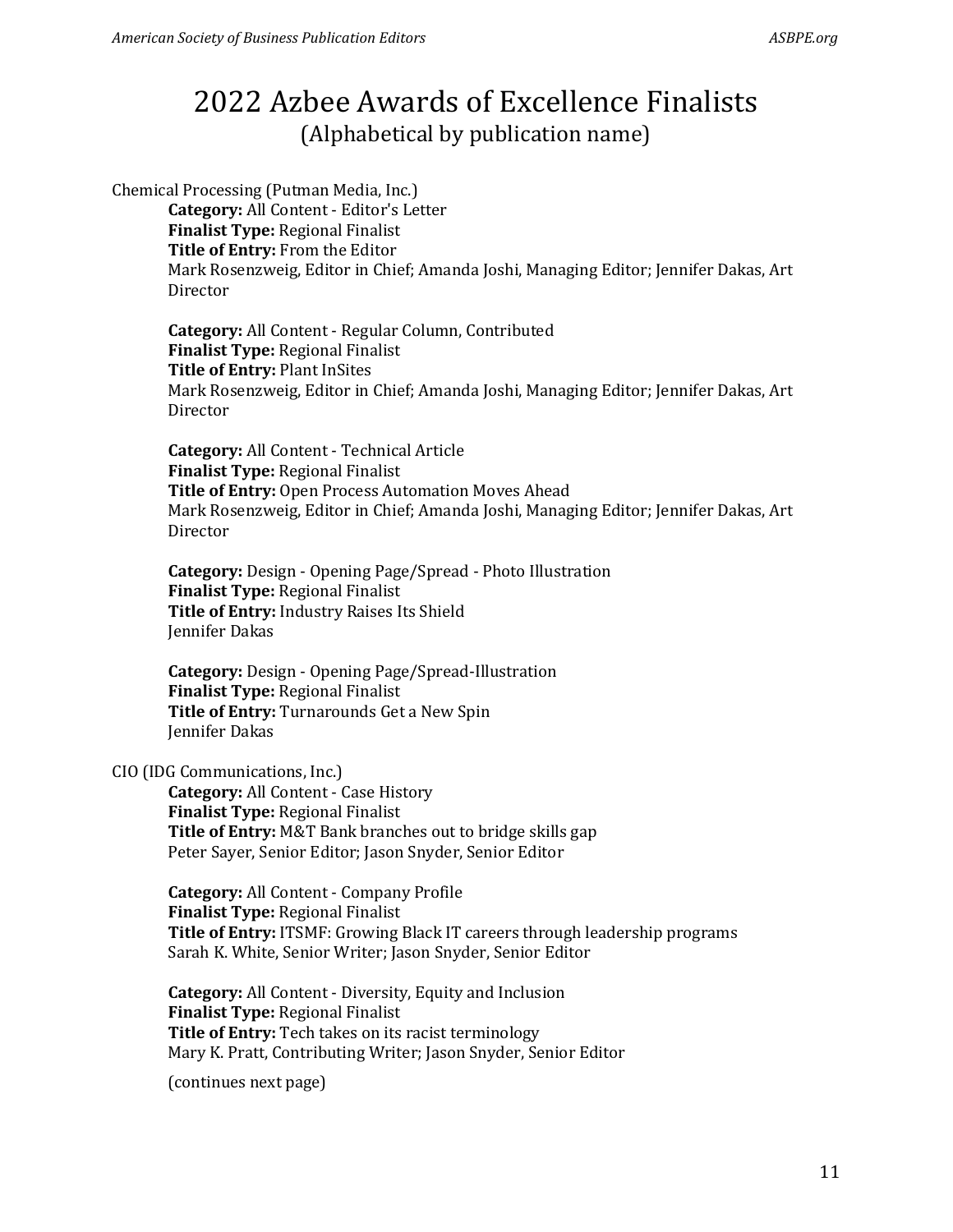# 2022 Azbee Awards of Excellence Finalists

(Alphabetical by publication name)

Chemical Processing (Putman Media, Inc.)

> **Category:** All Content - Editor's Letter
> **Finalist Type:** Regional Finalist
> **Title of Entry:** From the Editor
> Mark Rosenzweig, Editor in Chief; Amanda Joshi, Managing Editor; Jennifer Dakas, Art Director
>
> **Category:** All Content - Regular Column, Contributed
> **Finalist Type:** Regional Finalist
> **Title of Entry:** Plant InSites
> Mark Rosenzweig, Editor in Chief; Amanda Joshi, Managing Editor; Jennifer Dakas, Art Director
>
> **Category:** All Content - Technical Article
> **Finalist Type:** Regional Finalist
> **Title of Entry:** Open Process Automation Moves Ahead
> Mark Rosenzweig, Editor in Chief; Amanda Joshi, Managing Editor; Jennifer Dakas, Art Director
>
> **Category:** Design - Opening Page/Spread - Photo Illustration
> **Finalist Type:** Regional Finalist
> **Title of Entry:** Industry Raises Its Shield
> Jennifer Dakas
>
> **Category:** Design - Opening Page/Spread-Illustration
> **Finalist Type:** Regional Finalist
> **Title of Entry:** Turnarounds Get a New Spin
> Jennifer Dakas

CIO (IDG Communications, Inc.)

> **Category:** All Content - Case History
> **Finalist Type:** Regional Finalist
> **Title of Entry:** M&T Bank branches out to bridge skills gap
> Peter Sayer, Senior Editor; Jason Snyder, Senior Editor
>
> **Category:** All Content - Company Profile
> **Finalist Type:** Regional Finalist
> **Title of Entry:** ITSMF: Growing Black IT careers through leadership programs
> Sarah K. White, Senior Writer; Jason Snyder, Senior Editor
>
> **Category:** All Content - Diversity, Equity and Inclusion
> **Finalist Type:** Regional Finalist
> **Title of Entry:** Tech takes on its racist terminology
> Mary K. Pratt, Contributing Writer; Jason Snyder, Senior Editor
>
> (continues next page)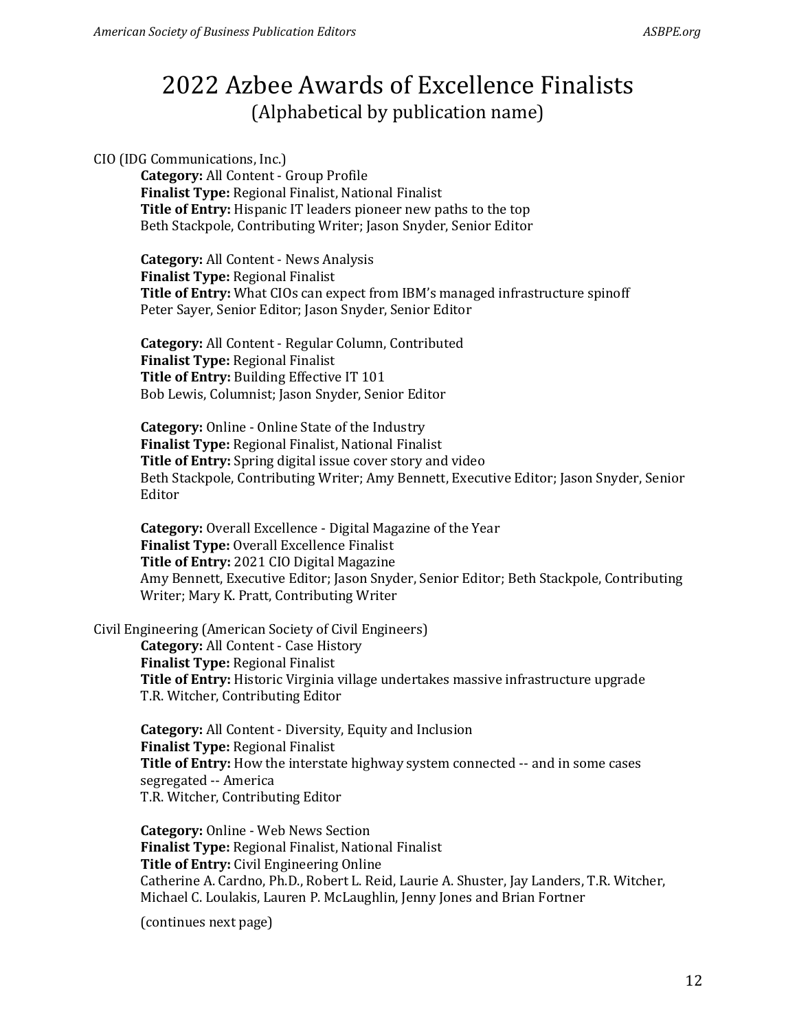# 2022 Azbee Awards of Excellence Finalists

(Alphabetical by publication name)

CIO (IDG Communications, Inc.)

> **Category:** All Content - Group Profile
> **Finalist Type:** Regional Finalist, National Finalist
> **Title of Entry:** Hispanic IT leaders pioneer new paths to the top
> Beth Stackpole, Contributing Writer; Jason Snyder, Senior Editor
>
> **Category:** All Content - News Analysis
> **Finalist Type:** Regional Finalist
> **Title of Entry:** What CIOs can expect from IBM's managed infrastructure spinoff
> Peter Sayer, Senior Editor; Jason Snyder, Senior Editor
>
> **Category:** All Content - Regular Column, Contributed
> **Finalist Type:** Regional Finalist
> **Title of Entry:** Building Effective IT 101
> Bob Lewis, Columnist; Jason Snyder, Senior Editor
>
> **Category:** Online - Online State of the Industry
> **Finalist Type:** Regional Finalist, National Finalist
> **Title of Entry:** Spring digital issue cover story and video
> Beth Stackpole, Contributing Writer; Amy Bennett, Executive Editor; Jason Snyder, Senior Editor
>
> **Category:** Overall Excellence - Digital Magazine of the Year
> **Finalist Type:** Overall Excellence Finalist
> **Title of Entry:** 2021 CIO Digital Magazine
> Amy Bennett, Executive Editor; Jason Snyder, Senior Editor; Beth Stackpole, Contributing Writer; Mary K. Pratt, Contributing Writer

Civil Engineering (American Society of Civil Engineers)

> **Category:** All Content - Case History
> **Finalist Type:** Regional Finalist
> **Title of Entry:** Historic Virginia village undertakes massive infrastructure upgrade
> T.R. Witcher, Contributing Editor
>
> **Category:** All Content - Diversity, Equity and Inclusion
> **Finalist Type:** Regional Finalist
> **Title of Entry:** How the interstate highway system connected -- and in some cases segregated -- America
> T.R. Witcher, Contributing Editor
>
> **Category:** Online - Web News Section
> **Finalist Type:** Regional Finalist, National Finalist
> **Title of Entry:** Civil Engineering Online
> Catherine A. Cardno, Ph.D., Robert L. Reid, Laurie A. Shuster, Jay Landers, T.R. Witcher, Michael C. Loulakis, Lauren P. McLaughlin, Jenny Jones and Brian Fortner
>
> (continues next page)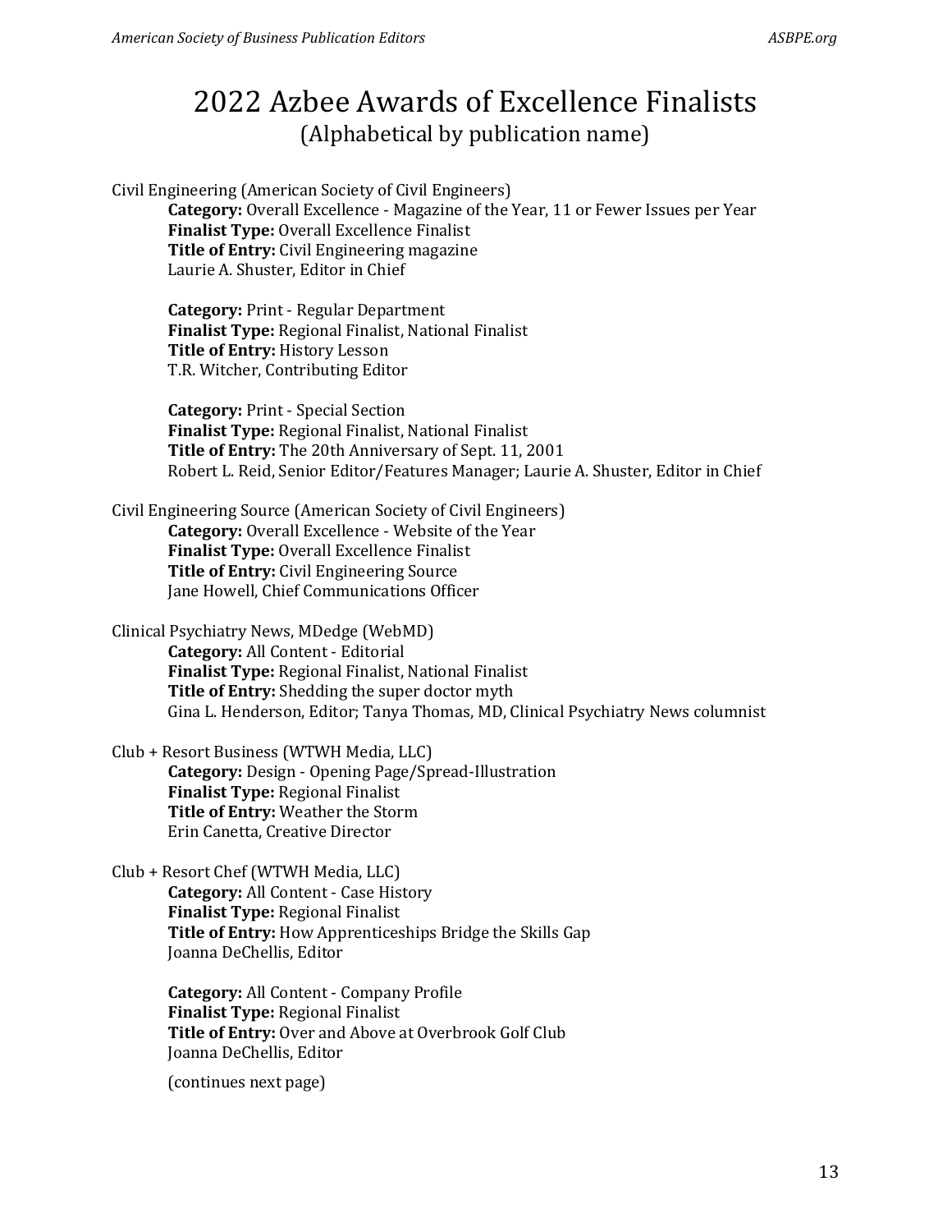# 2022 Azbee Awards of Excellence Finalists

(Alphabetical by publication name)

Civil Engineering (American Society of Civil Engineers)

> **Category:** Overall Excellence - Magazine of the Year, 11 or Fewer Issues per Year
> **Finalist Type:** Overall Excellence Finalist
> **Title of Entry:** Civil Engineering magazine
> Laurie A. Shuster, Editor in Chief
>
> **Category:** Print - Regular Department
> **Finalist Type:** Regional Finalist, National Finalist
> **Title of Entry:** History Lesson
> T.R. Witcher, Contributing Editor
>
> **Category:** Print - Special Section
> **Finalist Type:** Regional Finalist, National Finalist
> **Title of Entry:** The 20th Anniversary of Sept. 11, 2001
> Robert L. Reid, Senior Editor/Features Manager; Laurie A. Shuster, Editor in Chief

Civil Engineering Source (American Society of Civil Engineers)

> **Category:** Overall Excellence - Website of the Year
> **Finalist Type:** Overall Excellence Finalist
> **Title of Entry:** Civil Engineering Source
> Jane Howell, Chief Communications Officer

Clinical Psychiatry News, MDedge (WebMD)

> **Category:** All Content - Editorial
> **Finalist Type:** Regional Finalist, National Finalist
> **Title of Entry:** Shedding the super doctor myth
> Gina L. Henderson, Editor; Tanya Thomas, MD, Clinical Psychiatry News columnist

Club + Resort Business (WTWH Media, LLC)

> **Category:** Design - Opening Page/Spread-Illustration
> **Finalist Type:** Regional Finalist
> **Title of Entry:** Weather the Storm
> Erin Canetta, Creative Director

Club + Resort Chef (WTWH Media, LLC)

> **Category:** All Content - Case History
> **Finalist Type:** Regional Finalist
> **Title of Entry:** How Apprenticeships Bridge the Skills Gap
> Joanna DeChellis, Editor
>
> **Category:** All Content - Company Profile
> **Finalist Type:** Regional Finalist
> **Title of Entry:** Over and Above at Overbrook Golf Club
> Joanna DeChellis, Editor
>
> (continues next page)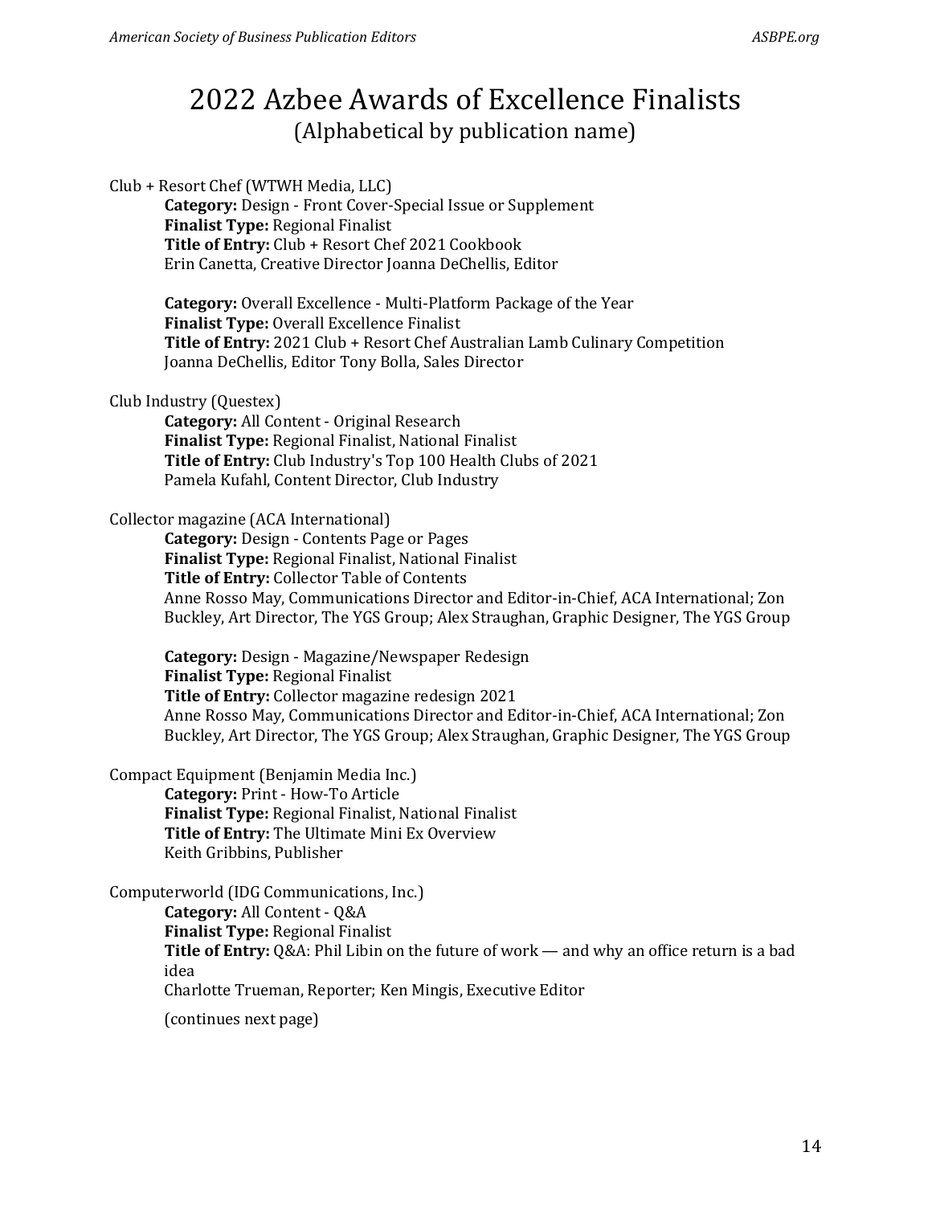# 2022 Azbee Awards of Excellence Finalists
(Alphabetical by publication name)

Club + Resort Chef (WTWH Media, LLC)

> **Category:** Design - Front Cover-Special Issue or Supplement
> **Finalist Type:** Regional Finalist
> **Title of Entry:** Club + Resort Chef 2021 Cookbook
> Erin Canetta, Creative Director Joanna DeChellis, Editor
>
> **Category:** Overall Excellence - Multi-Platform Package of the Year
> **Finalist Type:** Overall Excellence Finalist
> **Title of Entry:** 2021 Club + Resort Chef Australian Lamb Culinary Competition
> Joanna DeChellis, Editor Tony Bolla, Sales Director

Club Industry (Questex)

> **Category:** All Content - Original Research
> **Finalist Type:** Regional Finalist, National Finalist
> **Title of Entry:** Club Industry's Top 100 Health Clubs of 2021
> Pamela Kufahl, Content Director, Club Industry

Collector magazine (ACA International)

> **Category:** Design - Contents Page or Pages
> **Finalist Type:** Regional Finalist, National Finalist
> **Title of Entry:** Collector Table of Contents
> Anne Rosso May, Communications Director and Editor-in-Chief, ACA International; Zon Buckley, Art Director, The YGS Group; Alex Straughan, Graphic Designer, The YGS Group
>
> **Category:** Design - Magazine/Newspaper Redesign
> **Finalist Type:** Regional Finalist
> **Title of Entry:** Collector magazine redesign 2021
> Anne Rosso May, Communications Director and Editor-in-Chief, ACA International; Zon Buckley, Art Director, The YGS Group; Alex Straughan, Graphic Designer, The YGS Group

Compact Equipment (Benjamin Media Inc.)

> **Category:** Print - How-To Article
> **Finalist Type:** Regional Finalist, National Finalist
> **Title of Entry:** The Ultimate Mini Ex Overview
> Keith Gribbins, Publisher

Computerworld (IDG Communications, Inc.)

> **Category:** All Content - Q&A
> **Finalist Type:** Regional Finalist
> **Title of Entry:** Q&A: Phil Libin on the future of work — and why an office return is a bad idea
> Charlotte Trueman, Reporter; Ken Mingis, Executive Editor
>
> (continues next page)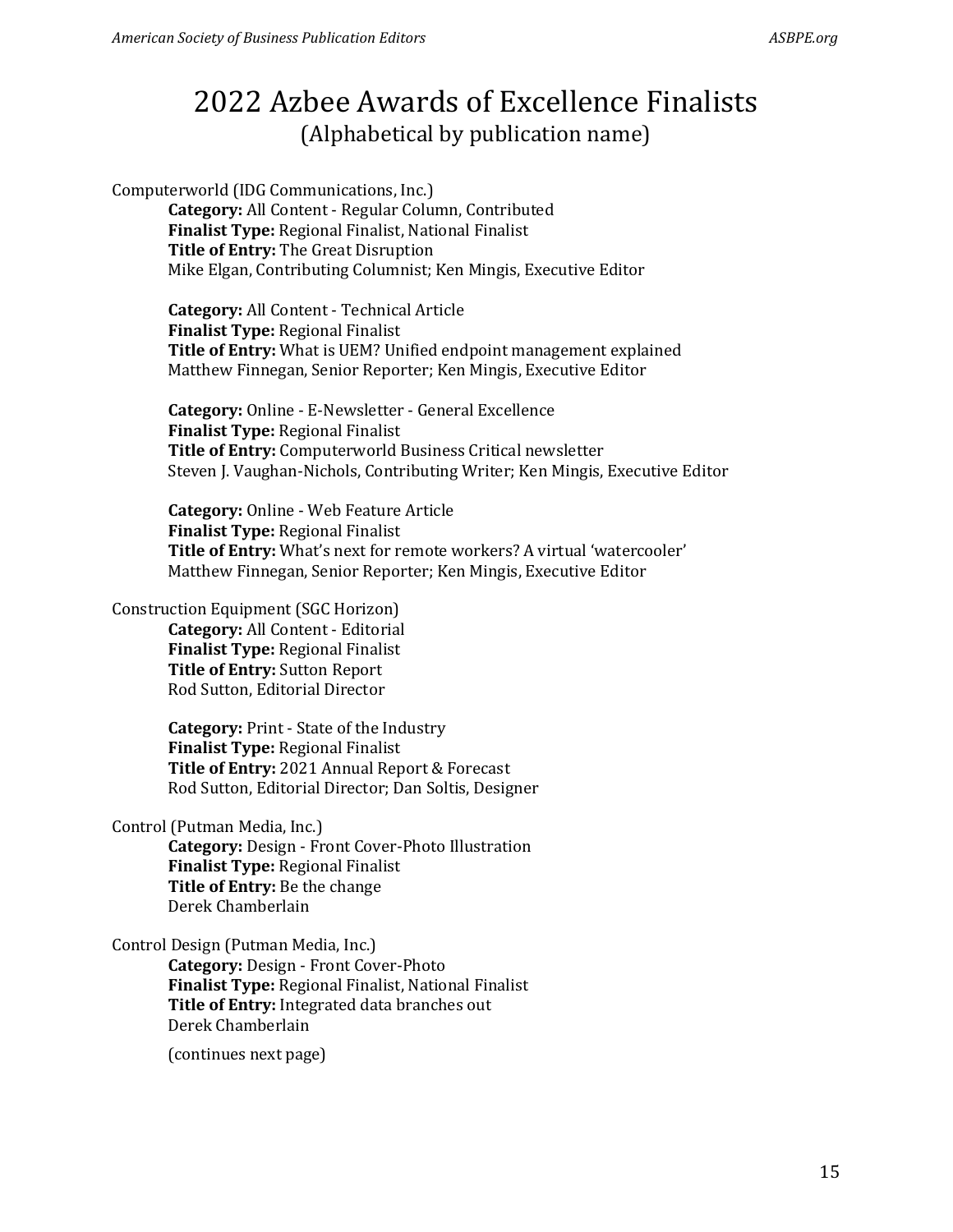# 2022 Azbee Awards of Excellence Finalists

## (Alphabetical by publication name)

Computerworld (IDG Communications, Inc.)

**Category:** All Content - Regular Column, Contributed
**Finalist Type:** Regional Finalist, National Finalist
**Title of Entry:** The Great Disruption
Mike Elgan, Contributing Columnist; Ken Mingis, Executive Editor

**Category:** All Content - Technical Article
**Finalist Type:** Regional Finalist
**Title of Entry:** What is UEM? Unified endpoint management explained
Matthew Finnegan, Senior Reporter; Ken Mingis, Executive Editor

**Category:** Online - E-Newsletter - General Excellence
**Finalist Type:** Regional Finalist
**Title of Entry:** Computerworld Business Critical newsletter
Steven J. Vaughan-Nichols, Contributing Writer; Ken Mingis, Executive Editor

**Category:** Online - Web Feature Article
**Finalist Type:** Regional Finalist
**Title of Entry:** What's next for remote workers? A virtual 'watercooler'
Matthew Finnegan, Senior Reporter; Ken Mingis, Executive Editor

Construction Equipment (SGC Horizon)

**Category:** All Content - Editorial
**Finalist Type:** Regional Finalist
**Title of Entry:** Sutton Report
Rod Sutton, Editorial Director

**Category:** Print - State of the Industry
**Finalist Type:** Regional Finalist
**Title of Entry:** 2021 Annual Report & Forecast
Rod Sutton, Editorial Director; Dan Soltis, Designer

Control (Putman Media, Inc.)

**Category:** Design - Front Cover-Photo Illustration
**Finalist Type:** Regional Finalist
**Title of Entry:** Be the change
Derek Chamberlain

Control Design (Putman Media, Inc.)

**Category:** Design - Front Cover-Photo
**Finalist Type:** Regional Finalist, National Finalist
**Title of Entry:** Integrated data branches out
Derek Chamberlain

(continues next page)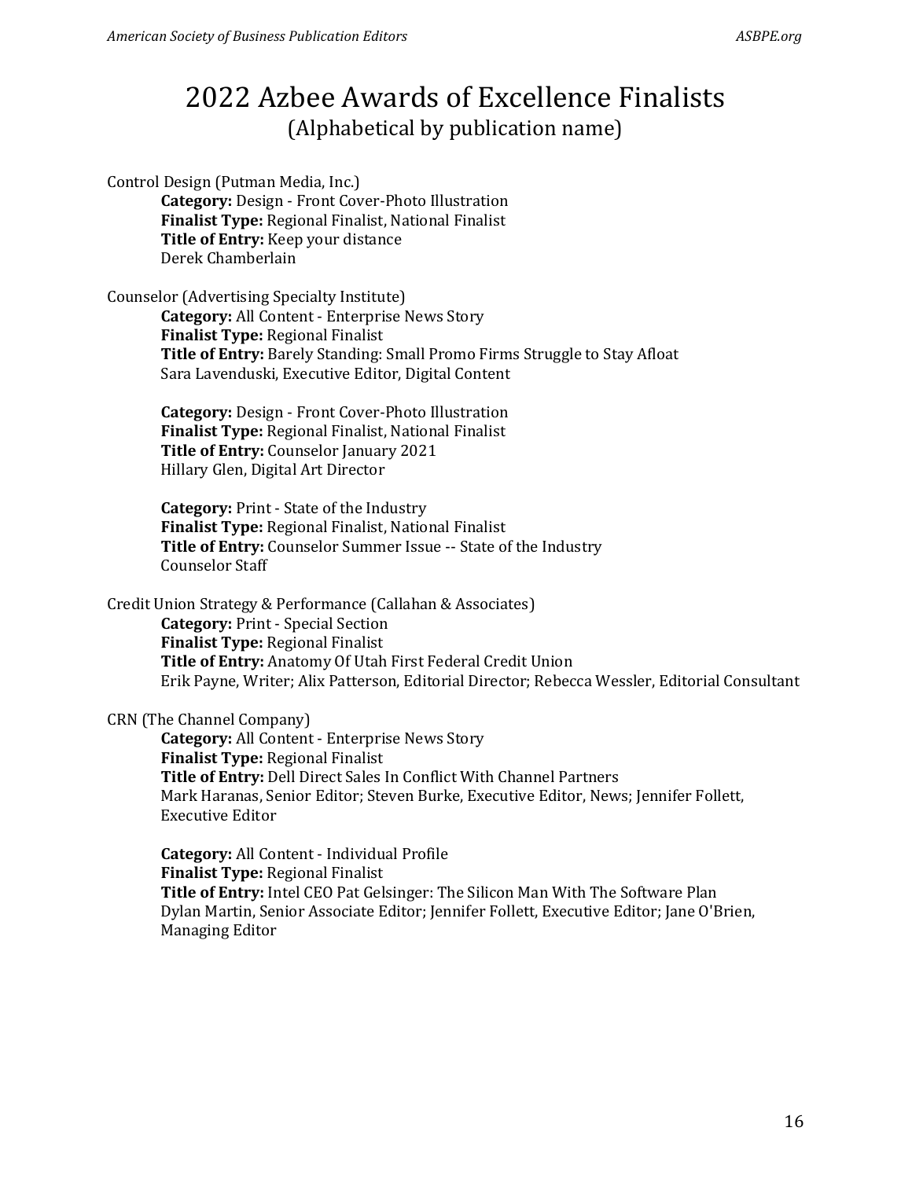# 2022 Azbee Awards of Excellence Finalists
(Alphabetical by publication name)

Control Design (Putman Media, Inc.)

> **Category:** Design - Front Cover-Photo Illustration
> **Finalist Type:** Regional Finalist, National Finalist
> **Title of Entry:** Keep your distance
> Derek Chamberlain

Counselor (Advertising Specialty Institute)

> **Category:** All Content - Enterprise News Story
> **Finalist Type:** Regional Finalist
> **Title of Entry:** Barely Standing: Small Promo Firms Struggle to Stay Afloat
> Sara Lavenduski, Executive Editor, Digital Content
>
> **Category:** Design - Front Cover-Photo Illustration
> **Finalist Type:** Regional Finalist, National Finalist
> **Title of Entry:** Counselor January 2021
> Hillary Glen, Digital Art Director
>
> **Category:** Print - State of the Industry
> **Finalist Type:** Regional Finalist, National Finalist
> **Title of Entry:** Counselor Summer Issue -- State of the Industry
> Counselor Staff

Credit Union Strategy & Performance (Callahan & Associates)

> **Category:** Print - Special Section
> **Finalist Type:** Regional Finalist
> **Title of Entry:** Anatomy Of Utah First Federal Credit Union
> Erik Payne, Writer; Alix Patterson, Editorial Director; Rebecca Wessler, Editorial Consultant

CRN (The Channel Company)

> **Category:** All Content - Enterprise News Story
> **Finalist Type:** Regional Finalist
> **Title of Entry:** Dell Direct Sales In Conflict With Channel Partners
> Mark Haranas, Senior Editor; Steven Burke, Executive Editor, News; Jennifer Follett, Executive Editor
>
> **Category:** All Content - Individual Profile
> **Finalist Type:** Regional Finalist
> **Title of Entry:** Intel CEO Pat Gelsinger: The Silicon Man With The Software Plan
> Dylan Martin, Senior Associate Editor; Jennifer Follett, Executive Editor; Jane O'Brien, Managing Editor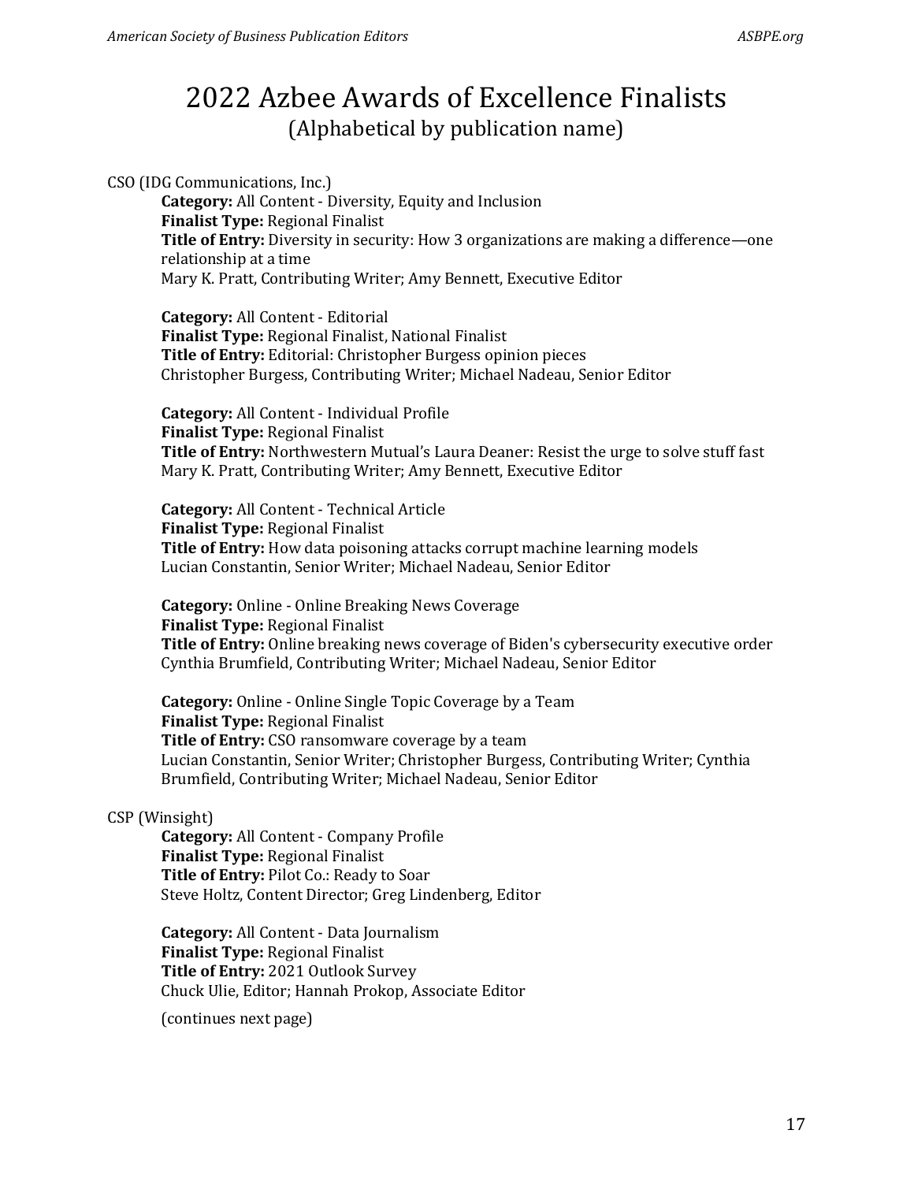# 2022 Azbee Awards of Excellence Finalists

(Alphabetical by publication name)

CSO (IDG Communications, Inc.)

**Category:** All Content - Diversity, Equity and Inclusion
**Finalist Type:** Regional Finalist
**Title of Entry:** Diversity in security: How 3 organizations are making a difference—one relationship at a time
Mary K. Pratt, Contributing Writer; Amy Bennett, Executive Editor

**Category:** All Content - Editorial
**Finalist Type:** Regional Finalist, National Finalist
**Title of Entry:** Editorial: Christopher Burgess opinion pieces
Christopher Burgess, Contributing Writer; Michael Nadeau, Senior Editor

**Category:** All Content - Individual Profile
**Finalist Type:** Regional Finalist
**Title of Entry:** Northwestern Mutual's Laura Deaner: Resist the urge to solve stuff fast
Mary K. Pratt, Contributing Writer; Amy Bennett, Executive Editor

**Category:** All Content - Technical Article
**Finalist Type:** Regional Finalist
**Title of Entry:** How data poisoning attacks corrupt machine learning models
Lucian Constantin, Senior Writer; Michael Nadeau, Senior Editor

**Category:** Online - Online Breaking News Coverage
**Finalist Type:** Regional Finalist
**Title of Entry:** Online breaking news coverage of Biden's cybersecurity executive order
Cynthia Brumfield, Contributing Writer; Michael Nadeau, Senior Editor

**Category:** Online - Online Single Topic Coverage by a Team
**Finalist Type:** Regional Finalist
**Title of Entry:** CSO ransomware coverage by a team
Lucian Constantin, Senior Writer; Christopher Burgess, Contributing Writer; Cynthia Brumfield, Contributing Writer; Michael Nadeau, Senior Editor

CSP (Winsight)

**Category:** All Content - Company Profile
**Finalist Type:** Regional Finalist
**Title of Entry:** Pilot Co.: Ready to Soar
Steve Holtz, Content Director; Greg Lindenberg, Editor

**Category:** All Content - Data Journalism
**Finalist Type:** Regional Finalist
**Title of Entry:** 2021 Outlook Survey
Chuck Ulie, Editor; Hannah Prokop, Associate Editor

(continues next page)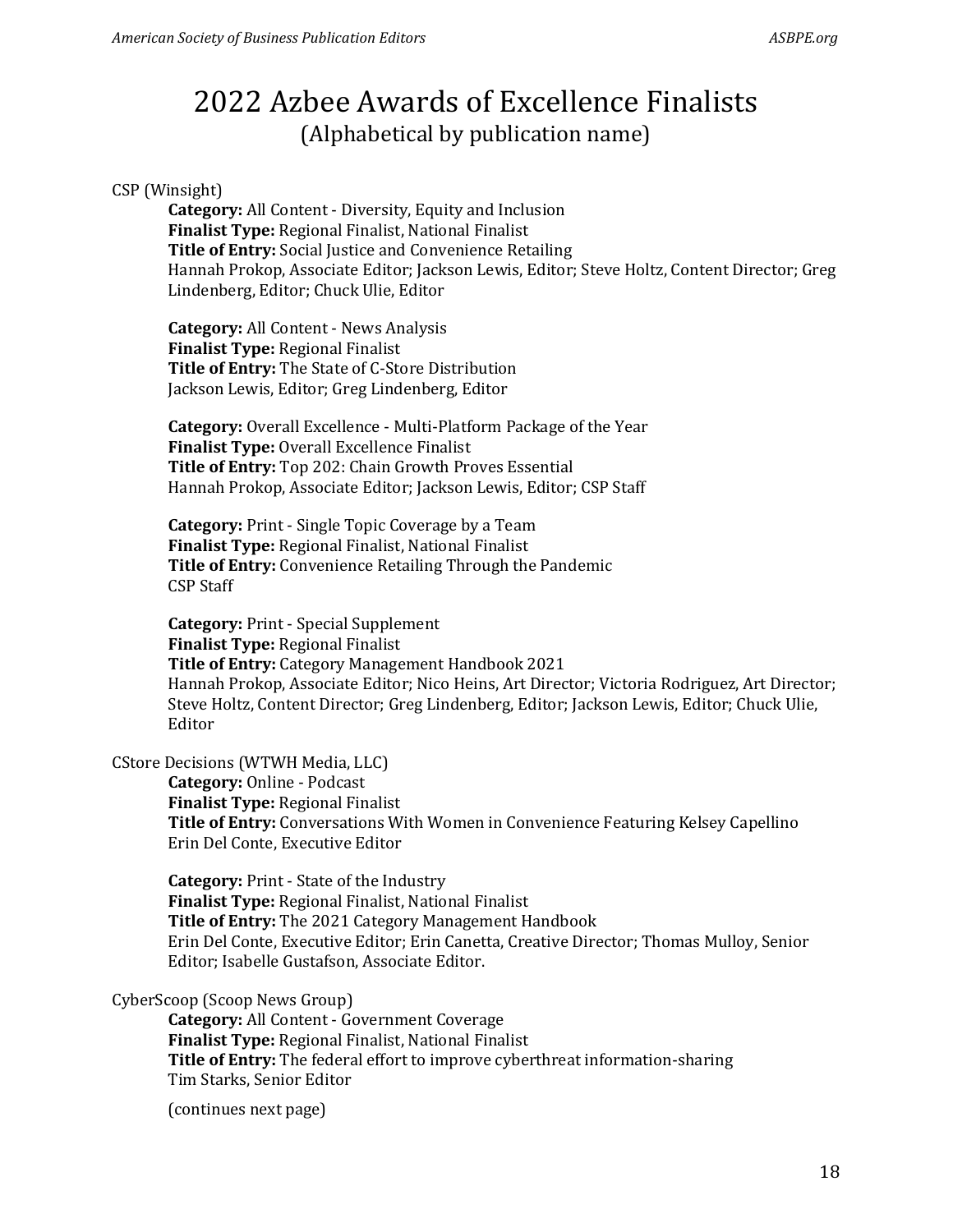# 2022 Azbee Awards of Excellence Finalists

(Alphabetical by publication name)

CSP (Winsight)

**Category:** All Content - Diversity, Equity and Inclusion
**Finalist Type:** Regional Finalist, National Finalist
**Title of Entry:** Social Justice and Convenience Retailing
Hannah Prokop, Associate Editor; Jackson Lewis, Editor; Steve Holtz, Content Director; Greg Lindenberg, Editor; Chuck Ulie, Editor

**Category:** All Content - News Analysis
**Finalist Type:** Regional Finalist
**Title of Entry:** The State of C-Store Distribution
Jackson Lewis, Editor; Greg Lindenberg, Editor

**Category:** Overall Excellence - Multi-Platform Package of the Year
**Finalist Type:** Overall Excellence Finalist
**Title of Entry:** Top 202: Chain Growth Proves Essential
Hannah Prokop, Associate Editor; Jackson Lewis, Editor; CSP Staff

**Category:** Print - Single Topic Coverage by a Team
**Finalist Type:** Regional Finalist, National Finalist
**Title of Entry:** Convenience Retailing Through the Pandemic
CSP Staff

**Category:** Print - Special Supplement
**Finalist Type:** Regional Finalist
**Title of Entry:** Category Management Handbook 2021
Hannah Prokop, Associate Editor; Nico Heins, Art Director; Victoria Rodriguez, Art Director; Steve Holtz, Content Director; Greg Lindenberg, Editor; Jackson Lewis, Editor; Chuck Ulie, Editor

CStore Decisions (WTWH Media, LLC)

**Category:** Online - Podcast
**Finalist Type:** Regional Finalist
**Title of Entry:** Conversations With Women in Convenience Featuring Kelsey Capellino
Erin Del Conte, Executive Editor

**Category:** Print - State of the Industry
**Finalist Type:** Regional Finalist, National Finalist
**Title of Entry:** The 2021 Category Management Handbook
Erin Del Conte, Executive Editor; Erin Canetta, Creative Director; Thomas Mulloy, Senior Editor; Isabelle Gustafson, Associate Editor.

CyberScoop (Scoop News Group)

**Category:** All Content - Government Coverage
**Finalist Type:** Regional Finalist, National Finalist
**Title of Entry:** The federal effort to improve cyberthreat information-sharing
Tim Starks, Senior Editor

(continues next page)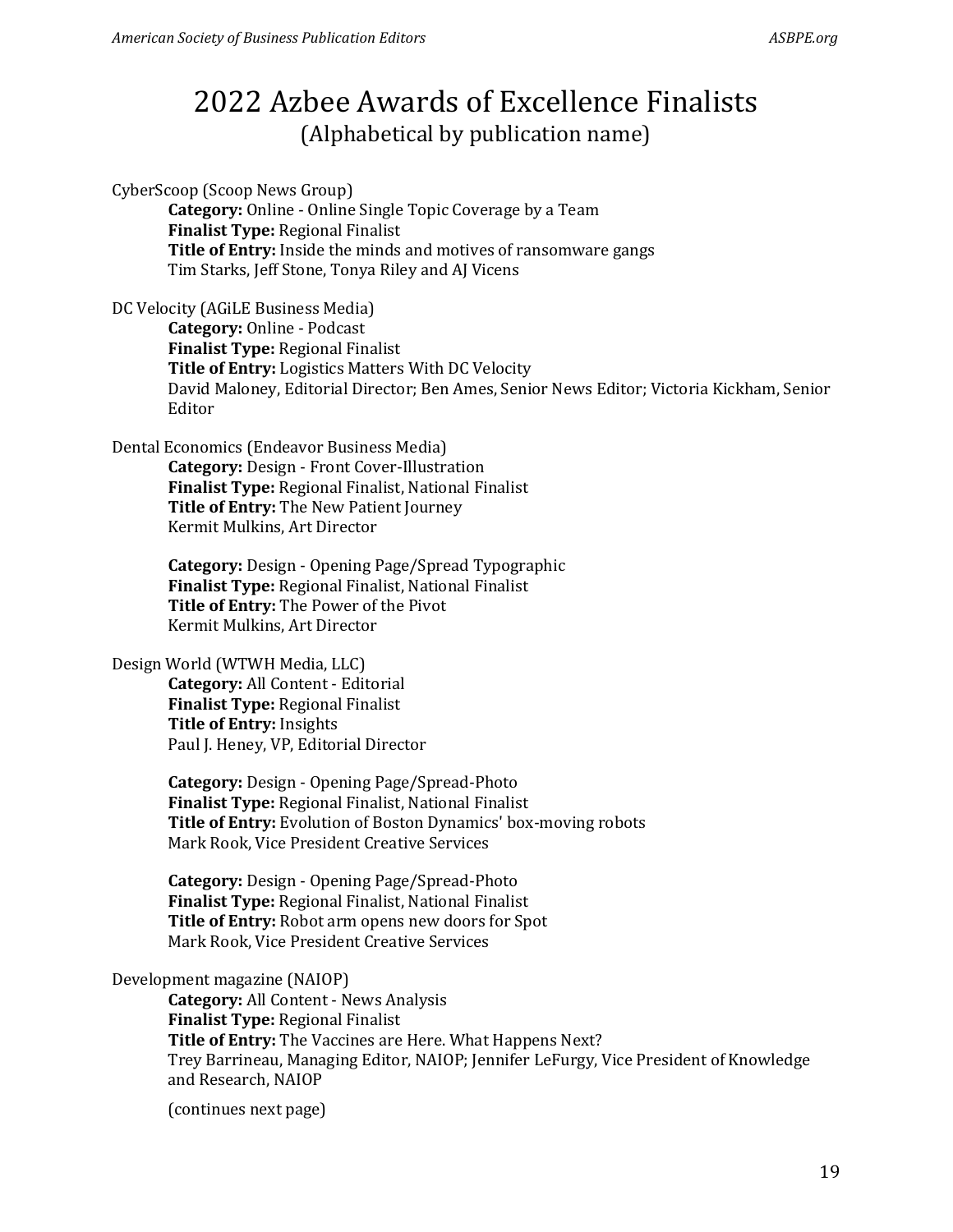# 2022 Azbee Awards of Excellence Finalists
## (Alphabetical by publication name)

CyberScoop (Scoop News Group)
**Category:** Online - Online Single Topic Coverage by a Team
**Finalist Type:** Regional Finalist
**Title of Entry:** Inside the minds and motives of ransomware gangs
Tim Starks, Jeff Stone, Tonya Riley and AJ Vicens

DC Velocity (AGiLE Business Media)
**Category:** Online - Podcast
**Finalist Type:** Regional Finalist
**Title of Entry:** Logistics Matters With DC Velocity
David Maloney, Editorial Director; Ben Ames, Senior News Editor; Victoria Kickham, Senior Editor

Dental Economics (Endeavor Business Media)
**Category:** Design - Front Cover-Illustration
**Finalist Type:** Regional Finalist, National Finalist
**Title of Entry:** The New Patient Journey
Kermit Mulkins, Art Director

**Category:** Design - Opening Page/Spread Typographic
**Finalist Type:** Regional Finalist, National Finalist
**Title of Entry:** The Power of the Pivot
Kermit Mulkins, Art Director

Design World (WTWH Media, LLC)
**Category:** All Content - Editorial
**Finalist Type:** Regional Finalist
**Title of Entry:** Insights
Paul J. Heney, VP, Editorial Director

**Category:** Design - Opening Page/Spread-Photo
**Finalist Type:** Regional Finalist, National Finalist
**Title of Entry:** Evolution of Boston Dynamics' box-moving robots
Mark Rook, Vice President Creative Services

**Category:** Design - Opening Page/Spread-Photo
**Finalist Type:** Regional Finalist, National Finalist
**Title of Entry:** Robot arm opens new doors for Spot
Mark Rook, Vice President Creative Services

Development magazine (NAIOP)
**Category:** All Content - News Analysis
**Finalist Type:** Regional Finalist
**Title of Entry:** The Vaccines are Here. What Happens Next?
Trey Barrineau, Managing Editor, NAIOP; Jennifer LeFurgy, Vice President of Knowledge and Research, NAIOP

(continues next page)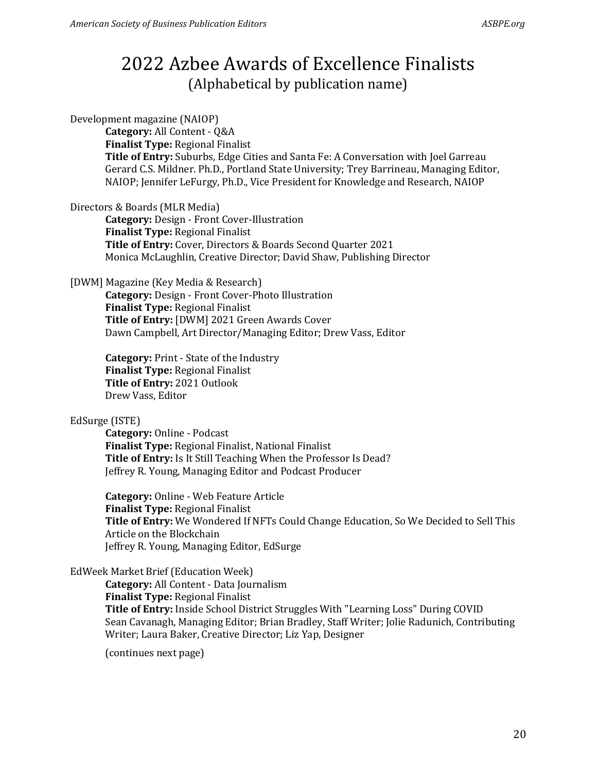# 2022 Azbee Awards of Excellence Finalists

## (Alphabetical by publication name)

Development magazine (NAIOP)

**Category:** All Content - Q&A
**Finalist Type:** Regional Finalist
**Title of Entry:** Suburbs, Edge Cities and Santa Fe: A Conversation with Joel Garreau
Gerard C.S. Mildner. Ph.D., Portland State University; Trey Barrineau, Managing Editor, NAIOP; Jennifer LeFurgy, Ph.D., Vice President for Knowledge and Research, NAIOP

Directors & Boards (MLR Media)

**Category:** Design - Front Cover-Illustration
**Finalist Type:** Regional Finalist
**Title of Entry:** Cover, Directors & Boards Second Quarter 2021
Monica McLaughlin, Creative Director; David Shaw, Publishing Director

[DWM] Magazine (Key Media & Research)

**Category:** Design - Front Cover-Photo Illustration
**Finalist Type:** Regional Finalist
**Title of Entry:** [DWM] 2021 Green Awards Cover
Dawn Campbell, Art Director/Managing Editor; Drew Vass, Editor

**Category:** Print - State of the Industry
**Finalist Type:** Regional Finalist
**Title of Entry:** 2021 Outlook
Drew Vass, Editor

EdSurge (ISTE)

**Category:** Online - Podcast
**Finalist Type:** Regional Finalist, National Finalist
**Title of Entry:** Is It Still Teaching When the Professor Is Dead?
Jeffrey R. Young, Managing Editor and Podcast Producer

**Category:** Online - Web Feature Article
**Finalist Type:** Regional Finalist
**Title of Entry:** We Wondered If NFTs Could Change Education, So We Decided to Sell This Article on the Blockchain
Jeffrey R. Young, Managing Editor, EdSurge

EdWeek Market Brief (Education Week)

**Category:** All Content - Data Journalism
**Finalist Type:** Regional Finalist
**Title of Entry:** Inside School District Struggles With "Learning Loss" During COVID
Sean Cavanagh, Managing Editor; Brian Bradley, Staff Writer; Jolie Radunich, Contributing Writer; Laura Baker, Creative Director; Liz Yap, Designer

(continues next page)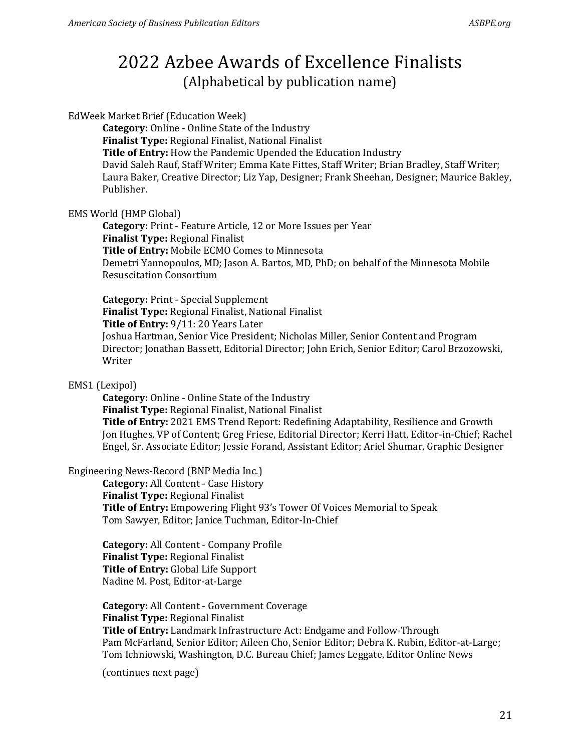# 2022 Azbee Awards of Excellence Finalists
(Alphabetical by publication name)

EdWeek Market Brief (Education Week)

**Category:** Online - Online State of the Industry
**Finalist Type:** Regional Finalist, National Finalist
**Title of Entry:** How the Pandemic Upended the Education Industry
David Saleh Rauf, Staff Writer; Emma Kate Fittes, Staff Writer; Brian Bradley, Staff Writer; Laura Baker, Creative Director; Liz Yap, Designer; Frank Sheehan, Designer; Maurice Bakley, Publisher.

EMS World (HMP Global)

**Category:** Print - Feature Article, 12 or More Issues per Year
**Finalist Type:** Regional Finalist
**Title of Entry:** Mobile ECMO Comes to Minnesota
Demetri Yannopoulos, MD; Jason A. Bartos, MD, PhD; on behalf of the Minnesota Mobile Resuscitation Consortium

**Category:** Print - Special Supplement
**Finalist Type:** Regional Finalist, National Finalist
**Title of Entry:** 9/11: 20 Years Later
Joshua Hartman, Senior Vice President; Nicholas Miller, Senior Content and Program Director; Jonathan Bassett, Editorial Director; John Erich, Senior Editor; Carol Brzozowski, Writer

EMS1 (Lexipol)

**Category:** Online - Online State of the Industry
**Finalist Type:** Regional Finalist, National Finalist
**Title of Entry:** 2021 EMS Trend Report: Redefining Adaptability, Resilience and Growth
Jon Hughes, VP of Content; Greg Friese, Editorial Director; Kerri Hatt, Editor-in-Chief; Rachel Engel, Sr. Associate Editor; Jessie Forand, Assistant Editor; Ariel Shumar, Graphic Designer

Engineering News-Record (BNP Media Inc.)

**Category:** All Content - Case History
**Finalist Type:** Regional Finalist
**Title of Entry:** Empowering Flight 93's Tower Of Voices Memorial to Speak
Tom Sawyer, Editor; Janice Tuchman, Editor-In-Chief

**Category:** All Content - Company Profile
**Finalist Type:** Regional Finalist
**Title of Entry:** Global Life Support
Nadine M. Post, Editor-at-Large

**Category:** All Content - Government Coverage
**Finalist Type:** Regional Finalist
**Title of Entry:** Landmark Infrastructure Act: Endgame and Follow-Through
Pam McFarland, Senior Editor; Aileen Cho, Senior Editor; Debra K. Rubin, Editor-at-Large; Tom Ichniowski, Washington, D.C. Bureau Chief; James Leggate, Editor Online News

(continues next page)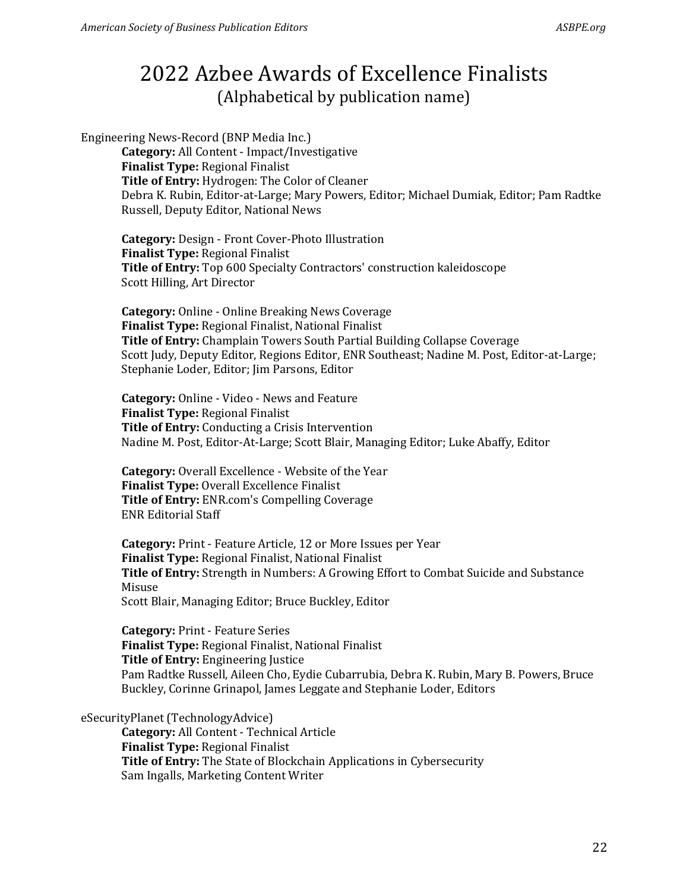# 2022 Azbee Awards of Excellence Finalists

(Alphabetical by publication name)

Engineering News-Record (BNP Media Inc.)

**Category:** All Content - Impact/Investigative
**Finalist Type:** Regional Finalist
**Title of Entry:** Hydrogen: The Color of Cleaner
Debra K. Rubin, Editor-at-Large; Mary Powers, Editor; Michael Dumiak, Editor; Pam Radtke Russell, Deputy Editor, National News

**Category:** Design - Front Cover-Photo Illustration
**Finalist Type:** Regional Finalist
**Title of Entry:** Top 600 Specialty Contractors' construction kaleidoscope
Scott Hilling, Art Director

**Category:** Online - Online Breaking News Coverage
**Finalist Type:** Regional Finalist, National Finalist
**Title of Entry:** Champlain Towers South Partial Building Collapse Coverage
Scott Judy, Deputy Editor, Regions Editor, ENR Southeast; Nadine M. Post, Editor-at-Large; Stephanie Loder, Editor; Jim Parsons, Editor

**Category:** Online - Video - News and Feature
**Finalist Type:** Regional Finalist
**Title of Entry:** Conducting a Crisis Intervention
Nadine M. Post, Editor-At-Large; Scott Blair, Managing Editor; Luke Abaffy, Editor

**Category:** Overall Excellence - Website of the Year
**Finalist Type:** Overall Excellence Finalist
**Title of Entry:** ENR.com's Compelling Coverage
ENR Editorial Staff

**Category:** Print - Feature Article, 12 or More Issues per Year
**Finalist Type:** Regional Finalist, National Finalist
**Title of Entry:** Strength in Numbers: A Growing Effort to Combat Suicide and Substance Misuse
Scott Blair, Managing Editor; Bruce Buckley, Editor

**Category:** Print - Feature Series
**Finalist Type:** Regional Finalist, National Finalist
**Title of Entry:** Engineering Justice
Pam Radtke Russell, Aileen Cho, Eydie Cubarrubia, Debra K. Rubin, Mary B. Powers, Bruce Buckley, Corinne Grinapol, James Leggate and Stephanie Loder, Editors

eSecurityPlanet (TechnologyAdvice)

**Category:** All Content - Technical Article
**Finalist Type:** Regional Finalist
**Title of Entry:** The State of Blockchain Applications in Cybersecurity
Sam Ingalls, Marketing Content Writer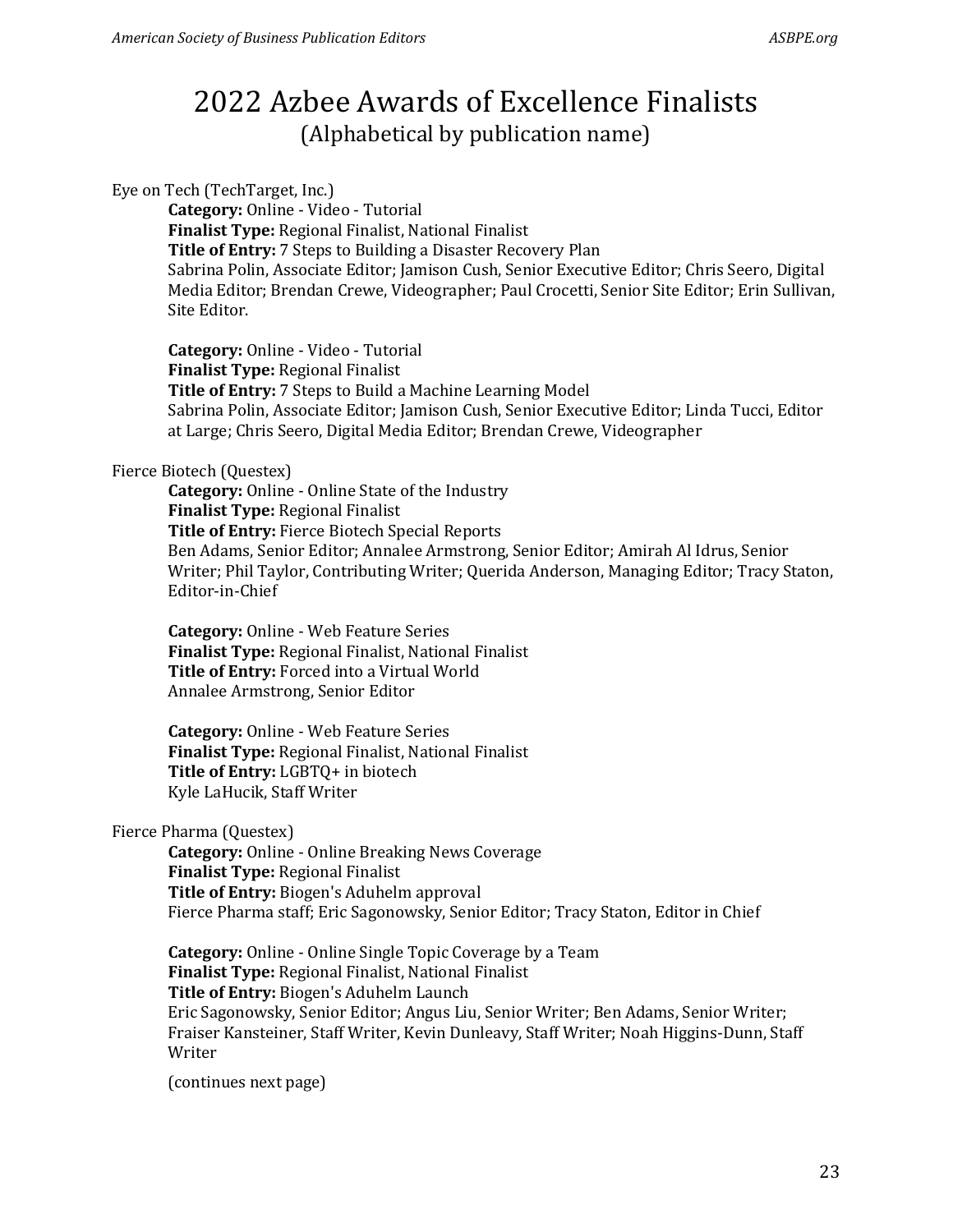# 2022 Azbee Awards of Excellence Finalists
(Alphabetical by publication name)

Eye on Tech (TechTarget, Inc.)

> **Category:** Online - Video - Tutorial
> **Finalist Type:** Regional Finalist, National Finalist
> **Title of Entry:** 7 Steps to Building a Disaster Recovery Plan
> Sabrina Polin, Associate Editor; Jamison Cush, Senior Executive Editor; Chris Seero, Digital Media Editor; Brendan Crewe, Videographer; Paul Crocetti, Senior Site Editor; Erin Sullivan, Site Editor.
>
> **Category:** Online - Video - Tutorial
> **Finalist Type:** Regional Finalist
> **Title of Entry:** 7 Steps to Build a Machine Learning Model
> Sabrina Polin, Associate Editor; Jamison Cush, Senior Executive Editor; Linda Tucci, Editor at Large; Chris Seero, Digital Media Editor; Brendan Crewe, Videographer

Fierce Biotech (Questex)

> **Category:** Online - Online State of the Industry
> **Finalist Type:** Regional Finalist
> **Title of Entry:** Fierce Biotech Special Reports
> Ben Adams, Senior Editor; Annalee Armstrong, Senior Editor; Amirah Al Idrus, Senior Writer; Phil Taylor, Contributing Writer; Querida Anderson, Managing Editor; Tracy Staton, Editor-in-Chief
>
> **Category:** Online - Web Feature Series
> **Finalist Type:** Regional Finalist, National Finalist
> **Title of Entry:** Forced into a Virtual World
> Annalee Armstrong, Senior Editor
>
> **Category:** Online - Web Feature Series
> **Finalist Type:** Regional Finalist, National Finalist
> **Title of Entry:** LGBTQ+ in biotech
> Kyle LaHucik, Staff Writer

Fierce Pharma (Questex)

> **Category:** Online - Online Breaking News Coverage
> **Finalist Type:** Regional Finalist
> **Title of Entry:** Biogen's Aduhelm approval
> Fierce Pharma staff; Eric Sagonowsky, Senior Editor; Tracy Staton, Editor in Chief
>
> **Category:** Online - Online Single Topic Coverage by a Team
> **Finalist Type:** Regional Finalist, National Finalist
> **Title of Entry:** Biogen's Aduhelm Launch
> Eric Sagonowsky, Senior Editor; Angus Liu, Senior Writer; Ben Adams, Senior Writer; Fraiser Kansteiner, Staff Writer, Kevin Dunleavy, Staff Writer; Noah Higgins-Dunn, Staff Writer
>
> (continues next page)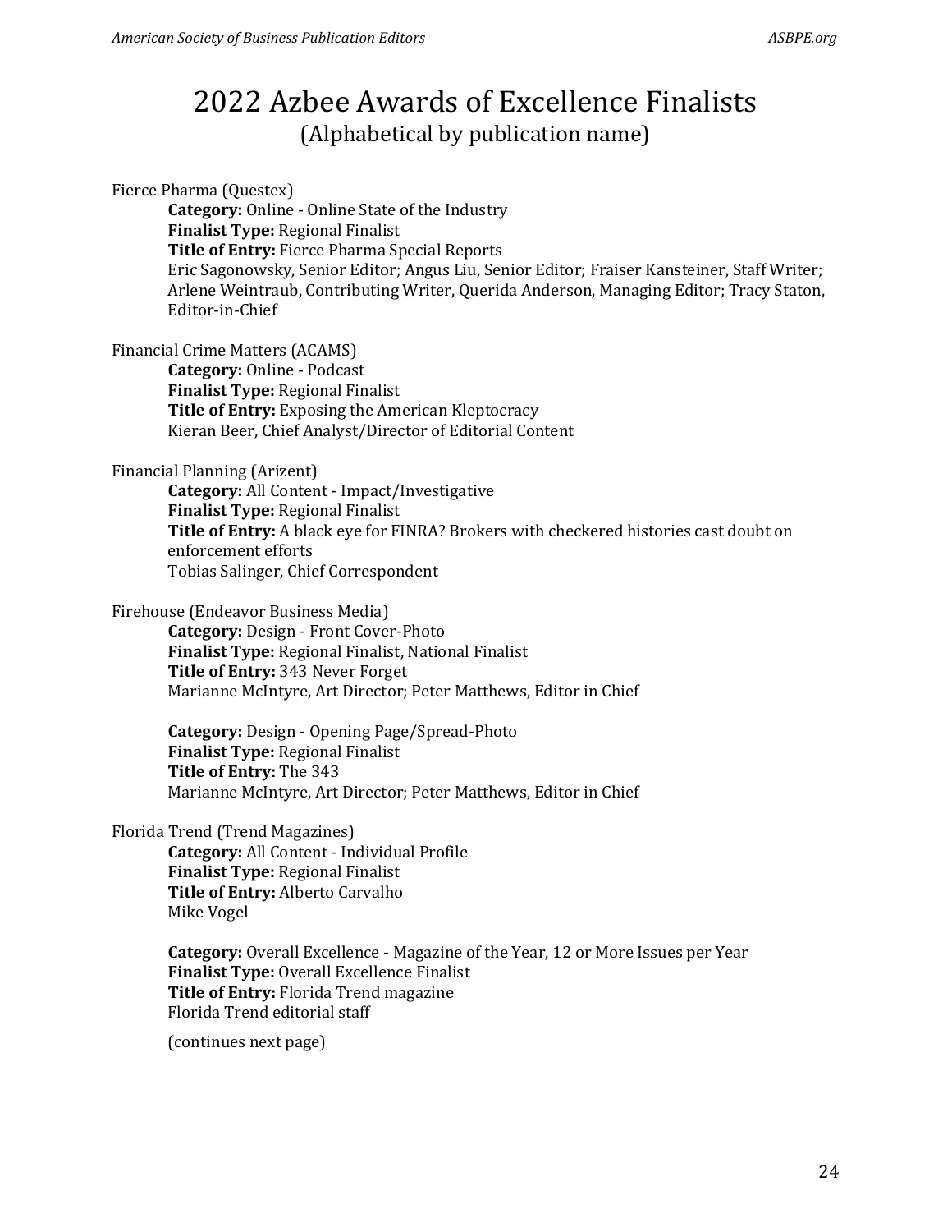# 2022 Azbee Awards of Excellence Finalists

(Alphabetical by publication name)

Fierce Pharma (Questex)

**Category:** Online - Online State of the Industry
**Finalist Type:** Regional Finalist
**Title of Entry:** Fierce Pharma Special Reports
Eric Sagonowsky, Senior Editor; Angus Liu, Senior Editor; Fraiser Kansteiner, Staff Writer; Arlene Weintraub, Contributing Writer, Querida Anderson, Managing Editor; Tracy Staton, Editor-in-Chief

Financial Crime Matters (ACAMS)

**Category:** Online - Podcast
**Finalist Type:** Regional Finalist
**Title of Entry:** Exposing the American Kleptocracy
Kieran Beer, Chief Analyst/Director of Editorial Content

Financial Planning (Arizent)

**Category:** All Content - Impact/Investigative
**Finalist Type:** Regional Finalist
**Title of Entry:** A black eye for FINRA? Brokers with checkered histories cast doubt on enforcement efforts
Tobias Salinger, Chief Correspondent

Firehouse (Endeavor Business Media)

**Category:** Design - Front Cover-Photo
**Finalist Type:** Regional Finalist, National Finalist
**Title of Entry:** 343 Never Forget
Marianne McIntyre, Art Director; Peter Matthews, Editor in Chief

**Category:** Design - Opening Page/Spread-Photo
**Finalist Type:** Regional Finalist
**Title of Entry:** The 343
Marianne McIntyre, Art Director; Peter Matthews, Editor in Chief

Florida Trend (Trend Magazines)

**Category:** All Content - Individual Profile
**Finalist Type:** Regional Finalist
**Title of Entry:** Alberto Carvalho
Mike Vogel

**Category:** Overall Excellence - Magazine of the Year, 12 or More Issues per Year
**Finalist Type:** Overall Excellence Finalist
**Title of Entry:** Florida Trend magazine
Florida Trend editorial staff

(continues next page)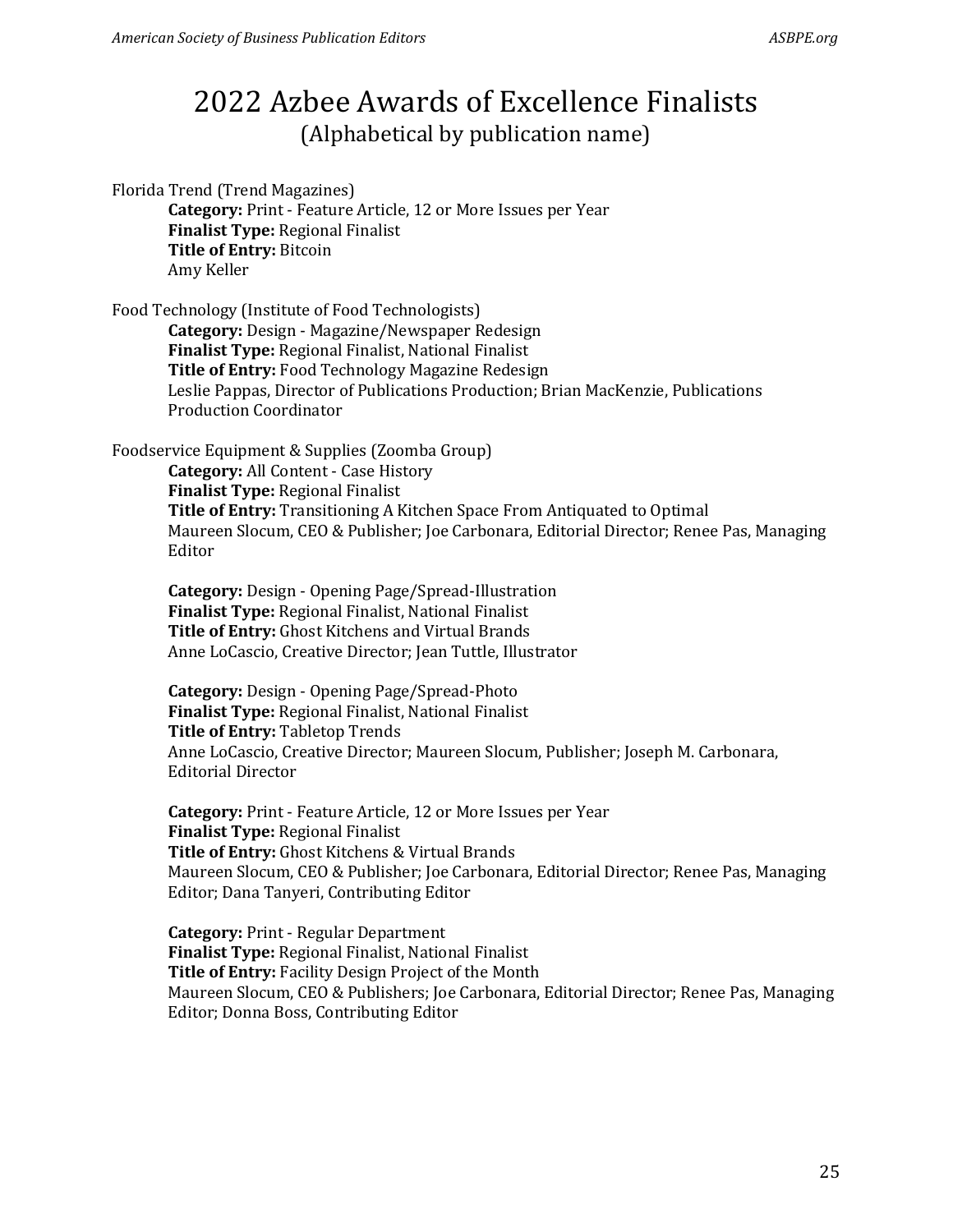# 2022 Azbee Awards of Excellence Finalists
(Alphabetical by publication name)

Florida Trend (Trend Magazines)

**Category:** Print - Feature Article, 12 or More Issues per Year
**Finalist Type:** Regional Finalist
**Title of Entry:** Bitcoin
Amy Keller

Food Technology (Institute of Food Technologists)

**Category:** Design - Magazine/Newspaper Redesign
**Finalist Type:** Regional Finalist, National Finalist
**Title of Entry:** Food Technology Magazine Redesign
Leslie Pappas, Director of Publications Production; Brian MacKenzie, Publications Production Coordinator

Foodservice Equipment & Supplies (Zoomba Group)

**Category:** All Content - Case History
**Finalist Type:** Regional Finalist
**Title of Entry:** Transitioning A Kitchen Space From Antiquated to Optimal
Maureen Slocum, CEO & Publisher; Joe Carbonara, Editorial Director; Renee Pas, Managing Editor

**Category:** Design - Opening Page/Spread-Illustration
**Finalist Type:** Regional Finalist, National Finalist
**Title of Entry:** Ghost Kitchens and Virtual Brands
Anne LoCascio, Creative Director; Jean Tuttle, Illustrator

**Category:** Design - Opening Page/Spread-Photo
**Finalist Type:** Regional Finalist, National Finalist
**Title of Entry:** Tabletop Trends
Anne LoCascio, Creative Director; Maureen Slocum, Publisher; Joseph M. Carbonara, Editorial Director

**Category:** Print - Feature Article, 12 or More Issues per Year
**Finalist Type:** Regional Finalist
**Title of Entry:** Ghost Kitchens & Virtual Brands
Maureen Slocum, CEO & Publisher; Joe Carbonara, Editorial Director; Renee Pas, Managing Editor; Dana Tanyeri, Contributing Editor

**Category:** Print - Regular Department
**Finalist Type:** Regional Finalist, National Finalist
**Title of Entry:** Facility Design Project of the Month
Maureen Slocum, CEO & Publishers; Joe Carbonara, Editorial Director; Renee Pas, Managing Editor; Donna Boss, Contributing Editor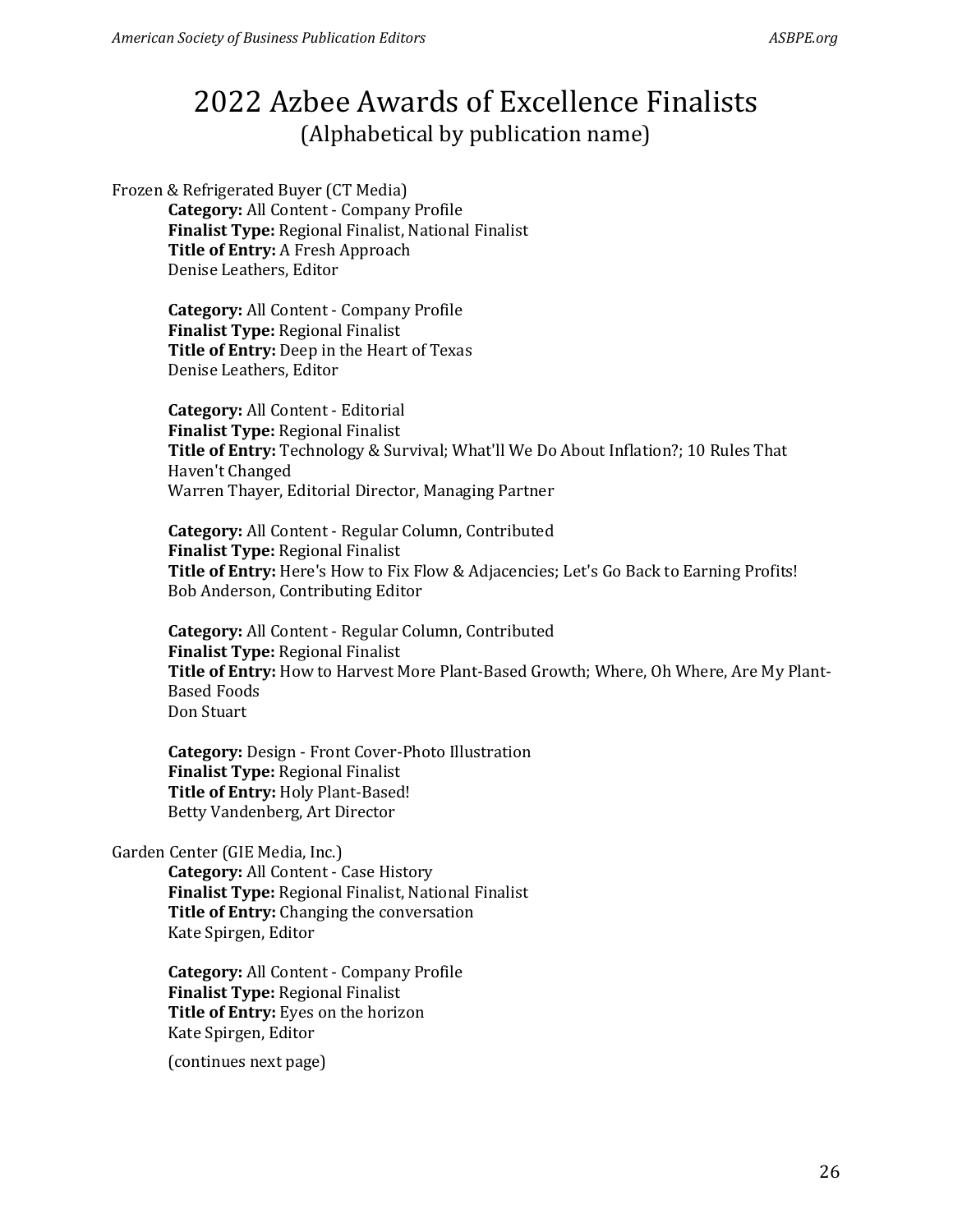# 2022 Azbee Awards of Excellence Finalists

(Alphabetical by publication name)

Frozen & Refrigerated Buyer (CT Media)

**Category:** All Content - Company Profile
**Finalist Type:** Regional Finalist, National Finalist
**Title of Entry:** A Fresh Approach
Denise Leathers, Editor

**Category:** All Content - Company Profile
**Finalist Type:** Regional Finalist
**Title of Entry:** Deep in the Heart of Texas
Denise Leathers, Editor

**Category:** All Content - Editorial
**Finalist Type:** Regional Finalist
**Title of Entry:** Technology & Survival; What'll We Do About Inflation?; 10 Rules That Haven't Changed
Warren Thayer, Editorial Director, Managing Partner

**Category:** All Content - Regular Column, Contributed
**Finalist Type:** Regional Finalist
**Title of Entry:** Here's How to Fix Flow & Adjacencies; Let's Go Back to Earning Profits!
Bob Anderson, Contributing Editor

**Category:** All Content - Regular Column, Contributed
**Finalist Type:** Regional Finalist
**Title of Entry:** How to Harvest More Plant-Based Growth; Where, Oh Where, Are My Plant-Based Foods
Don Stuart

**Category:** Design - Front Cover-Photo Illustration
**Finalist Type:** Regional Finalist
**Title of Entry:** Holy Plant-Based!
Betty Vandenberg, Art Director

Garden Center (GIE Media, Inc.)

**Category:** All Content - Case History
**Finalist Type:** Regional Finalist, National Finalist
**Title of Entry:** Changing the conversation
Kate Spirgen, Editor

**Category:** All Content - Company Profile
**Finalist Type:** Regional Finalist
**Title of Entry:** Eyes on the horizon
Kate Spirgen, Editor

(continues next page)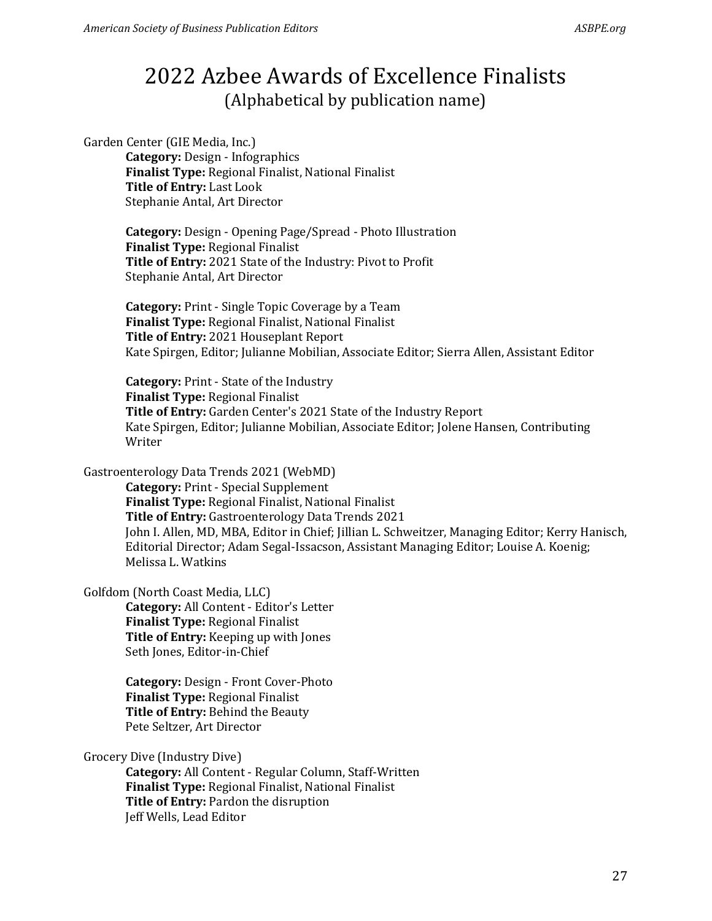# 2022 Azbee Awards of Excellence Finalists

(Alphabetical by publication name)

Garden Center (GIE Media, Inc.)

> **Category:** Design - Infographics
> **Finalist Type:** Regional Finalist, National Finalist
> **Title of Entry:** Last Look
> Stephanie Antal, Art Director
>
> **Category:** Design - Opening Page/Spread - Photo Illustration
> **Finalist Type:** Regional Finalist
> **Title of Entry:** 2021 State of the Industry: Pivot to Profit
> Stephanie Antal, Art Director
>
> **Category:** Print - Single Topic Coverage by a Team
> **Finalist Type:** Regional Finalist, National Finalist
> **Title of Entry:** 2021 Houseplant Report
> Kate Spirgen, Editor; Julianne Mobilian, Associate Editor; Sierra Allen, Assistant Editor
>
> **Category:** Print - State of the Industry
> **Finalist Type:** Regional Finalist
> **Title of Entry:** Garden Center's 2021 State of the Industry Report
> Kate Spirgen, Editor; Julianne Mobilian, Associate Editor; Jolene Hansen, Contributing Writer

Gastroenterology Data Trends 2021 (WebMD)

> **Category:** Print - Special Supplement
> **Finalist Type:** Regional Finalist, National Finalist
> **Title of Entry:** Gastroenterology Data Trends 2021
> John I. Allen, MD, MBA, Editor in Chief; Jillian L. Schweitzer, Managing Editor; Kerry Hanisch, Editorial Director; Adam Segal-Issacson, Assistant Managing Editor; Louise A. Koenig; Melissa L. Watkins

Golfdom (North Coast Media, LLC)

> **Category:** All Content - Editor's Letter
> **Finalist Type:** Regional Finalist
> **Title of Entry:** Keeping up with Jones
> Seth Jones, Editor-in-Chief
>
> **Category:** Design - Front Cover-Photo
> **Finalist Type:** Regional Finalist
> **Title of Entry:** Behind the Beauty
> Pete Seltzer, Art Director

Grocery Dive (Industry Dive)

> **Category:** All Content - Regular Column, Staff-Written
> **Finalist Type:** Regional Finalist, National Finalist
> **Title of Entry:** Pardon the disruption
> Jeff Wells, Lead Editor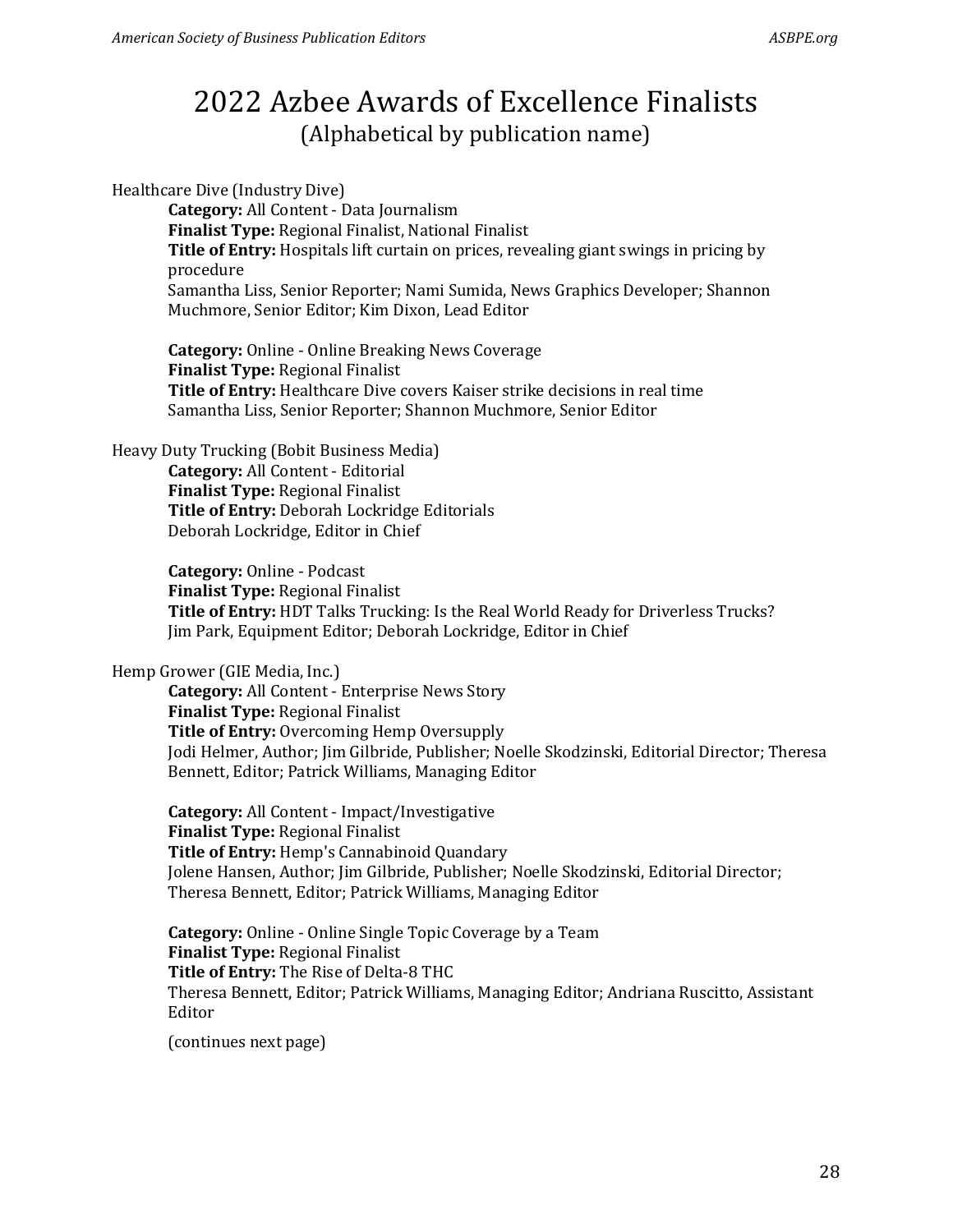# 2022 Azbee Awards of Excellence Finalists

(Alphabetical by publication name)

Healthcare Dive (Industry Dive)

**Category:** All Content - Data Journalism
**Finalist Type:** Regional Finalist, National Finalist
**Title of Entry:** Hospitals lift curtain on prices, revealing giant swings in pricing by procedure
Samantha Liss, Senior Reporter; Nami Sumida, News Graphics Developer; Shannon Muchmore, Senior Editor; Kim Dixon, Lead Editor

**Category:** Online - Online Breaking News Coverage
**Finalist Type:** Regional Finalist
**Title of Entry:** Healthcare Dive covers Kaiser strike decisions in real time
Samantha Liss, Senior Reporter; Shannon Muchmore, Senior Editor

Heavy Duty Trucking (Bobit Business Media)

**Category:** All Content - Editorial
**Finalist Type:** Regional Finalist
**Title of Entry:** Deborah Lockridge Editorials
Deborah Lockridge, Editor in Chief

**Category:** Online - Podcast
**Finalist Type:** Regional Finalist
**Title of Entry:** HDT Talks Trucking: Is the Real World Ready for Driverless Trucks?
Jim Park, Equipment Editor; Deborah Lockridge, Editor in Chief

Hemp Grower (GIE Media, Inc.)

**Category:** All Content - Enterprise News Story
**Finalist Type:** Regional Finalist
**Title of Entry:** Overcoming Hemp Oversupply
Jodi Helmer, Author; Jim Gilbride, Publisher; Noelle Skodzinski, Editorial Director; Theresa Bennett, Editor; Patrick Williams, Managing Editor

**Category:** All Content - Impact/Investigative
**Finalist Type:** Regional Finalist
**Title of Entry:** Hemp's Cannabinoid Quandary
Jolene Hansen, Author; Jim Gilbride, Publisher; Noelle Skodzinski, Editorial Director; Theresa Bennett, Editor; Patrick Williams, Managing Editor

**Category:** Online - Online Single Topic Coverage by a Team
**Finalist Type:** Regional Finalist
**Title of Entry:** The Rise of Delta-8 THC
Theresa Bennett, Editor; Patrick Williams, Managing Editor; Andriana Ruscitto, Assistant Editor

(continues next page)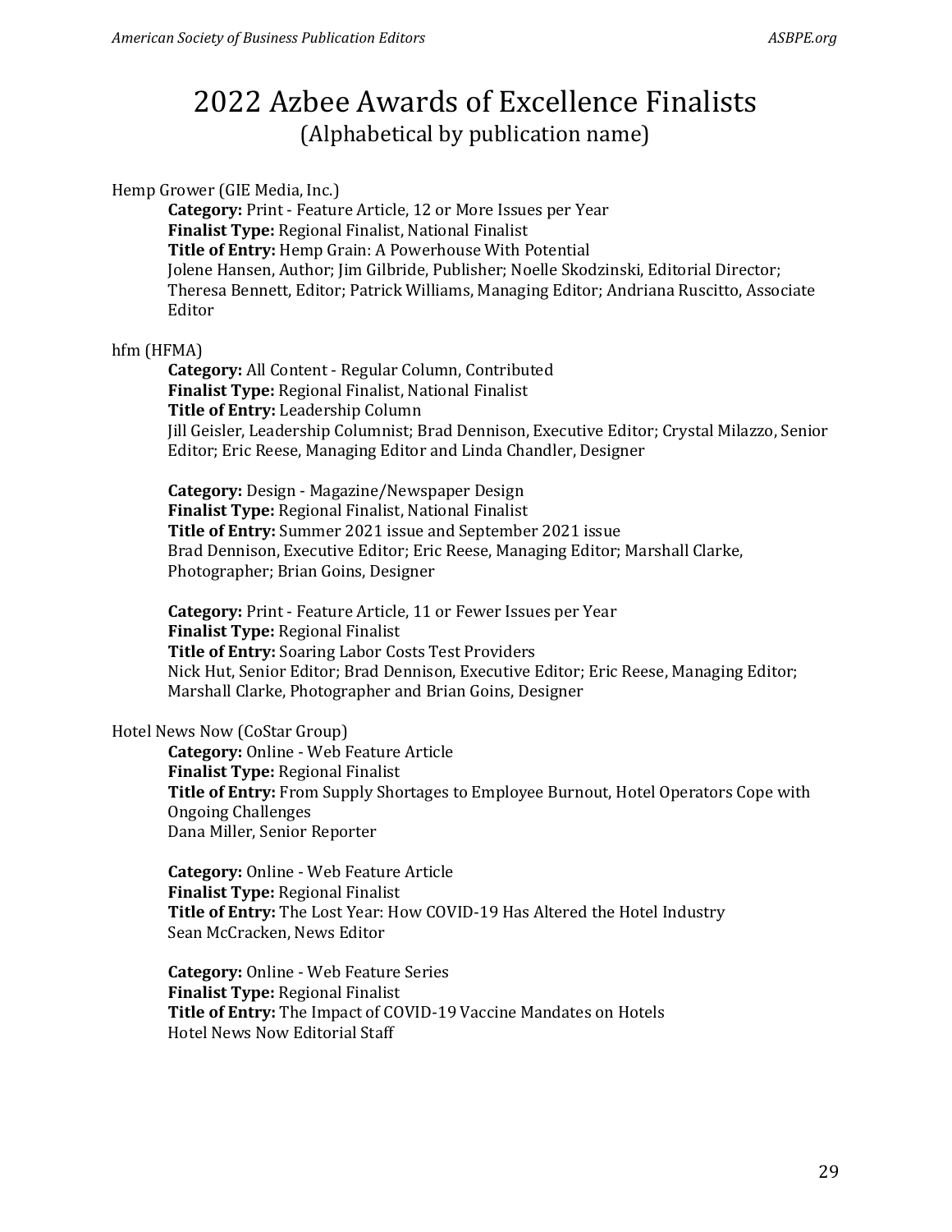# 2022 Azbee Awards of Excellence Finalists
## (Alphabetical by publication name)

Hemp Grower (GIE Media, Inc.)

**Category:** Print - Feature Article, 12 or More Issues per Year
**Finalist Type:** Regional Finalist, National Finalist
**Title of Entry:** Hemp Grain: A Powerhouse With Potential
Jolene Hansen, Author; Jim Gilbride, Publisher; Noelle Skodzinski, Editorial Director; Theresa Bennett, Editor; Patrick Williams, Managing Editor; Andriana Ruscitto, Associate Editor

hfm (HFMA)

**Category:** All Content - Regular Column, Contributed
**Finalist Type:** Regional Finalist, National Finalist
**Title of Entry:** Leadership Column
Jill Geisler, Leadership Columnist; Brad Dennison, Executive Editor; Crystal Milazzo, Senior Editor; Eric Reese, Managing Editor and Linda Chandler, Designer

**Category:** Design - Magazine/Newspaper Design
**Finalist Type:** Regional Finalist, National Finalist
**Title of Entry:** Summer 2021 issue and September 2021 issue
Brad Dennison, Executive Editor; Eric Reese, Managing Editor; Marshall Clarke, Photographer; Brian Goins, Designer

**Category:** Print - Feature Article, 11 or Fewer Issues per Year
**Finalist Type:** Regional Finalist
**Title of Entry:** Soaring Labor Costs Test Providers
Nick Hut, Senior Editor; Brad Dennison, Executive Editor; Eric Reese, Managing Editor; Marshall Clarke, Photographer and Brian Goins, Designer

Hotel News Now (CoStar Group)

**Category:** Online - Web Feature Article
**Finalist Type:** Regional Finalist
**Title of Entry:** From Supply Shortages to Employee Burnout, Hotel Operators Cope with Ongoing Challenges
Dana Miller, Senior Reporter

**Category:** Online - Web Feature Article
**Finalist Type:** Regional Finalist
**Title of Entry:** The Lost Year: How COVID-19 Has Altered the Hotel Industry
Sean McCracken, News Editor

**Category:** Online - Web Feature Series
**Finalist Type:** Regional Finalist
**Title of Entry:** The Impact of COVID-19 Vaccine Mandates on Hotels
Hotel News Now Editorial Staff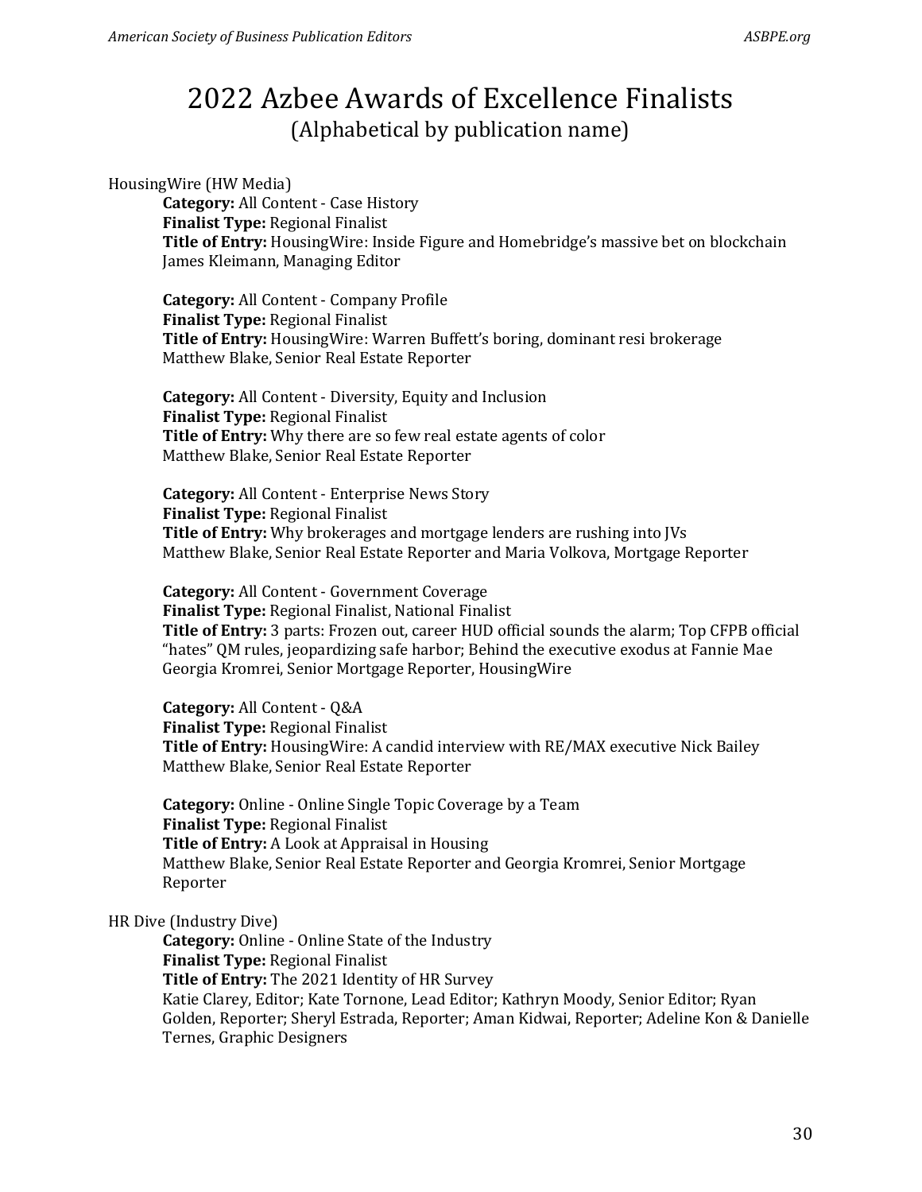# 2022 Azbee Awards of Excellence Finalists

(Alphabetical by publication name)

HousingWire (HW Media)

> **Category:** All Content - Case History
> **Finalist Type:** Regional Finalist
> **Title of Entry:** HousingWire: Inside Figure and Homebridge's massive bet on blockchain
> James Kleimann, Managing Editor
>
> **Category:** All Content - Company Profile
> **Finalist Type:** Regional Finalist
> **Title of Entry:** HousingWire: Warren Buffett's boring, dominant resi brokerage
> Matthew Blake, Senior Real Estate Reporter
>
> **Category:** All Content - Diversity, Equity and Inclusion
> **Finalist Type:** Regional Finalist
> **Title of Entry:** Why there are so few real estate agents of color
> Matthew Blake, Senior Real Estate Reporter
>
> **Category:** All Content - Enterprise News Story
> **Finalist Type:** Regional Finalist
> **Title of Entry:** Why brokerages and mortgage lenders are rushing into JVs
> Matthew Blake, Senior Real Estate Reporter and Maria Volkova, Mortgage Reporter
>
> **Category:** All Content - Government Coverage
> **Finalist Type:** Regional Finalist, National Finalist
> **Title of Entry:** 3 parts: Frozen out, career HUD official sounds the alarm; Top CFPB official "hates" QM rules, jeopardizing safe harbor; Behind the executive exodus at Fannie Mae
> Georgia Kromrei, Senior Mortgage Reporter, HousingWire
>
> **Category:** All Content - Q&A
> **Finalist Type:** Regional Finalist
> **Title of Entry:** HousingWire: A candid interview with RE/MAX executive Nick Bailey
> Matthew Blake, Senior Real Estate Reporter
>
> **Category:** Online - Online Single Topic Coverage by a Team
> **Finalist Type:** Regional Finalist
> **Title of Entry:** A Look at Appraisal in Housing
> Matthew Blake, Senior Real Estate Reporter and Georgia Kromrei, Senior Mortgage Reporter

HR Dive (Industry Dive)

> **Category:** Online - Online State of the Industry
> **Finalist Type:** Regional Finalist
> **Title of Entry:** The 2021 Identity of HR Survey
> Katie Clarey, Editor; Kate Tornone, Lead Editor; Kathryn Moody, Senior Editor; Ryan Golden, Reporter; Sheryl Estrada, Reporter; Aman Kidwai, Reporter; Adeline Kon & Danielle Ternes, Graphic Designers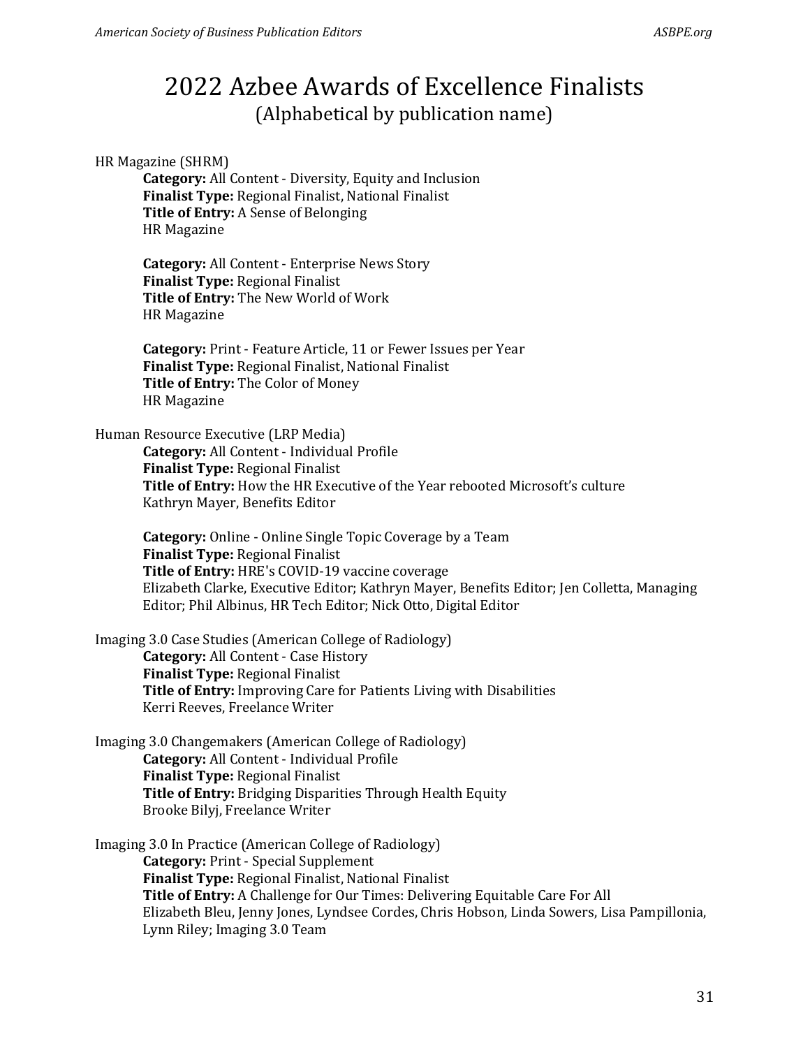# 2022 Azbee Awards of Excellence Finalists

(Alphabetical by publication name)

HR Magazine (SHRM)

**Category:** All Content - Diversity, Equity and Inclusion
**Finalist Type:** Regional Finalist, National Finalist
**Title of Entry:** A Sense of Belonging
HR Magazine

**Category:** All Content - Enterprise News Story
**Finalist Type:** Regional Finalist
**Title of Entry:** The New World of Work
HR Magazine

**Category:** Print - Feature Article, 11 or Fewer Issues per Year
**Finalist Type:** Regional Finalist, National Finalist
**Title of Entry:** The Color of Money
HR Magazine

Human Resource Executive (LRP Media)

**Category:** All Content - Individual Profile
**Finalist Type:** Regional Finalist
**Title of Entry:** How the HR Executive of the Year rebooted Microsoft's culture
Kathryn Mayer, Benefits Editor

**Category:** Online - Online Single Topic Coverage by a Team
**Finalist Type:** Regional Finalist
**Title of Entry:** HRE's COVID-19 vaccine coverage
Elizabeth Clarke, Executive Editor; Kathryn Mayer, Benefits Editor; Jen Colletta, Managing Editor; Phil Albinus, HR Tech Editor; Nick Otto, Digital Editor

Imaging 3.0 Case Studies (American College of Radiology)

**Category:** All Content - Case History
**Finalist Type:** Regional Finalist
**Title of Entry:** Improving Care for Patients Living with Disabilities
Kerri Reeves, Freelance Writer

Imaging 3.0 Changemakers (American College of Radiology)

**Category:** All Content - Individual Profile
**Finalist Type:** Regional Finalist
**Title of Entry:** Bridging Disparities Through Health Equity
Brooke Bilyj, Freelance Writer

Imaging 3.0 In Practice (American College of Radiology)

**Category:** Print - Special Supplement
**Finalist Type:** Regional Finalist, National Finalist
**Title of Entry:** A Challenge for Our Times: Delivering Equitable Care For All
Elizabeth Bleu, Jenny Jones, Lyndsee Cordes, Chris Hobson, Linda Sowers, Lisa Pampillonia, Lynn Riley; Imaging 3.0 Team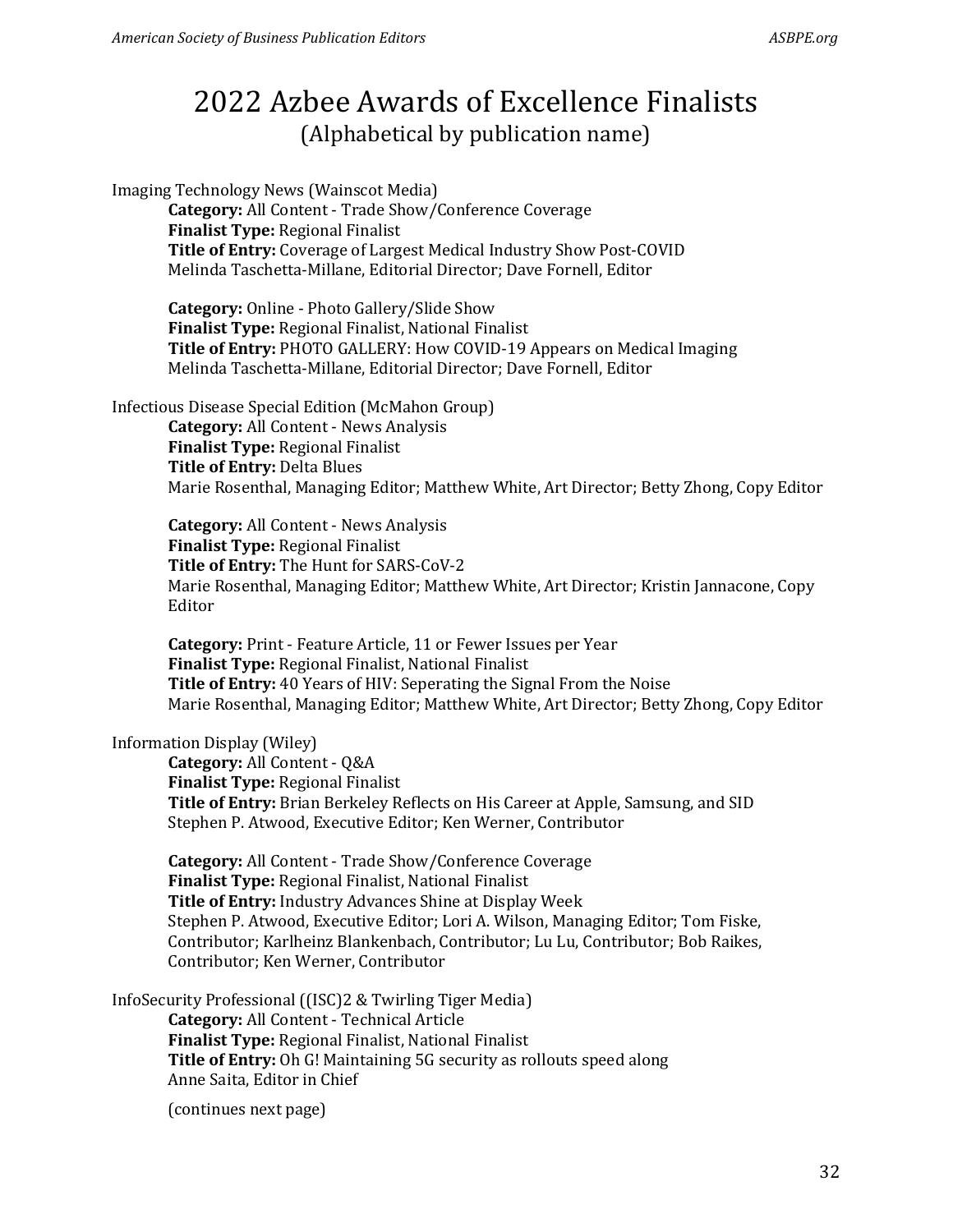# 2022 Azbee Awards of Excellence Finalists

(Alphabetical by publication name)

Imaging Technology News (Wainscot Media)

**Category:** All Content - Trade Show/Conference Coverage
**Finalist Type:** Regional Finalist
**Title of Entry:** Coverage of Largest Medical Industry Show Post-COVID
Melinda Taschetta-Millane, Editorial Director; Dave Fornell, Editor

**Category:** Online - Photo Gallery/Slide Show
**Finalist Type:** Regional Finalist, National Finalist
**Title of Entry:** PHOTO GALLERY: How COVID-19 Appears on Medical Imaging
Melinda Taschetta-Millane, Editorial Director; Dave Fornell, Editor

Infectious Disease Special Edition (McMahon Group)

**Category:** All Content - News Analysis
**Finalist Type:** Regional Finalist
**Title of Entry:** Delta Blues
Marie Rosenthal, Managing Editor; Matthew White, Art Director; Betty Zhong, Copy Editor

**Category:** All Content - News Analysis
**Finalist Type:** Regional Finalist
**Title of Entry:** The Hunt for SARS-CoV-2
Marie Rosenthal, Managing Editor; Matthew White, Art Director; Kristin Jannacone, Copy Editor

**Category:** Print - Feature Article, 11 or Fewer Issues per Year
**Finalist Type:** Regional Finalist, National Finalist
**Title of Entry:** 40 Years of HIV: Seperating the Signal From the Noise
Marie Rosenthal, Managing Editor; Matthew White, Art Director; Betty Zhong, Copy Editor

Information Display (Wiley)

**Category:** All Content - Q&A
**Finalist Type:** Regional Finalist
**Title of Entry:** Brian Berkeley Reflects on His Career at Apple, Samsung, and SID
Stephen P. Atwood, Executive Editor; Ken Werner, Contributor

**Category:** All Content - Trade Show/Conference Coverage
**Finalist Type:** Regional Finalist, National Finalist
**Title of Entry:** Industry Advances Shine at Display Week
Stephen P. Atwood, Executive Editor; Lori A. Wilson, Managing Editor; Tom Fiske, Contributor; Karlheinz Blankenbach, Contributor; Lu Lu, Contributor; Bob Raikes, Contributor; Ken Werner, Contributor

InfoSecurity Professional ((ISC)2 & Twirling Tiger Media)

**Category:** All Content - Technical Article
**Finalist Type:** Regional Finalist, National Finalist
**Title of Entry:** Oh G! Maintaining 5G security as rollouts speed along
Anne Saita, Editor in Chief

(continues next page)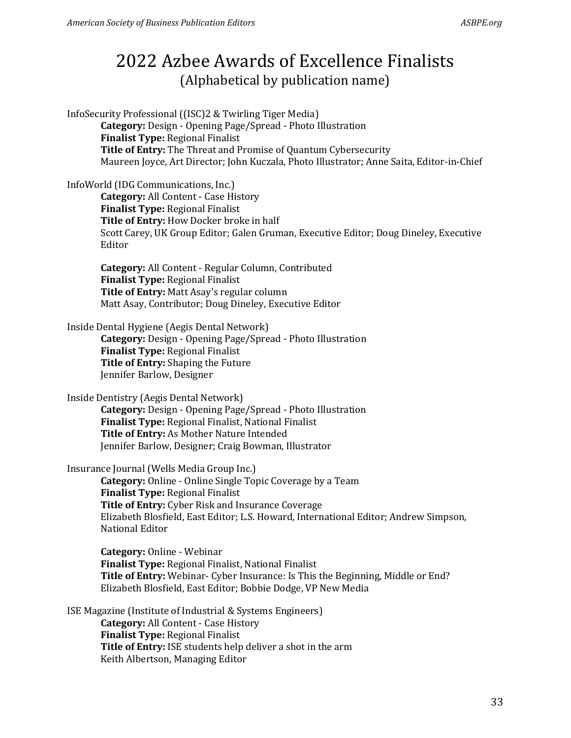# 2022 Azbee Awards of Excellence Finalists
(Alphabetical by publication name)

InfoSecurity Professional ((ISC)2 & Twirling Tiger Media)

> **Category:** Design - Opening Page/Spread - Photo Illustration
> **Finalist Type:** Regional Finalist
> **Title of Entry:** The Threat and Promise of Quantum Cybersecurity
> Maureen Joyce, Art Director; John Kuczala, Photo Illustrator; Anne Saita, Editor-in-Chief

InfoWorld (IDG Communications, Inc.)

> **Category:** All Content - Case History
> **Finalist Type:** Regional Finalist
> **Title of Entry:** How Docker broke in half
> Scott Carey, UK Group Editor; Galen Gruman, Executive Editor; Doug Dineley, Executive Editor
>
> **Category:** All Content - Regular Column, Contributed
> **Finalist Type:** Regional Finalist
> **Title of Entry:** Matt Asay's regular column
> Matt Asay, Contributor; Doug Dineley, Executive Editor

Inside Dental Hygiene (Aegis Dental Network)

> **Category:** Design - Opening Page/Spread - Photo Illustration
> **Finalist Type:** Regional Finalist
> **Title of Entry:** Shaping the Future
> Jennifer Barlow, Designer

Inside Dentistry (Aegis Dental Network)

> **Category:** Design - Opening Page/Spread - Photo Illustration
> **Finalist Type:** Regional Finalist, National Finalist
> **Title of Entry:** As Mother Nature Intended
> Jennifer Barlow, Designer; Craig Bowman, Illustrator

Insurance Journal (Wells Media Group Inc.)

> **Category:** Online - Online Single Topic Coverage by a Team
> **Finalist Type:** Regional Finalist
> **Title of Entry:** Cyber Risk and Insurance Coverage
> Elizabeth Blosfield, East Editor; L.S. Howard, International Editor; Andrew Simpson, National Editor
>
> **Category:** Online - Webinar
> **Finalist Type:** Regional Finalist, National Finalist
> **Title of Entry:** Webinar- Cyber Insurance: Is This the Beginning, Middle or End?
> Elizabeth Blosfield, East Editor; Bobbie Dodge, VP New Media

ISE Magazine (Institute of Industrial & Systems Engineers)

> **Category:** All Content - Case History
> **Finalist Type:** Regional Finalist
> **Title of Entry:** ISE students help deliver a shot in the arm
> Keith Albertson, Managing Editor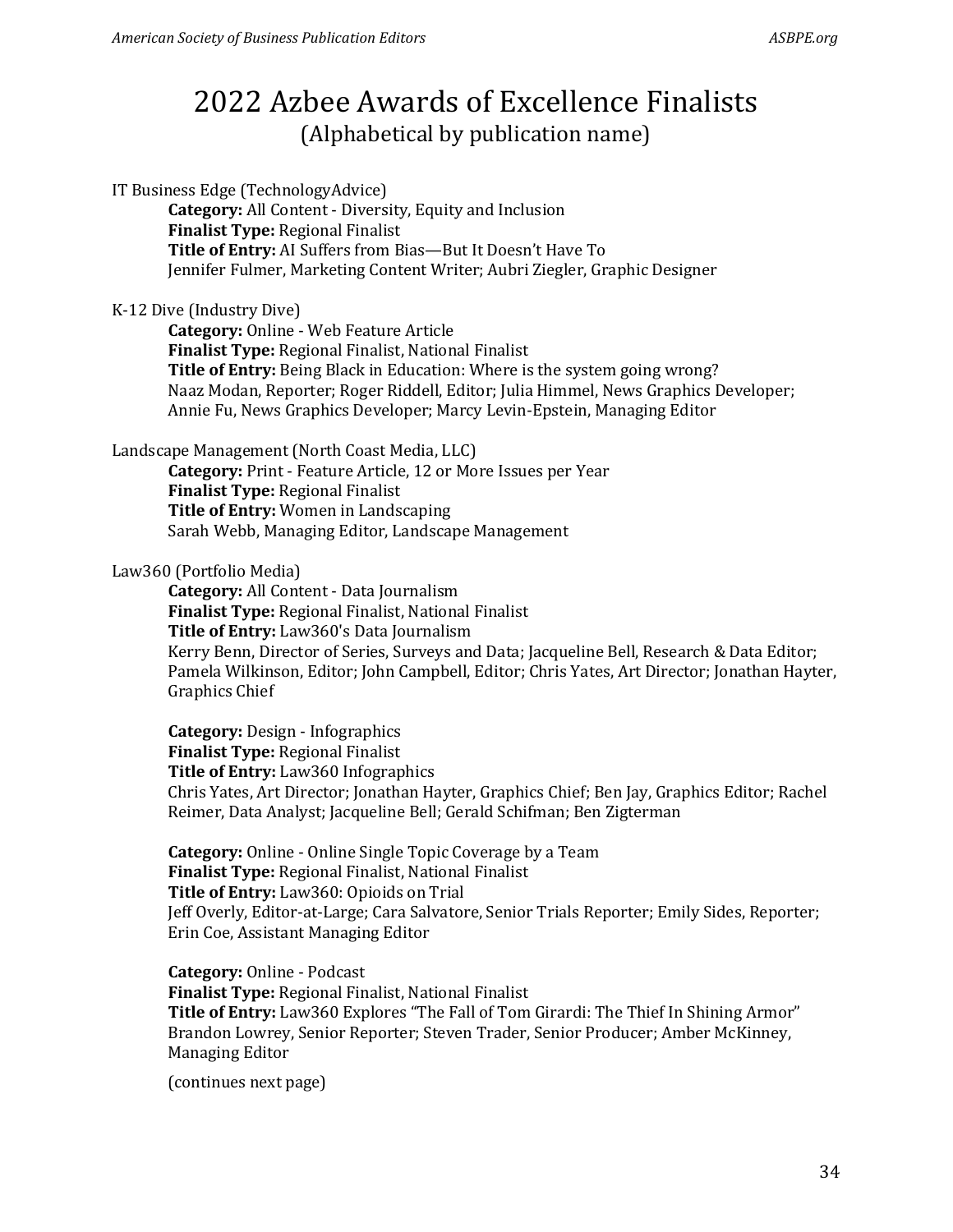# 2022 Azbee Awards of Excellence Finalists
(Alphabetical by publication name)

IT Business Edge (TechnologyAdvice)

**Category:** All Content - Diversity, Equity and Inclusion
**Finalist Type:** Regional Finalist
**Title of Entry:** AI Suffers from Bias—But It Doesn't Have To
Jennifer Fulmer, Marketing Content Writer; Aubri Ziegler, Graphic Designer

K-12 Dive (Industry Dive)

**Category:** Online - Web Feature Article
**Finalist Type:** Regional Finalist, National Finalist
**Title of Entry:** Being Black in Education: Where is the system going wrong?
Naaz Modan, Reporter; Roger Riddell, Editor; Julia Himmel, News Graphics Developer; Annie Fu, News Graphics Developer; Marcy Levin-Epstein, Managing Editor

Landscape Management (North Coast Media, LLC)

**Category:** Print - Feature Article, 12 or More Issues per Year
**Finalist Type:** Regional Finalist
**Title of Entry:** Women in Landscaping
Sarah Webb, Managing Editor, Landscape Management

Law360 (Portfolio Media)

**Category:** All Content - Data Journalism
**Finalist Type:** Regional Finalist, National Finalist
**Title of Entry:** Law360's Data Journalism
Kerry Benn, Director of Series, Surveys and Data; Jacqueline Bell, Research & Data Editor; Pamela Wilkinson, Editor; John Campbell, Editor; Chris Yates, Art Director; Jonathan Hayter, Graphics Chief

**Category:** Design - Infographics
**Finalist Type:** Regional Finalist
**Title of Entry:** Law360 Infographics
Chris Yates, Art Director; Jonathan Hayter, Graphics Chief; Ben Jay, Graphics Editor; Rachel Reimer, Data Analyst; Jacqueline Bell; Gerald Schifman; Ben Zigterman

**Category:** Online - Online Single Topic Coverage by a Team
**Finalist Type:** Regional Finalist, National Finalist
**Title of Entry:** Law360: Opioids on Trial
Jeff Overly, Editor-at-Large; Cara Salvatore, Senior Trials Reporter; Emily Sides, Reporter; Erin Coe, Assistant Managing Editor

**Category:** Online - Podcast
**Finalist Type:** Regional Finalist, National Finalist
**Title of Entry:** Law360 Explores "The Fall of Tom Girardi: The Thief In Shining Armor"
Brandon Lowrey, Senior Reporter; Steven Trader, Senior Producer; Amber McKinney, Managing Editor

(continues next page)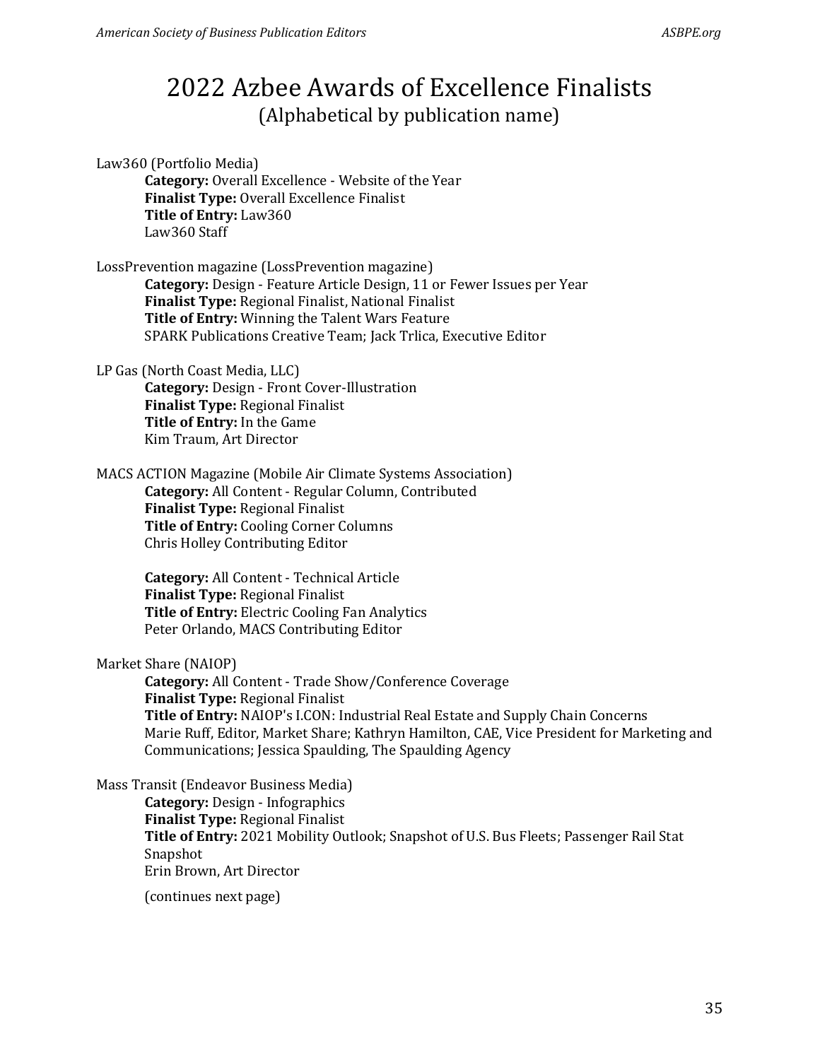# 2022 Azbee Awards of Excellence Finalists

(Alphabetical by publication name)

Law360 (Portfolio Media)

**Category:** Overall Excellence - Website of the Year
**Finalist Type:** Overall Excellence Finalist
**Title of Entry:** Law360
Law360 Staff

LossPrevention magazine (LossPrevention magazine)

**Category:** Design - Feature Article Design, 11 or Fewer Issues per Year
**Finalist Type:** Regional Finalist, National Finalist
**Title of Entry:** Winning the Talent Wars Feature
SPARK Publications Creative Team; Jack Trlica, Executive Editor

LP Gas (North Coast Media, LLC)

**Category:** Design - Front Cover-Illustration
**Finalist Type:** Regional Finalist
**Title of Entry:** In the Game
Kim Traum, Art Director

MACS ACTION Magazine (Mobile Air Climate Systems Association)

**Category:** All Content - Regular Column, Contributed
**Finalist Type:** Regional Finalist
**Title of Entry:** Cooling Corner Columns
Chris Holley Contributing Editor

**Category:** All Content - Technical Article
**Finalist Type:** Regional Finalist
**Title of Entry:** Electric Cooling Fan Analytics
Peter Orlando, MACS Contributing Editor

Market Share (NAIOP)

**Category:** All Content - Trade Show/Conference Coverage
**Finalist Type:** Regional Finalist
**Title of Entry:** NAIOP's I.CON: Industrial Real Estate and Supply Chain Concerns
Marie Ruff, Editor, Market Share; Kathryn Hamilton, CAE, Vice President for Marketing and Communications; Jessica Spaulding, The Spaulding Agency

Mass Transit (Endeavor Business Media)

**Category:** Design - Infographics
**Finalist Type:** Regional Finalist
**Title of Entry:** 2021 Mobility Outlook; Snapshot of U.S. Bus Fleets; Passenger Rail Stat Snapshot
Erin Brown, Art Director

(continues next page)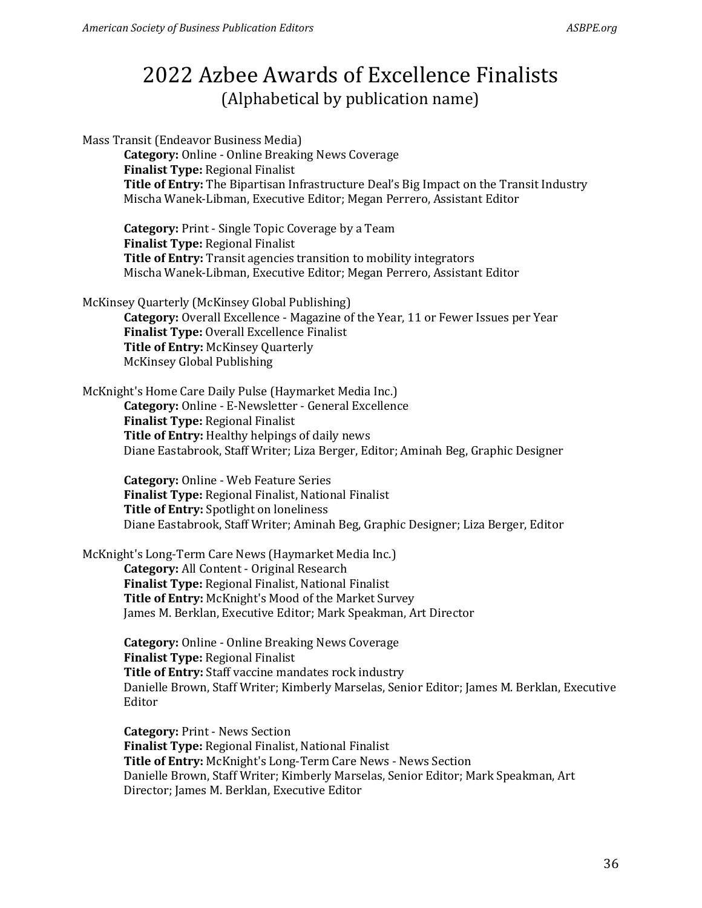# 2022 Azbee Awards of Excellence Finalists

(Alphabetical by publication name)

Mass Transit (Endeavor Business Media)

**Category:** Online - Online Breaking News Coverage
**Finalist Type:** Regional Finalist
**Title of Entry:** The Bipartisan Infrastructure Deal's Big Impact on the Transit Industry
Mischa Wanek-Libman, Executive Editor; Megan Perrero, Assistant Editor

**Category:** Print - Single Topic Coverage by a Team
**Finalist Type:** Regional Finalist
**Title of Entry:** Transit agencies transition to mobility integrators
Mischa Wanek-Libman, Executive Editor; Megan Perrero, Assistant Editor

McKinsey Quarterly (McKinsey Global Publishing)

**Category:** Overall Excellence - Magazine of the Year, 11 or Fewer Issues per Year
**Finalist Type:** Overall Excellence Finalist
**Title of Entry:** McKinsey Quarterly
McKinsey Global Publishing

McKnight's Home Care Daily Pulse (Haymarket Media Inc.)

**Category:** Online - E-Newsletter - General Excellence
**Finalist Type:** Regional Finalist
**Title of Entry:** Healthy helpings of daily news
Diane Eastabrook, Staff Writer; Liza Berger, Editor; Aminah Beg, Graphic Designer

**Category:** Online - Web Feature Series
**Finalist Type:** Regional Finalist, National Finalist
**Title of Entry:** Spotlight on loneliness
Diane Eastabrook, Staff Writer; Aminah Beg, Graphic Designer; Liza Berger, Editor

McKnight's Long-Term Care News (Haymarket Media Inc.)

**Category:** All Content - Original Research
**Finalist Type:** Regional Finalist, National Finalist
**Title of Entry:** McKnight's Mood of the Market Survey
James M. Berklan, Executive Editor; Mark Speakman, Art Director

**Category:** Online - Online Breaking News Coverage
**Finalist Type:** Regional Finalist
**Title of Entry:** Staff vaccine mandates rock industry
Danielle Brown, Staff Writer; Kimberly Marselas, Senior Editor; James M. Berklan, Executive Editor

**Category:** Print - News Section
**Finalist Type:** Regional Finalist, National Finalist
**Title of Entry:** McKnight's Long-Term Care News - News Section
Danielle Brown, Staff Writer; Kimberly Marselas, Senior Editor; Mark Speakman, Art Director; James M. Berklan, Executive Editor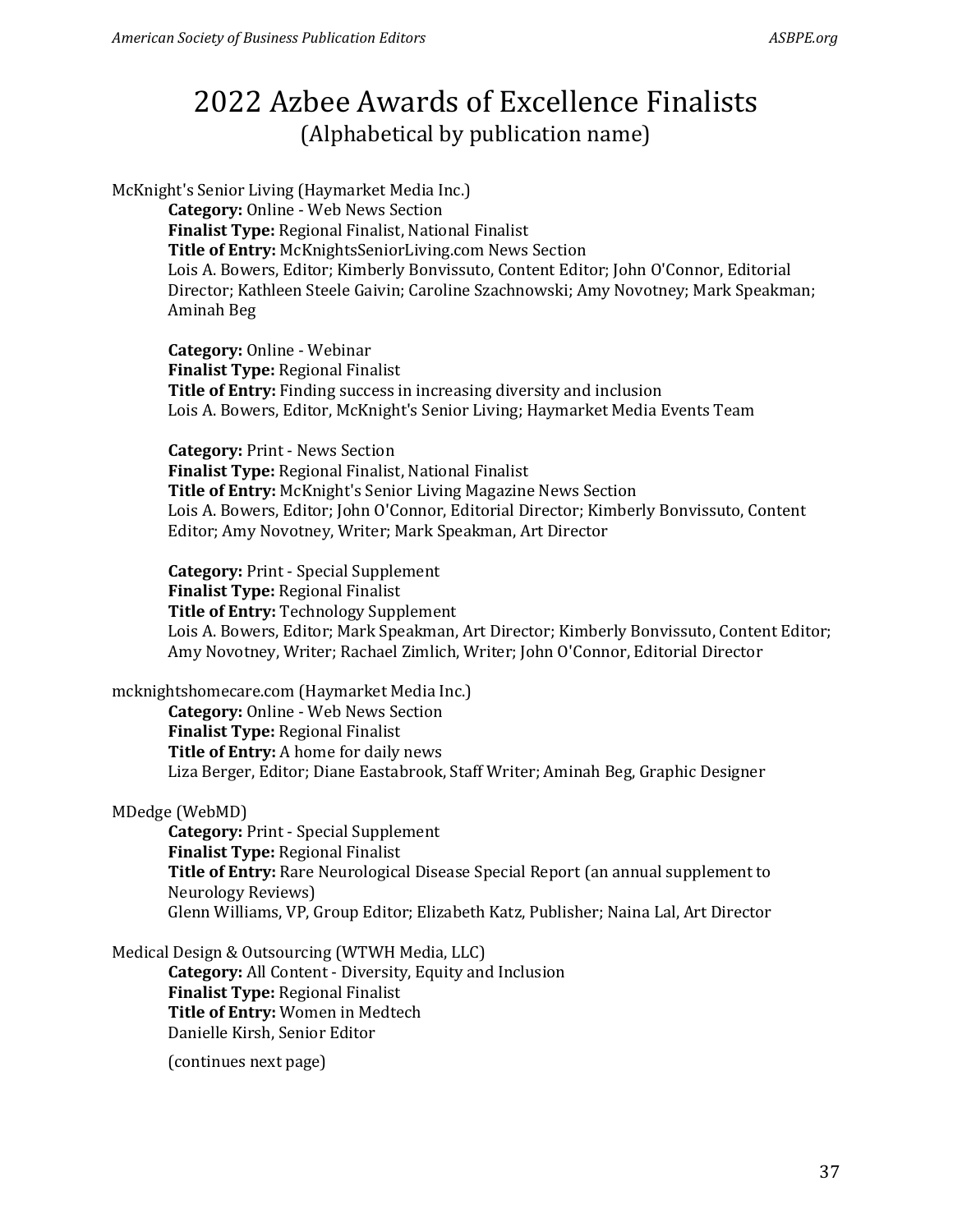# 2022 Azbee Awards of Excellence Finalists
## (Alphabetical by publication name)

McKnight's Senior Living (Haymarket Media Inc.)

**Category:** Online - Web News Section
**Finalist Type:** Regional Finalist, National Finalist
**Title of Entry:** McKnightsSeniorLiving.com News Section
Lois A. Bowers, Editor; Kimberly Bonvissuto, Content Editor; John O'Connor, Editorial Director; Kathleen Steele Gaivin; Caroline Szachnowski; Amy Novotney; Mark Speakman; Aminah Beg

**Category:** Online - Webinar
**Finalist Type:** Regional Finalist
**Title of Entry:** Finding success in increasing diversity and inclusion
Lois A. Bowers, Editor, McKnight's Senior Living; Haymarket Media Events Team

**Category:** Print - News Section
**Finalist Type:** Regional Finalist, National Finalist
**Title of Entry:** McKnight's Senior Living Magazine News Section
Lois A. Bowers, Editor; John O'Connor, Editorial Director; Kimberly Bonvissuto, Content Editor; Amy Novotney, Writer; Mark Speakman, Art Director

**Category:** Print - Special Supplement
**Finalist Type:** Regional Finalist
**Title of Entry:** Technology Supplement
Lois A. Bowers, Editor; Mark Speakman, Art Director; Kimberly Bonvissuto, Content Editor; Amy Novotney, Writer; Rachael Zimlich, Writer; John O'Connor, Editorial Director

mcknightshomecare.com (Haymarket Media Inc.)

**Category:** Online - Web News Section
**Finalist Type:** Regional Finalist
**Title of Entry:** A home for daily news
Liza Berger, Editor; Diane Eastabrook, Staff Writer; Aminah Beg, Graphic Designer

MDedge (WebMD)

**Category:** Print - Special Supplement
**Finalist Type:** Regional Finalist
**Title of Entry:** Rare Neurological Disease Special Report (an annual supplement to Neurology Reviews)
Glenn Williams, VP, Group Editor; Elizabeth Katz, Publisher; Naina Lal, Art Director

Medical Design & Outsourcing (WTWH Media, LLC)

**Category:** All Content - Diversity, Equity and Inclusion
**Finalist Type:** Regional Finalist
**Title of Entry:** Women in Medtech
Danielle Kirsh, Senior Editor

(continues next page)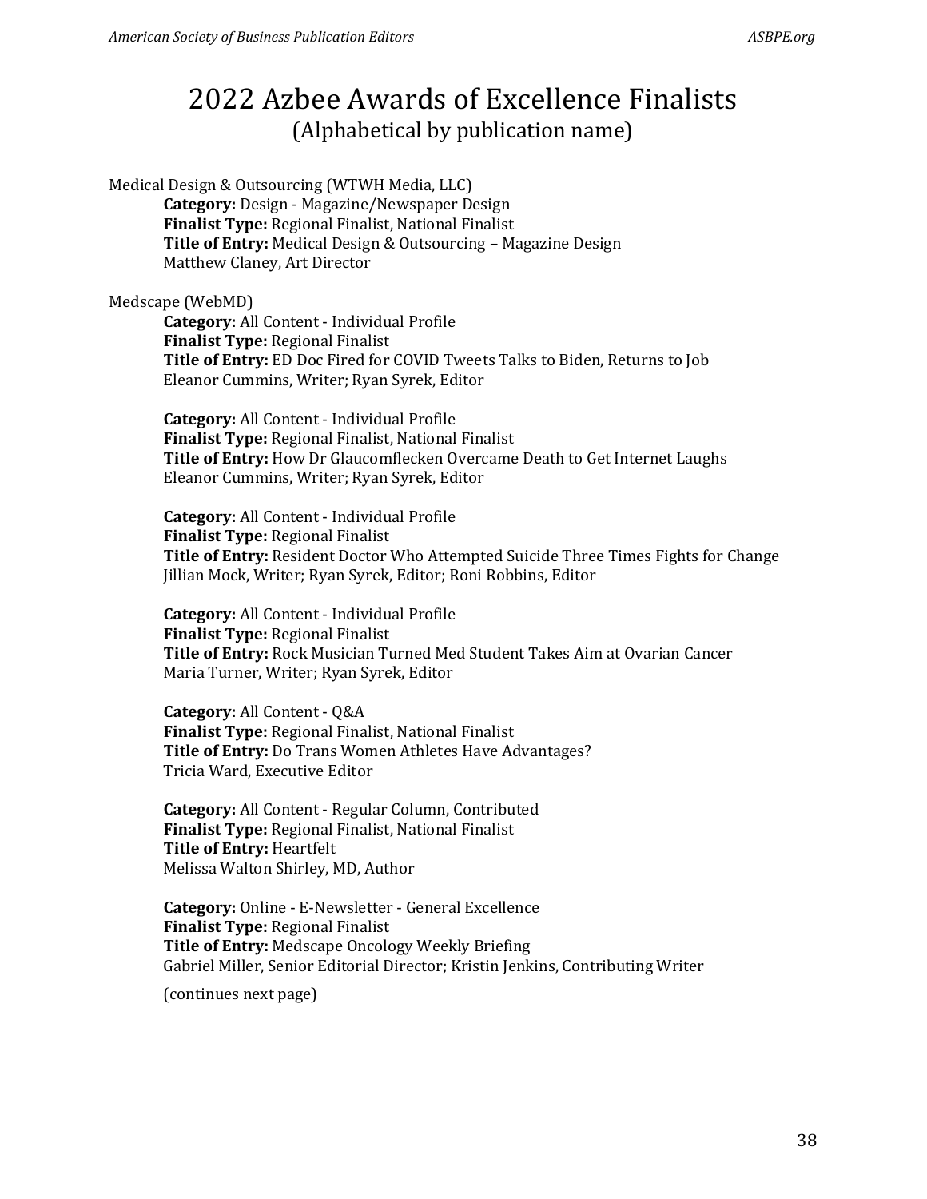# 2022 Azbee Awards of Excellence Finalists

(Alphabetical by publication name)

Medical Design & Outsourcing (WTWH Media, LLC)

> **Category:** Design - Magazine/Newspaper Design
> **Finalist Type:** Regional Finalist, National Finalist
> **Title of Entry:** Medical Design & Outsourcing – Magazine Design
> Matthew Claney, Art Director

Medscape (WebMD)

> **Category:** All Content - Individual Profile
> **Finalist Type:** Regional Finalist
> **Title of Entry:** ED Doc Fired for COVID Tweets Talks to Biden, Returns to Job
> Eleanor Cummins, Writer; Ryan Syrek, Editor
>
> **Category:** All Content - Individual Profile
> **Finalist Type:** Regional Finalist, National Finalist
> **Title of Entry:** How Dr Glaucomflecken Overcame Death to Get Internet Laughs
> Eleanor Cummins, Writer; Ryan Syrek, Editor
>
> **Category:** All Content - Individual Profile
> **Finalist Type:** Regional Finalist
> **Title of Entry:** Resident Doctor Who Attempted Suicide Three Times Fights for Change
> Jillian Mock, Writer; Ryan Syrek, Editor; Roni Robbins, Editor
>
> **Category:** All Content - Individual Profile
> **Finalist Type:** Regional Finalist
> **Title of Entry:** Rock Musician Turned Med Student Takes Aim at Ovarian Cancer
> Maria Turner, Writer; Ryan Syrek, Editor
>
> **Category:** All Content - Q&A
> **Finalist Type:** Regional Finalist, National Finalist
> **Title of Entry:** Do Trans Women Athletes Have Advantages?
> Tricia Ward, Executive Editor
>
> **Category:** All Content - Regular Column, Contributed
> **Finalist Type:** Regional Finalist, National Finalist
> **Title of Entry:** Heartfelt
> Melissa Walton Shirley, MD, Author
>
> **Category:** Online - E-Newsletter - General Excellence
> **Finalist Type:** Regional Finalist
> **Title of Entry:** Medscape Oncology Weekly Briefing
> Gabriel Miller, Senior Editorial Director; Kristin Jenkins, Contributing Writer
>
> (continues next page)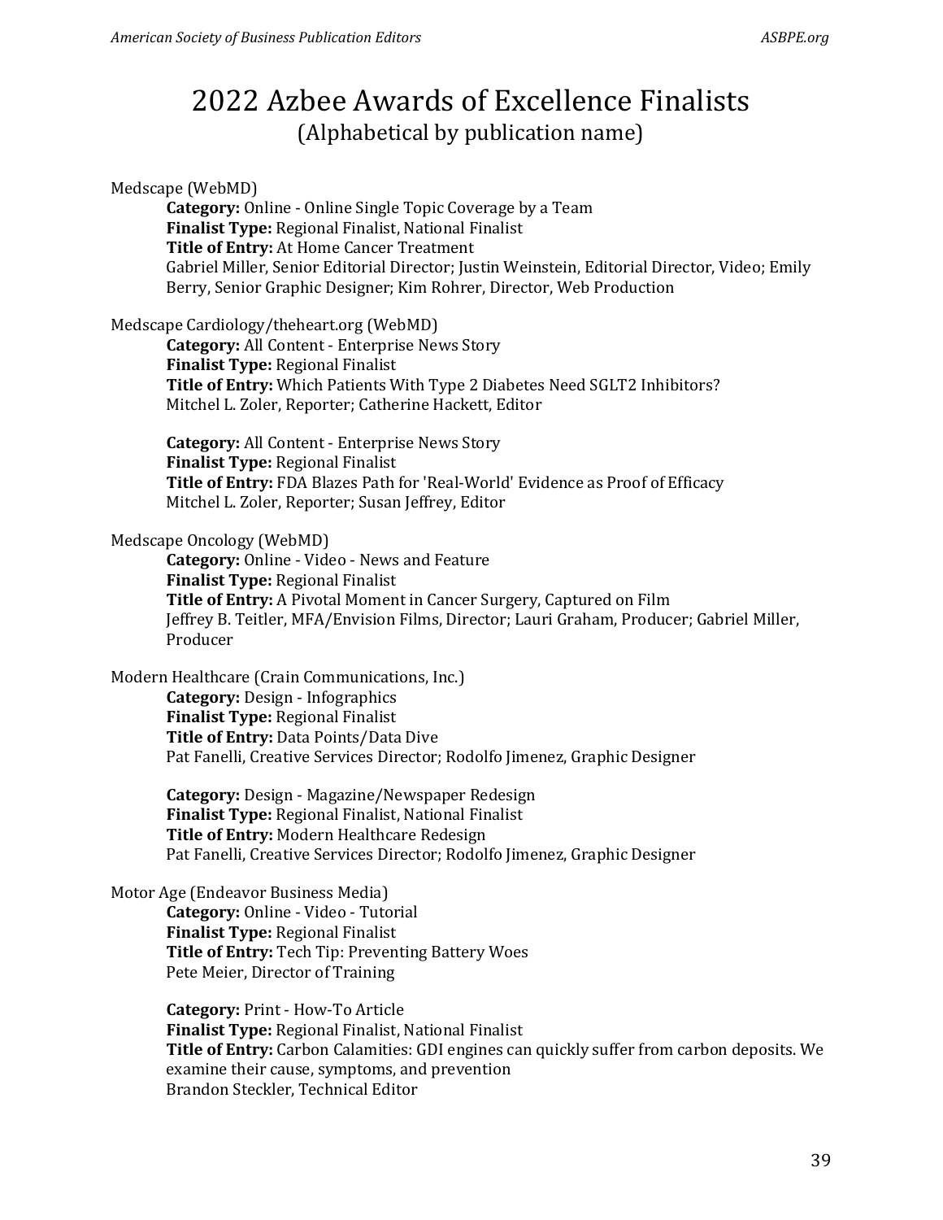# 2022 Azbee Awards of Excellence Finalists

(Alphabetical by publication name)

Medscape (WebMD)

**Category:** Online - Online Single Topic Coverage by a Team
**Finalist Type:** Regional Finalist, National Finalist
**Title of Entry:** At Home Cancer Treatment
Gabriel Miller, Senior Editorial Director; Justin Weinstein, Editorial Director, Video; Emily Berry, Senior Graphic Designer; Kim Rohrer, Director, Web Production

Medscape Cardiology/theheart.org (WebMD)

**Category:** All Content - Enterprise News Story
**Finalist Type:** Regional Finalist
**Title of Entry:** Which Patients With Type 2 Diabetes Need SGLT2 Inhibitors?
Mitchel L. Zoler, Reporter; Catherine Hackett, Editor

**Category:** All Content - Enterprise News Story
**Finalist Type:** Regional Finalist
**Title of Entry:** FDA Blazes Path for 'Real-World' Evidence as Proof of Efficacy
Mitchel L. Zoler, Reporter; Susan Jeffrey, Editor

Medscape Oncology (WebMD)

**Category:** Online - Video - News and Feature
**Finalist Type:** Regional Finalist
**Title of Entry:** A Pivotal Moment in Cancer Surgery, Captured on Film
Jeffrey B. Teitler, MFA/Envision Films, Director; Lauri Graham, Producer; Gabriel Miller, Producer

Modern Healthcare (Crain Communications, Inc.)

**Category:** Design - Infographics
**Finalist Type:** Regional Finalist
**Title of Entry:** Data Points/Data Dive
Pat Fanelli, Creative Services Director; Rodolfo Jimenez, Graphic Designer

**Category:** Design - Magazine/Newspaper Redesign
**Finalist Type:** Regional Finalist, National Finalist
**Title of Entry:** Modern Healthcare Redesign
Pat Fanelli, Creative Services Director; Rodolfo Jimenez, Graphic Designer

Motor Age (Endeavor Business Media)

**Category:** Online - Video - Tutorial
**Finalist Type:** Regional Finalist
**Title of Entry:** Tech Tip: Preventing Battery Woes
Pete Meier, Director of Training

**Category:** Print - How-To Article
**Finalist Type:** Regional Finalist, National Finalist
**Title of Entry:** Carbon Calamities: GDI engines can quickly suffer from carbon deposits. We examine their cause, symptoms, and prevention
Brandon Steckler, Technical Editor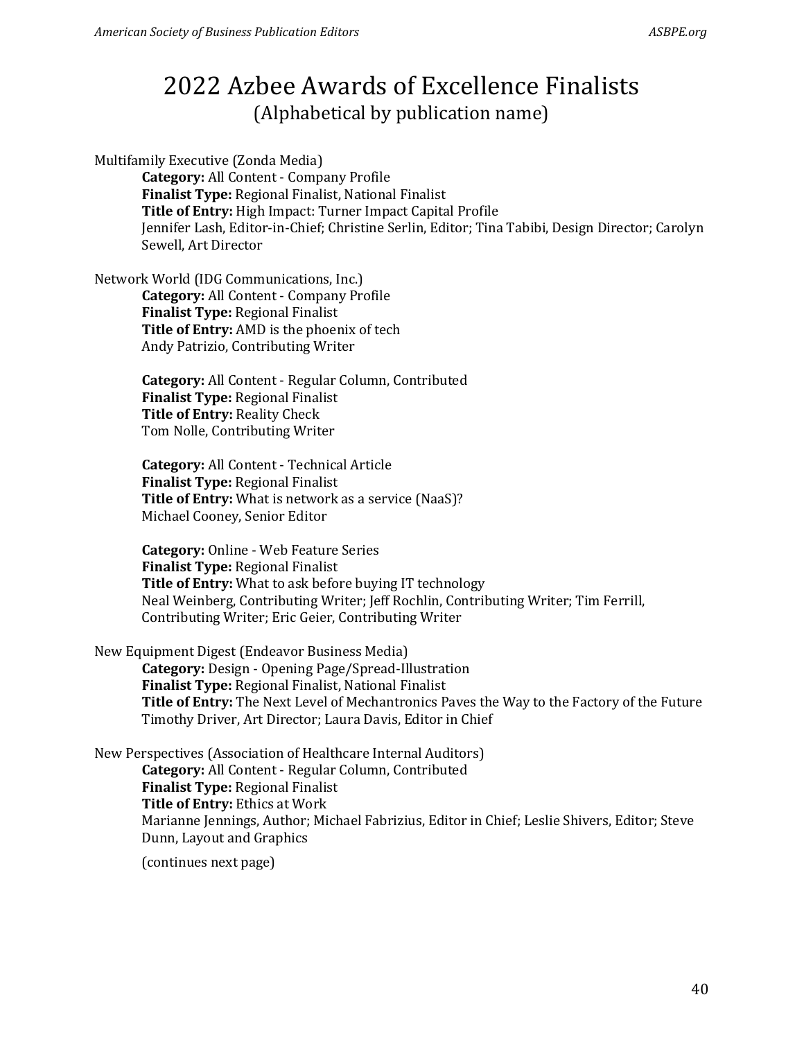# 2022 Azbee Awards of Excellence Finalists

(Alphabetical by publication name)

Multifamily Executive (Zonda Media)

**Category:** All Content - Company Profile
**Finalist Type:** Regional Finalist, National Finalist
**Title of Entry:** High Impact: Turner Impact Capital Profile
Jennifer Lash, Editor-in-Chief; Christine Serlin, Editor; Tina Tabibi, Design Director; Carolyn Sewell, Art Director

Network World (IDG Communications, Inc.)

**Category:** All Content - Company Profile
**Finalist Type:** Regional Finalist
**Title of Entry:** AMD is the phoenix of tech
Andy Patrizio, Contributing Writer

**Category:** All Content - Regular Column, Contributed
**Finalist Type:** Regional Finalist
**Title of Entry:** Reality Check
Tom Nolle, Contributing Writer

**Category:** All Content - Technical Article
**Finalist Type:** Regional Finalist
**Title of Entry:** What is network as a service (NaaS)?
Michael Cooney, Senior Editor

**Category:** Online - Web Feature Series
**Finalist Type:** Regional Finalist
**Title of Entry:** What to ask before buying IT technology
Neal Weinberg, Contributing Writer; Jeff Rochlin, Contributing Writer; Tim Ferrill, Contributing Writer; Eric Geier, Contributing Writer

New Equipment Digest (Endeavor Business Media)

**Category:** Design - Opening Page/Spread-Illustration
**Finalist Type:** Regional Finalist, National Finalist
**Title of Entry:** The Next Level of Mechantronics Paves the Way to the Factory of the Future
Timothy Driver, Art Director; Laura Davis, Editor in Chief

New Perspectives (Association of Healthcare Internal Auditors)

**Category:** All Content - Regular Column, Contributed
**Finalist Type:** Regional Finalist
**Title of Entry:** Ethics at Work
Marianne Jennings, Author; Michael Fabrizius, Editor in Chief; Leslie Shivers, Editor; Steve Dunn, Layout and Graphics

(continues next page)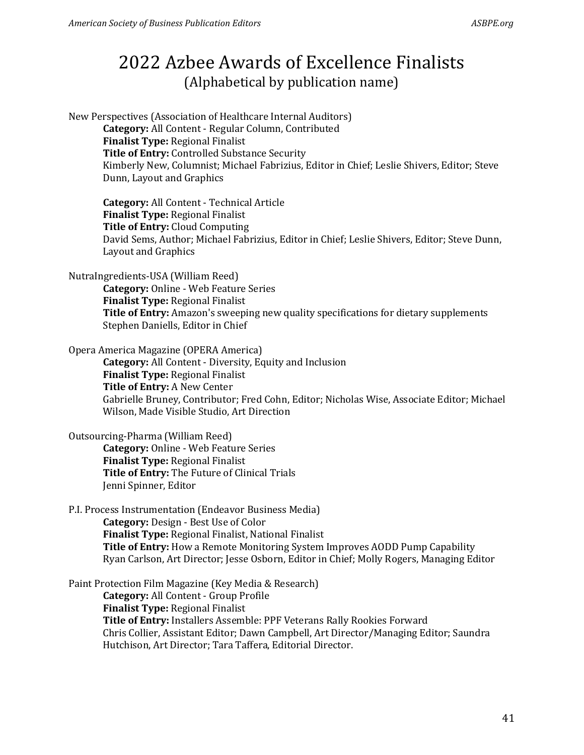# 2022 Azbee Awards of Excellence Finalists
## (Alphabetical by publication name)

New Perspectives (Association of Healthcare Internal Auditors)

**Category:** All Content - Regular Column, Contributed
**Finalist Type:** Regional Finalist
**Title of Entry:** Controlled Substance Security
Kimberly New, Columnist; Michael Fabrizius, Editor in Chief; Leslie Shivers, Editor; Steve Dunn, Layout and Graphics

**Category:** All Content - Technical Article
**Finalist Type:** Regional Finalist
**Title of Entry:** Cloud Computing
David Sems, Author; Michael Fabrizius, Editor in Chief; Leslie Shivers, Editor; Steve Dunn, Layout and Graphics

NutraIngredients-USA (William Reed)

**Category:** Online - Web Feature Series
**Finalist Type:** Regional Finalist
**Title of Entry:** Amazon's sweeping new quality specifications for dietary supplements
Stephen Daniells, Editor in Chief

Opera America Magazine (OPERA America)

**Category:** All Content - Diversity, Equity and Inclusion
**Finalist Type:** Regional Finalist
**Title of Entry:** A New Center
Gabrielle Bruney, Contributor; Fred Cohn, Editor; Nicholas Wise, Associate Editor; Michael Wilson, Made Visible Studio, Art Direction

Outsourcing-Pharma (William Reed)

**Category:** Online - Web Feature Series
**Finalist Type:** Regional Finalist
**Title of Entry:** The Future of Clinical Trials
Jenni Spinner, Editor

P.I. Process Instrumentation (Endeavor Business Media)

**Category:** Design - Best Use of Color
**Finalist Type:** Regional Finalist, National Finalist
**Title of Entry:** How a Remote Monitoring System Improves AODD Pump Capability
Ryan Carlson, Art Director; Jesse Osborn, Editor in Chief; Molly Rogers, Managing Editor

Paint Protection Film Magazine (Key Media & Research)

**Category:** All Content - Group Profile
**Finalist Type:** Regional Finalist
**Title of Entry:** Installers Assemble: PPF Veterans Rally Rookies Forward
Chris Collier, Assistant Editor; Dawn Campbell, Art Director/Managing Editor; Saundra Hutchison, Art Director; Tara Taffera, Editorial Director.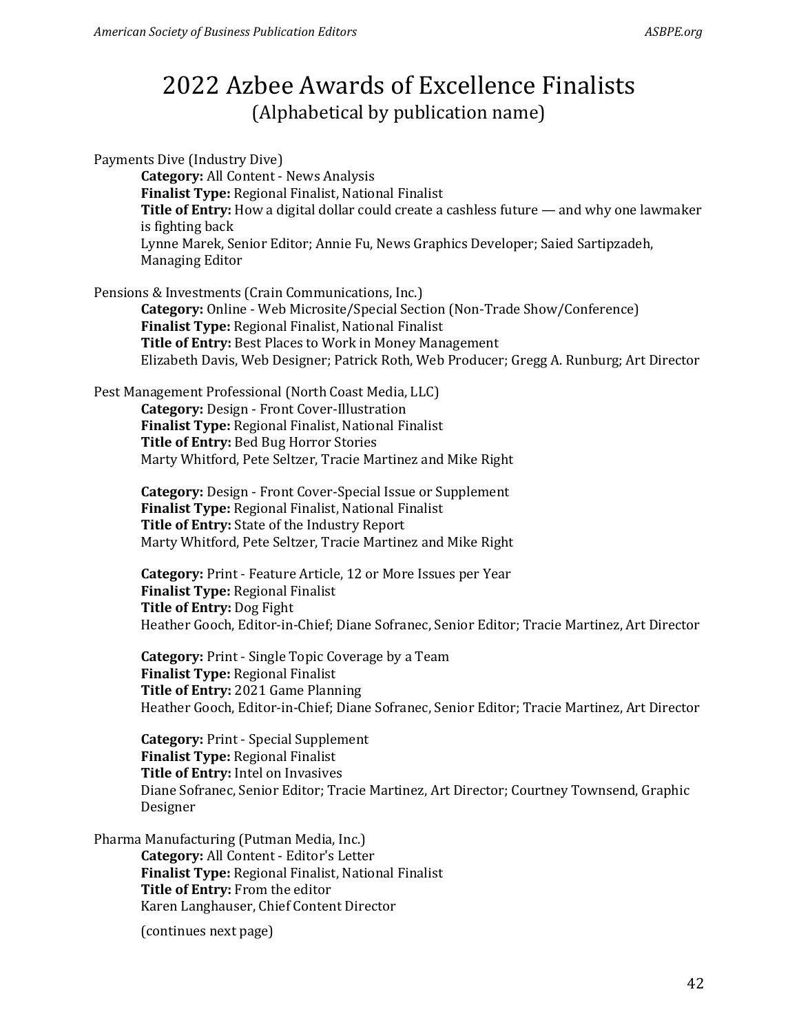# 2022 Azbee Awards of Excellence Finalists

(Alphabetical by publication name)

Payments Dive (Industry Dive)

**Category:** All Content - News Analysis
**Finalist Type:** Regional Finalist, National Finalist
**Title of Entry:** How a digital dollar could create a cashless future — and why one lawmaker is fighting back
Lynne Marek, Senior Editor; Annie Fu, News Graphics Developer; Saied Sartipzadeh, Managing Editor

Pensions & Investments (Crain Communications, Inc.)

**Category:** Online - Web Microsite/Special Section (Non-Trade Show/Conference)
**Finalist Type:** Regional Finalist, National Finalist
**Title of Entry:** Best Places to Work in Money Management
Elizabeth Davis, Web Designer; Patrick Roth, Web Producer; Gregg A. Runburg; Art Director

Pest Management Professional (North Coast Media, LLC)

**Category:** Design - Front Cover-Illustration
**Finalist Type:** Regional Finalist, National Finalist
**Title of Entry:** Bed Bug Horror Stories
Marty Whitford, Pete Seltzer, Tracie Martinez and Mike Right

**Category:** Design - Front Cover-Special Issue or Supplement
**Finalist Type:** Regional Finalist, National Finalist
**Title of Entry:** State of the Industry Report
Marty Whitford, Pete Seltzer, Tracie Martinez and Mike Right

**Category:** Print - Feature Article, 12 or More Issues per Year
**Finalist Type:** Regional Finalist
**Title of Entry:** Dog Fight
Heather Gooch, Editor-in-Chief; Diane Sofranec, Senior Editor; Tracie Martinez, Art Director

**Category:** Print - Single Topic Coverage by a Team
**Finalist Type:** Regional Finalist
**Title of Entry:** 2021 Game Planning
Heather Gooch, Editor-in-Chief; Diane Sofranec, Senior Editor; Tracie Martinez, Art Director

**Category:** Print - Special Supplement
**Finalist Type:** Regional Finalist
**Title of Entry:** Intel on Invasives
Diane Sofranec, Senior Editor; Tracie Martinez, Art Director; Courtney Townsend, Graphic Designer

Pharma Manufacturing (Putman Media, Inc.)

**Category:** All Content - Editor's Letter
**Finalist Type:** Regional Finalist, National Finalist
**Title of Entry:** From the editor
Karen Langhauser, Chief Content Director

(continues next page)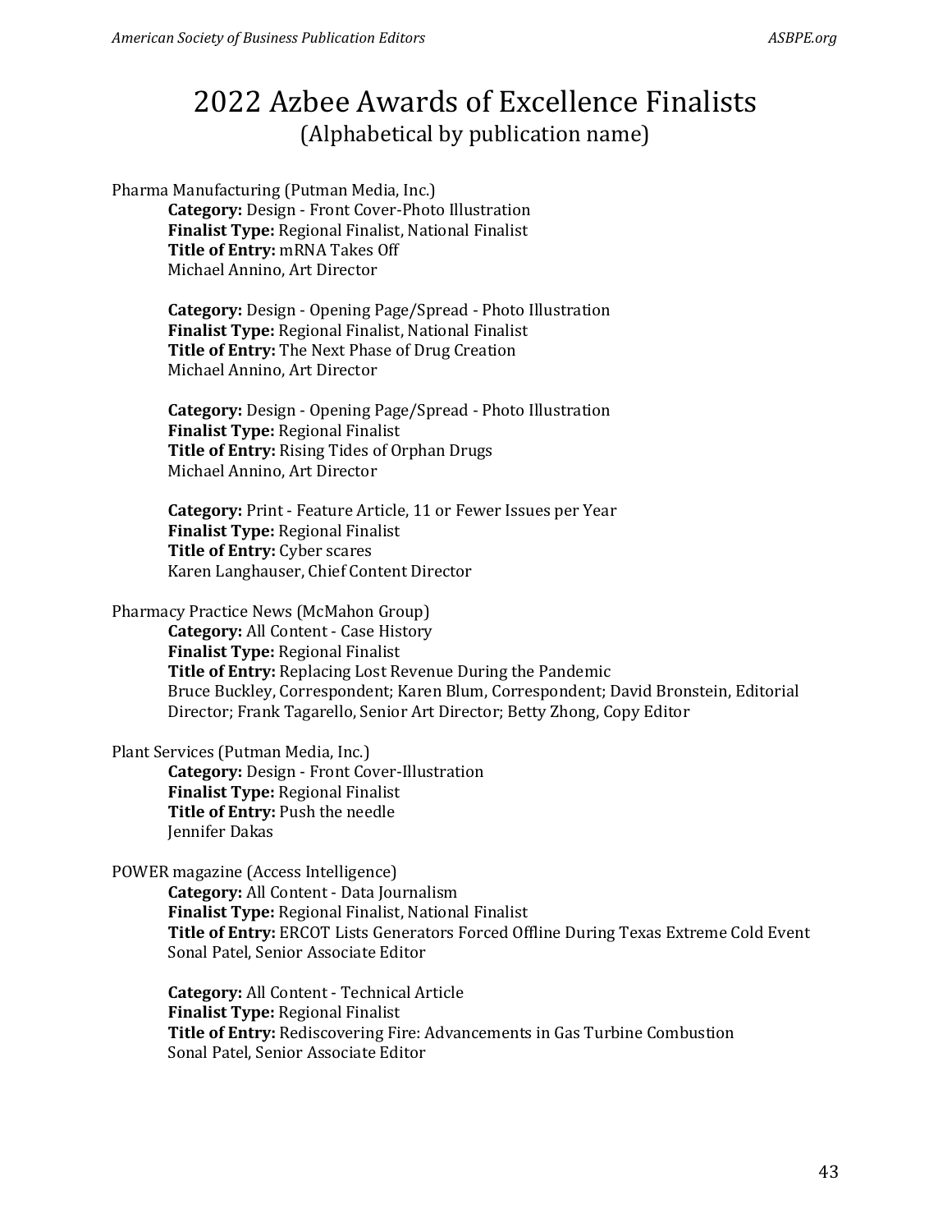# 2022 Azbee Awards of Excellence Finalists
(Alphabetical by publication name)

Pharma Manufacturing (Putman Media, Inc.)

> **Category:** Design - Front Cover-Photo Illustration
> **Finalist Type:** Regional Finalist, National Finalist
> **Title of Entry:** mRNA Takes Off
> Michael Annino, Art Director
>
> **Category:** Design - Opening Page/Spread - Photo Illustration
> **Finalist Type:** Regional Finalist, National Finalist
> **Title of Entry:** The Next Phase of Drug Creation
> Michael Annino, Art Director
>
> **Category:** Design - Opening Page/Spread - Photo Illustration
> **Finalist Type:** Regional Finalist
> **Title of Entry:** Rising Tides of Orphan Drugs
> Michael Annino, Art Director
>
> **Category:** Print - Feature Article, 11 or Fewer Issues per Year
> **Finalist Type:** Regional Finalist
> **Title of Entry:** Cyber scares
> Karen Langhauser, Chief Content Director

Pharmacy Practice News (McMahon Group)

> **Category:** All Content - Case History
> **Finalist Type:** Regional Finalist
> **Title of Entry:** Replacing Lost Revenue During the Pandemic
> Bruce Buckley, Correspondent; Karen Blum, Correspondent; David Bronstein, Editorial Director; Frank Tagarello, Senior Art Director; Betty Zhong, Copy Editor

Plant Services (Putman Media, Inc.)

> **Category:** Design - Front Cover-Illustration
> **Finalist Type:** Regional Finalist
> **Title of Entry:** Push the needle
> Jennifer Dakas

POWER magazine (Access Intelligence)

> **Category:** All Content - Data Journalism
> **Finalist Type:** Regional Finalist, National Finalist
> **Title of Entry:** ERCOT Lists Generators Forced Offline During Texas Extreme Cold Event
> Sonal Patel, Senior Associate Editor
>
> **Category:** All Content - Technical Article
> **Finalist Type:** Regional Finalist
> **Title of Entry:** Rediscovering Fire: Advancements in Gas Turbine Combustion
> Sonal Patel, Senior Associate Editor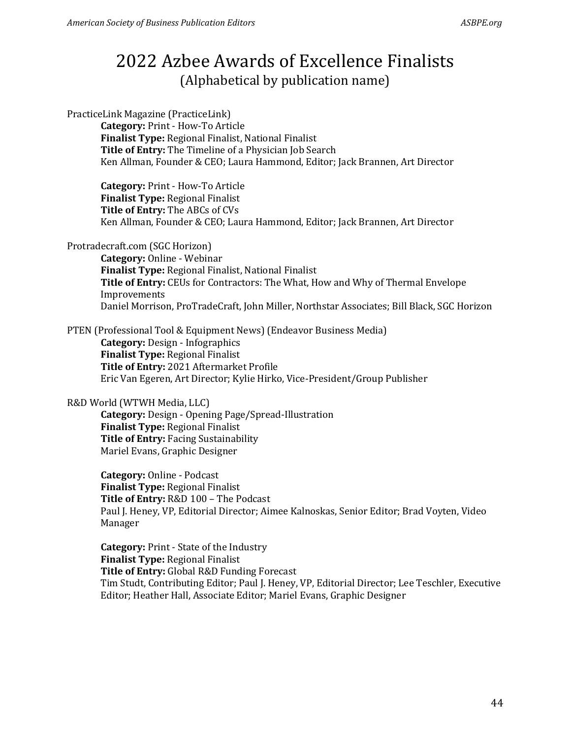# 2022 Azbee Awards of Excellence Finalists
## (Alphabetical by publication name)

PracticeLink Magazine (PracticeLink)

**Category:** Print - How-To Article
**Finalist Type:** Regional Finalist, National Finalist
**Title of Entry:** The Timeline of a Physician Job Search
Ken Allman, Founder & CEO; Laura Hammond, Editor; Jack Brannen, Art Director

**Category:** Print - How-To Article
**Finalist Type:** Regional Finalist
**Title of Entry:** The ABCs of CVs
Ken Allman, Founder & CEO; Laura Hammond, Editor; Jack Brannen, Art Director

Protradecraft.com (SGC Horizon)

**Category:** Online - Webinar
**Finalist Type:** Regional Finalist, National Finalist
**Title of Entry:** CEUs for Contractors: The What, How and Why of Thermal Envelope Improvements
Daniel Morrison, ProTradeCraft, John Miller, Northstar Associates; Bill Black, SGC Horizon

PTEN (Professional Tool & Equipment News) (Endeavor Business Media)

**Category:** Design - Infographics
**Finalist Type:** Regional Finalist
**Title of Entry:** 2021 Aftermarket Profile
Eric Van Egeren, Art Director; Kylie Hirko, Vice-President/Group Publisher

R&D World (WTWH Media, LLC)

**Category:** Design - Opening Page/Spread-Illustration
**Finalist Type:** Regional Finalist
**Title of Entry:** Facing Sustainability
Mariel Evans, Graphic Designer

**Category:** Online - Podcast
**Finalist Type:** Regional Finalist
**Title of Entry:** R&D 100 – The Podcast
Paul J. Heney, VP, Editorial Director; Aimee Kalnoskas, Senior Editor; Brad Voyten, Video Manager

**Category:** Print - State of the Industry
**Finalist Type:** Regional Finalist
**Title of Entry:** Global R&D Funding Forecast
Tim Studt, Contributing Editor; Paul J. Heney, VP, Editorial Director; Lee Teschler, Executive Editor; Heather Hall, Associate Editor; Mariel Evans, Graphic Designer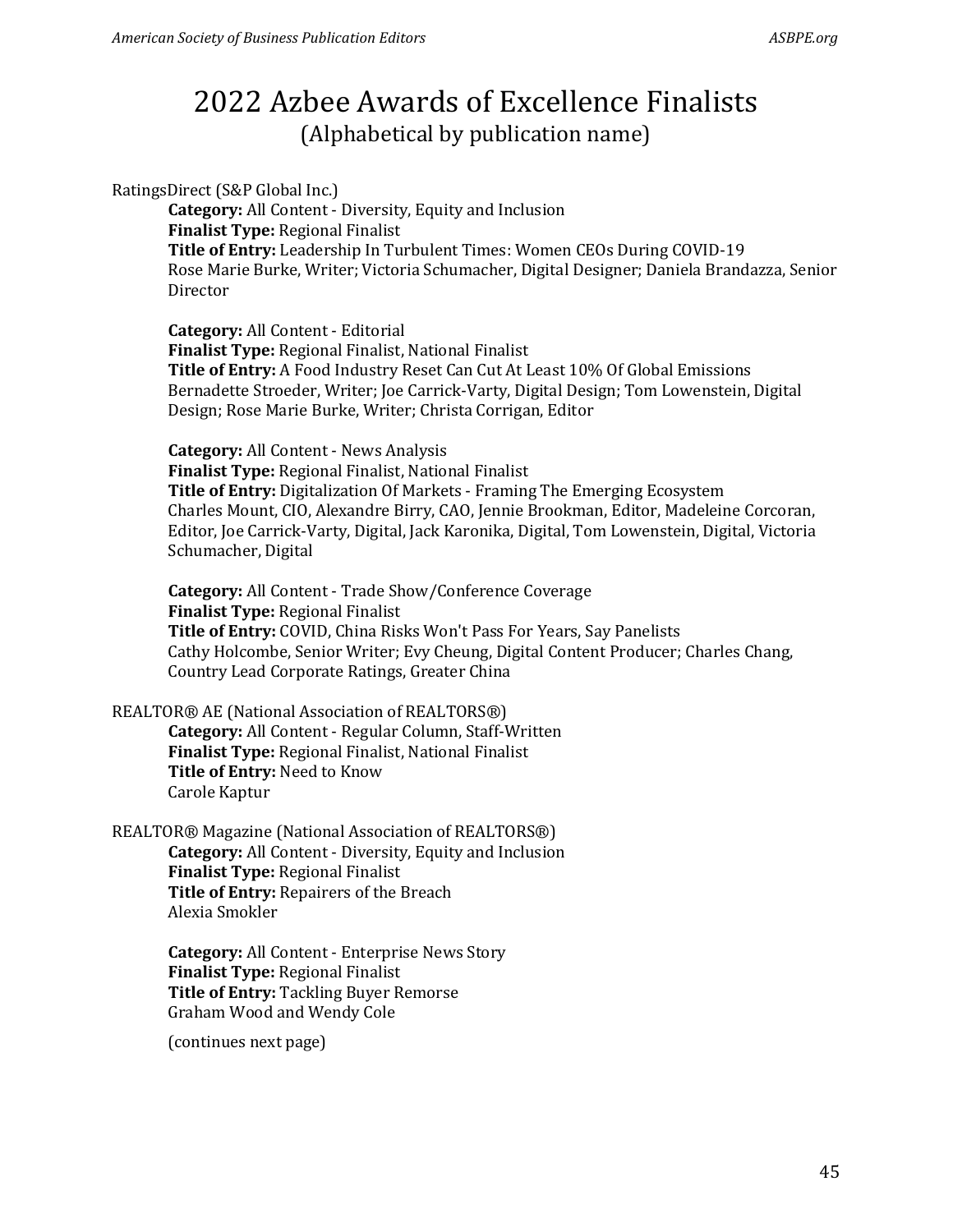# 2022 Azbee Awards of Excellence Finalists

(Alphabetical by publication name)

RatingsDirect (S&P Global Inc.)

**Category:** All Content - Diversity, Equity and Inclusion
**Finalist Type:** Regional Finalist
**Title of Entry:** Leadership In Turbulent Times: Women CEOs During COVID-19
Rose Marie Burke, Writer; Victoria Schumacher, Digital Designer; Daniela Brandazza, Senior Director

**Category:** All Content - Editorial
**Finalist Type:** Regional Finalist, National Finalist
**Title of Entry:** A Food Industry Reset Can Cut At Least 10% Of Global Emissions
Bernadette Stroeder, Writer; Joe Carrick-Varty, Digital Design; Tom Lowenstein, Digital Design; Rose Marie Burke, Writer; Christa Corrigan, Editor

**Category:** All Content - News Analysis
**Finalist Type:** Regional Finalist, National Finalist
**Title of Entry:** Digitalization Of Markets - Framing The Emerging Ecosystem
Charles Mount, CIO, Alexandre Birry, CAO, Jennie Brookman, Editor, Madeleine Corcoran, Editor, Joe Carrick-Varty, Digital, Jack Karonika, Digital, Tom Lowenstein, Digital, Victoria Schumacher, Digital

**Category:** All Content - Trade Show/Conference Coverage
**Finalist Type:** Regional Finalist
**Title of Entry:** COVID, China Risks Won't Pass For Years, Say Panelists
Cathy Holcombe, Senior Writer; Evy Cheung, Digital Content Producer; Charles Chang, Country Lead Corporate Ratings, Greater China

REALTOR® AE (National Association of REALTORS®)

**Category:** All Content - Regular Column, Staff-Written
**Finalist Type:** Regional Finalist, National Finalist
**Title of Entry:** Need to Know
Carole Kaptur

REALTOR® Magazine (National Association of REALTORS®)

**Category:** All Content - Diversity, Equity and Inclusion
**Finalist Type:** Regional Finalist
**Title of Entry:** Repairers of the Breach
Alexia Smokler

**Category:** All Content - Enterprise News Story
**Finalist Type:** Regional Finalist
**Title of Entry:** Tackling Buyer Remorse
Graham Wood and Wendy Cole

(continues next page)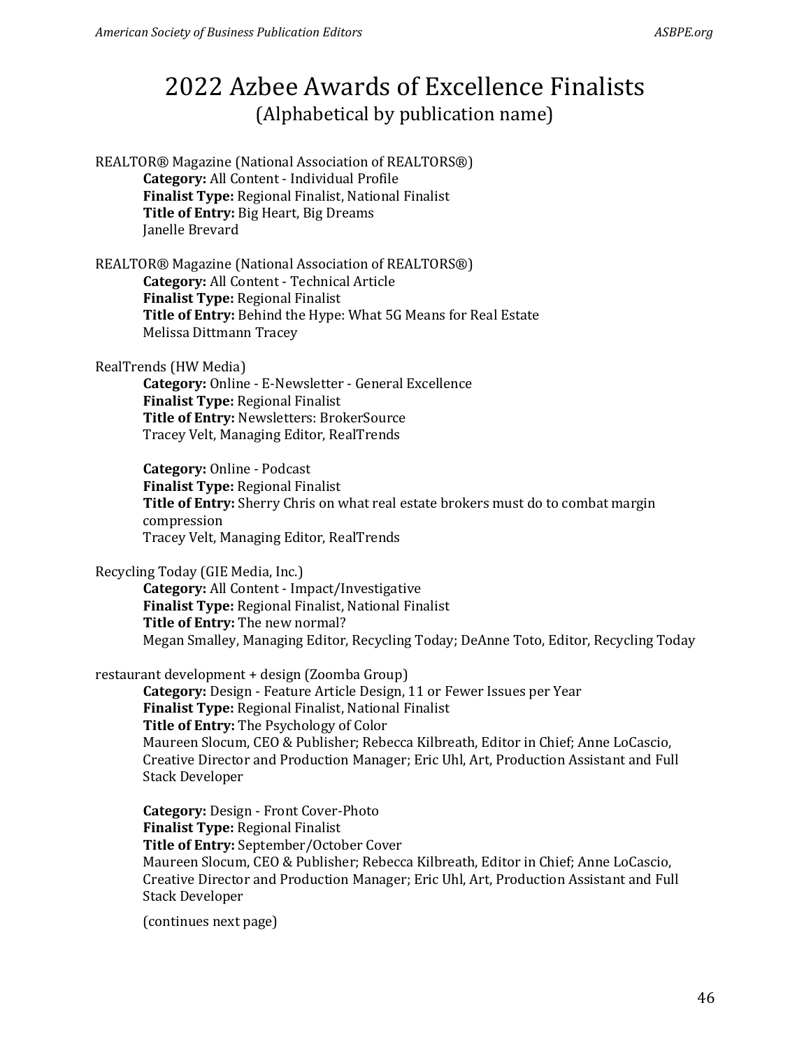# 2022 Azbee Awards of Excellence Finalists

(Alphabetical by publication name)

REALTOR® Magazine (National Association of REALTORS®)
**Category:** All Content - Individual Profile
**Finalist Type:** Regional Finalist, National Finalist
**Title of Entry:** Big Heart, Big Dreams
Janelle Brevard

REALTOR® Magazine (National Association of REALTORS®)
**Category:** All Content - Technical Article
**Finalist Type:** Regional Finalist
**Title of Entry:** Behind the Hype: What 5G Means for Real Estate
Melissa Dittmann Tracey

RealTrends (HW Media)
**Category:** Online - E-Newsletter - General Excellence
**Finalist Type:** Regional Finalist
**Title of Entry:** Newsletters: BrokerSource
Tracey Velt, Managing Editor, RealTrends

**Category:** Online - Podcast
**Finalist Type:** Regional Finalist
**Title of Entry:** Sherry Chris on what real estate brokers must do to combat margin compression
Tracey Velt, Managing Editor, RealTrends

Recycling Today (GIE Media, Inc.)
**Category:** All Content - Impact/Investigative
**Finalist Type:** Regional Finalist, National Finalist
**Title of Entry:** The new normal?
Megan Smalley, Managing Editor, Recycling Today; DeAnne Toto, Editor, Recycling Today

restaurant development + design (Zoomba Group)
**Category:** Design - Feature Article Design, 11 or Fewer Issues per Year
**Finalist Type:** Regional Finalist, National Finalist
**Title of Entry:** The Psychology of Color
Maureen Slocum, CEO & Publisher; Rebecca Kilbreath, Editor in Chief; Anne LoCascio, Creative Director and Production Manager; Eric Uhl, Art, Production Assistant and Full Stack Developer

**Category:** Design - Front Cover-Photo
**Finalist Type:** Regional Finalist
**Title of Entry:** September/October Cover
Maureen Slocum, CEO & Publisher; Rebecca Kilbreath, Editor in Chief; Anne LoCascio, Creative Director and Production Manager; Eric Uhl, Art, Production Assistant and Full Stack Developer

(continues next page)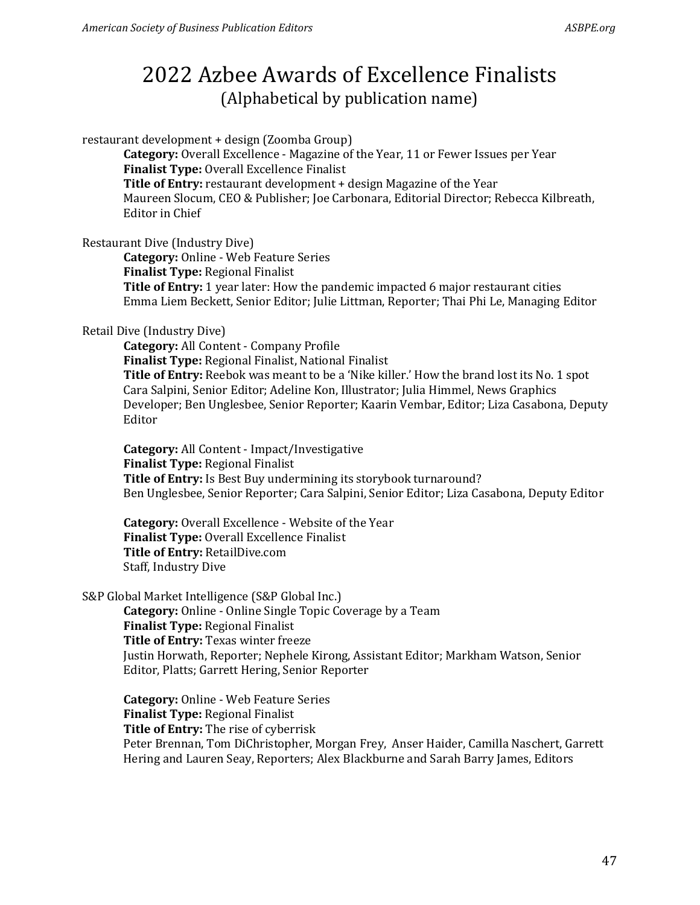# 2022 Azbee Awards of Excellence Finalists
## (Alphabetical by publication name)

restaurant development + design (Zoomba Group)

**Category:** Overall Excellence - Magazine of the Year, 11 or Fewer Issues per Year
**Finalist Type:** Overall Excellence Finalist
**Title of Entry:** restaurant development + design Magazine of the Year
Maureen Slocum, CEO & Publisher; Joe Carbonara, Editorial Director; Rebecca Kilbreath, Editor in Chief

Restaurant Dive (Industry Dive)

**Category:** Online - Web Feature Series
**Finalist Type:** Regional Finalist
**Title of Entry:** 1 year later: How the pandemic impacted 6 major restaurant cities
Emma Liem Beckett, Senior Editor; Julie Littman, Reporter; Thai Phi Le, Managing Editor

Retail Dive (Industry Dive)

**Category:** All Content - Company Profile
**Finalist Type:** Regional Finalist, National Finalist
**Title of Entry:** Reebok was meant to be a 'Nike killer.' How the brand lost its No. 1 spot
Cara Salpini, Senior Editor; Adeline Kon, Illustrator; Julia Himmel, News Graphics Developer; Ben Unglesbee, Senior Reporter; Kaarin Vembar, Editor; Liza Casabona, Deputy Editor

**Category:** All Content - Impact/Investigative
**Finalist Type:** Regional Finalist
**Title of Entry:** Is Best Buy undermining its storybook turnaround?
Ben Unglesbee, Senior Reporter; Cara Salpini, Senior Editor; Liza Casabona, Deputy Editor

**Category:** Overall Excellence - Website of the Year
**Finalist Type:** Overall Excellence Finalist
**Title of Entry:** RetailDive.com
Staff, Industry Dive

S&P Global Market Intelligence (S&P Global Inc.)

**Category:** Online - Online Single Topic Coverage by a Team
**Finalist Type:** Regional Finalist
**Title of Entry:** Texas winter freeze
Justin Horwath, Reporter; Nephele Kirong, Assistant Editor; Markham Watson, Senior Editor, Platts; Garrett Hering, Senior Reporter

**Category:** Online - Web Feature Series
**Finalist Type:** Regional Finalist
**Title of Entry:** The rise of cyberrisk
Peter Brennan, Tom DiChristopher, Morgan Frey, Anser Haider, Camilla Naschert, Garrett Hering and Lauren Seay, Reporters; Alex Blackburne and Sarah Barry James, Editors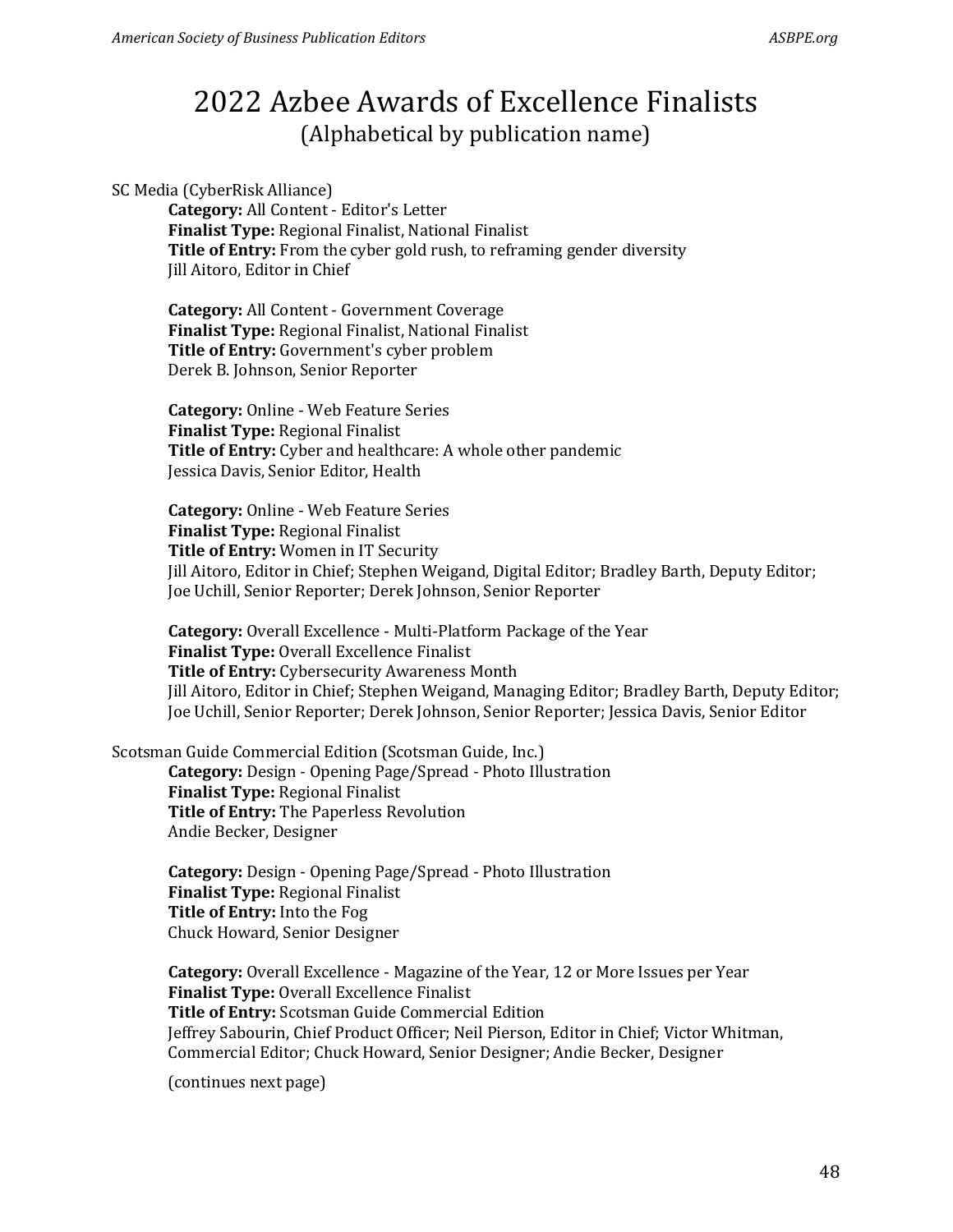# 2022 Azbee Awards of Excellence Finalists

(Alphabetical by publication name)

SC Media (CyberRisk Alliance)

**Category:** All Content - Editor's Letter
**Finalist Type:** Regional Finalist, National Finalist
**Title of Entry:** From the cyber gold rush, to reframing gender diversity
Jill Aitoro, Editor in Chief

**Category:** All Content - Government Coverage
**Finalist Type:** Regional Finalist, National Finalist
**Title of Entry:** Government's cyber problem
Derek B. Johnson, Senior Reporter

**Category:** Online - Web Feature Series
**Finalist Type:** Regional Finalist
**Title of Entry:** Cyber and healthcare: A whole other pandemic
Jessica Davis, Senior Editor, Health

**Category:** Online - Web Feature Series
**Finalist Type:** Regional Finalist
**Title of Entry:** Women in IT Security
Jill Aitoro, Editor in Chief; Stephen Weigand, Digital Editor; Bradley Barth, Deputy Editor; Joe Uchill, Senior Reporter; Derek Johnson, Senior Reporter

**Category:** Overall Excellence - Multi-Platform Package of the Year
**Finalist Type:** Overall Excellence Finalist
**Title of Entry:** Cybersecurity Awareness Month
Jill Aitoro, Editor in Chief; Stephen Weigand, Managing Editor; Bradley Barth, Deputy Editor; Joe Uchill, Senior Reporter; Derek Johnson, Senior Reporter; Jessica Davis, Senior Editor

Scotsman Guide Commercial Edition (Scotsman Guide, Inc.)

**Category:** Design - Opening Page/Spread - Photo Illustration
**Finalist Type:** Regional Finalist
**Title of Entry:** The Paperless Revolution
Andie Becker, Designer

**Category:** Design - Opening Page/Spread - Photo Illustration
**Finalist Type:** Regional Finalist
**Title of Entry:** Into the Fog
Chuck Howard, Senior Designer

**Category:** Overall Excellence - Magazine of the Year, 12 or More Issues per Year
**Finalist Type:** Overall Excellence Finalist
**Title of Entry:** Scotsman Guide Commercial Edition
Jeffrey Sabourin, Chief Product Officer; Neil Pierson, Editor in Chief; Victor Whitman, Commercial Editor; Chuck Howard, Senior Designer; Andie Becker, Designer

(continues next page)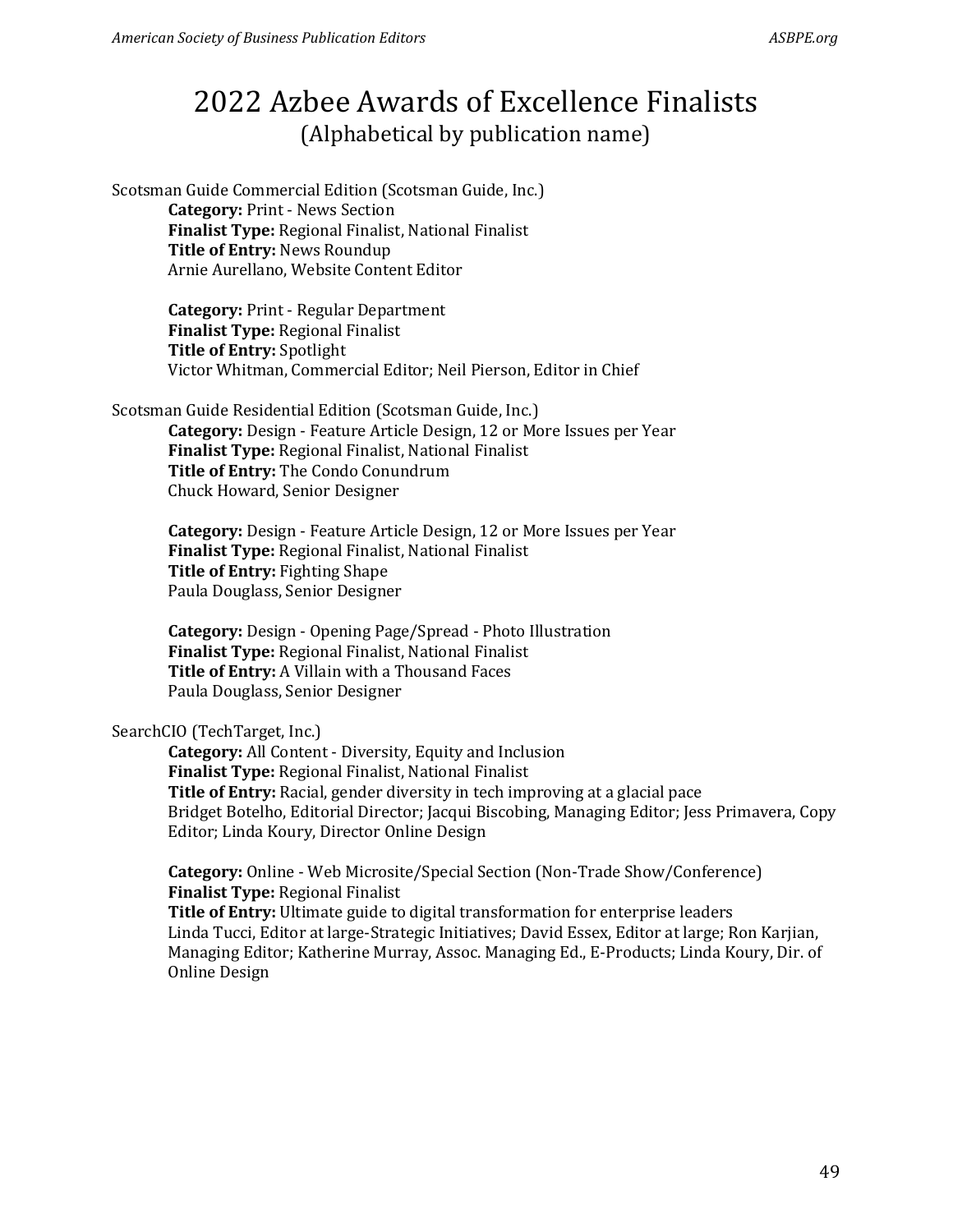# 2022 Azbee Awards of Excellence Finalists
(Alphabetical by publication name)

Scotsman Guide Commercial Edition (Scotsman Guide, Inc.)

**Category:** Print - News Section
**Finalist Type:** Regional Finalist, National Finalist
**Title of Entry:** News Roundup
Arnie Aurellano, Website Content Editor

**Category:** Print - Regular Department
**Finalist Type:** Regional Finalist
**Title of Entry:** Spotlight
Victor Whitman, Commercial Editor; Neil Pierson, Editor in Chief

Scotsman Guide Residential Edition (Scotsman Guide, Inc.)

**Category:** Design - Feature Article Design, 12 or More Issues per Year
**Finalist Type:** Regional Finalist, National Finalist
**Title of Entry:** The Condo Conundrum
Chuck Howard, Senior Designer

**Category:** Design - Feature Article Design, 12 or More Issues per Year
**Finalist Type:** Regional Finalist, National Finalist
**Title of Entry:** Fighting Shape
Paula Douglass, Senior Designer

**Category:** Design - Opening Page/Spread - Photo Illustration
**Finalist Type:** Regional Finalist, National Finalist
**Title of Entry:** A Villain with a Thousand Faces
Paula Douglass, Senior Designer

SearchCIO (TechTarget, Inc.)

**Category:** All Content - Diversity, Equity and Inclusion
**Finalist Type:** Regional Finalist, National Finalist
**Title of Entry:** Racial, gender diversity in tech improving at a glacial pace
Bridget Botelho, Editorial Director; Jacqui Biscobing, Managing Editor; Jess Primavera, Copy Editor; Linda Koury, Director Online Design

**Category:** Online - Web Microsite/Special Section (Non-Trade Show/Conference)
**Finalist Type:** Regional Finalist
**Title of Entry:** Ultimate guide to digital transformation for enterprise leaders
Linda Tucci, Editor at large-Strategic Initiatives; David Essex, Editor at large; Ron Karjian, Managing Editor; Katherine Murray, Assoc. Managing Ed., E-Products; Linda Koury, Dir. of Online Design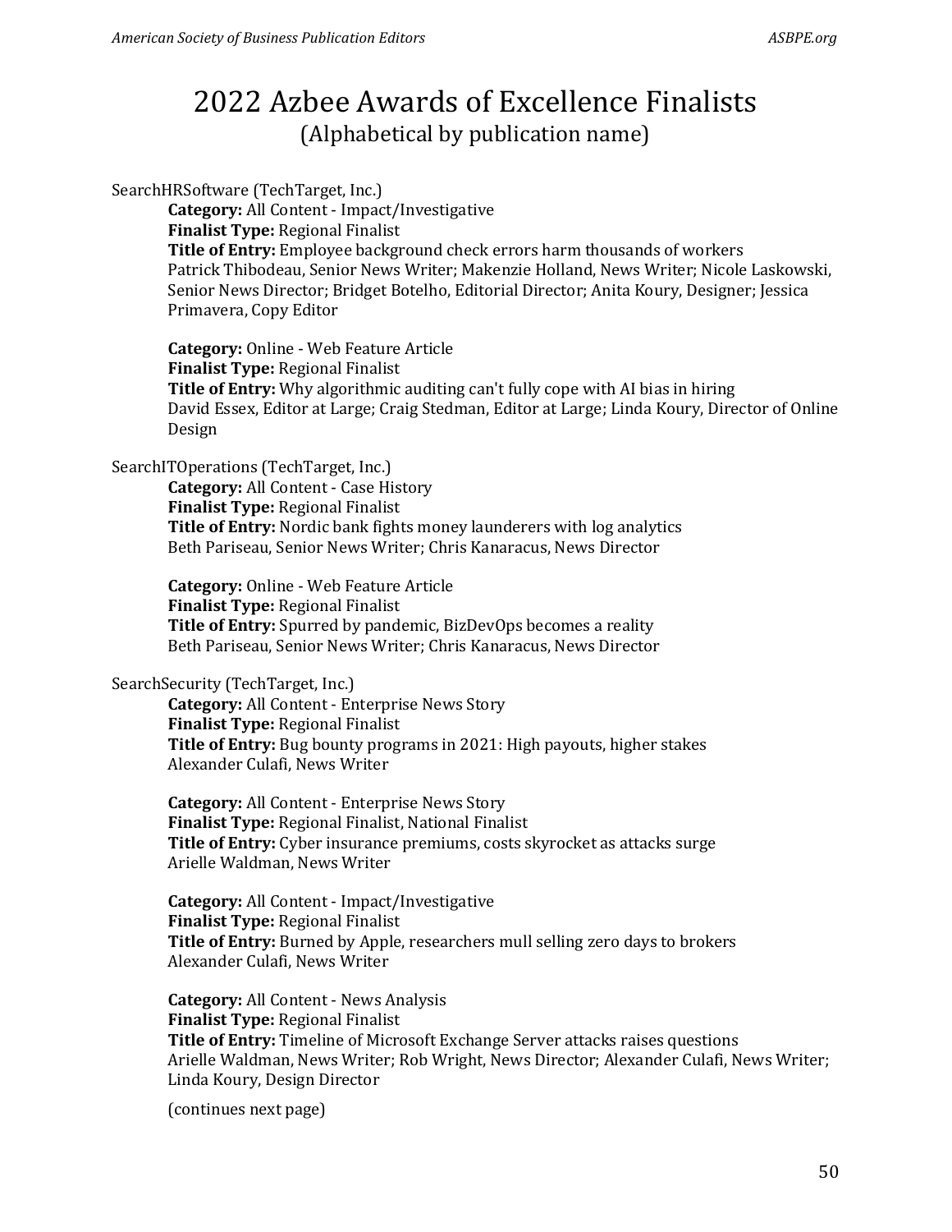# 2022 Azbee Awards of Excellence Finalists

(Alphabetical by publication name)

SearchHRSoftware (TechTarget, Inc.)

**Category:** All Content - Impact/Investigative
**Finalist Type:** Regional Finalist
**Title of Entry:** Employee background check errors harm thousands of workers
Patrick Thibodeau, Senior News Writer; Makenzie Holland, News Writer; Nicole Laskowski, Senior News Director; Bridget Botelho, Editorial Director; Anita Koury, Designer; Jessica Primavera, Copy Editor

**Category:** Online - Web Feature Article
**Finalist Type:** Regional Finalist
**Title of Entry:** Why algorithmic auditing can't fully cope with AI bias in hiring
David Essex, Editor at Large; Craig Stedman, Editor at Large; Linda Koury, Director of Online Design

SearchITOperations (TechTarget, Inc.)

**Category:** All Content - Case History
**Finalist Type:** Regional Finalist
**Title of Entry:** Nordic bank fights money launderers with log analytics
Beth Pariseau, Senior News Writer; Chris Kanaracus, News Director

**Category:** Online - Web Feature Article
**Finalist Type:** Regional Finalist
**Title of Entry:** Spurred by pandemic, BizDevOps becomes a reality
Beth Pariseau, Senior News Writer; Chris Kanaracus, News Director

SearchSecurity (TechTarget, Inc.)

**Category:** All Content - Enterprise News Story
**Finalist Type:** Regional Finalist
**Title of Entry:** Bug bounty programs in 2021: High payouts, higher stakes
Alexander Culafi, News Writer

**Category:** All Content - Enterprise News Story
**Finalist Type:** Regional Finalist, National Finalist
**Title of Entry:** Cyber insurance premiums, costs skyrocket as attacks surge
Arielle Waldman, News Writer

**Category:** All Content - Impact/Investigative
**Finalist Type:** Regional Finalist
**Title of Entry:** Burned by Apple, researchers mull selling zero days to brokers
Alexander Culafi, News Writer

**Category:** All Content - News Analysis
**Finalist Type:** Regional Finalist
**Title of Entry:** Timeline of Microsoft Exchange Server attacks raises questions
Arielle Waldman, News Writer; Rob Wright, News Director; Alexander Culafi, News Writer; Linda Koury, Design Director

(continues next page)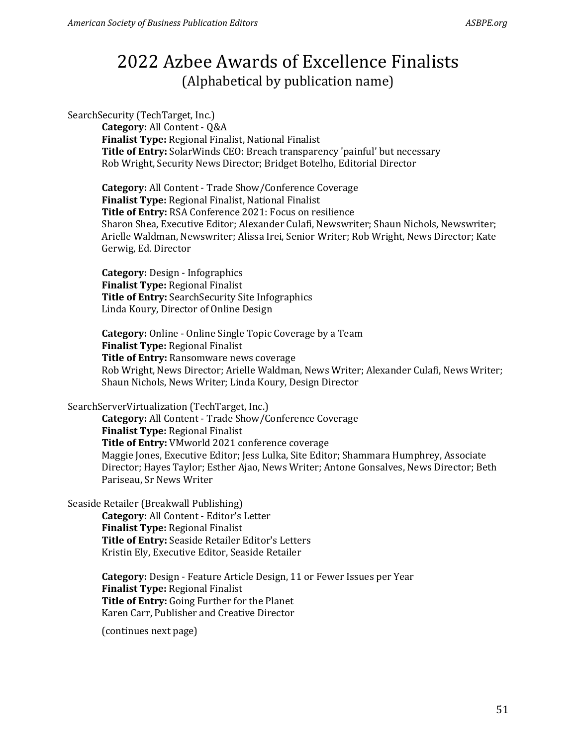# 2022 Azbee Awards of Excellence Finalists
## (Alphabetical by publication name)

SearchSecurity (TechTarget, Inc.)

**Category:** All Content - Q&A
**Finalist Type:** Regional Finalist, National Finalist
**Title of Entry:** SolarWinds CEO: Breach transparency 'painful' but necessary
Rob Wright, Security News Director; Bridget Botelho, Editorial Director

**Category:** All Content - Trade Show/Conference Coverage
**Finalist Type:** Regional Finalist, National Finalist
**Title of Entry:** RSA Conference 2021: Focus on resilience
Sharon Shea, Executive Editor; Alexander Culafi, Newswriter; Shaun Nichols, Newswriter; Arielle Waldman, Newswriter; Alissa Irei, Senior Writer; Rob Wright, News Director; Kate Gerwig, Ed. Director

**Category:** Design - Infographics
**Finalist Type:** Regional Finalist
**Title of Entry:** SearchSecurity Site Infographics
Linda Koury, Director of Online Design

**Category:** Online - Online Single Topic Coverage by a Team
**Finalist Type:** Regional Finalist
**Title of Entry:** Ransomware news coverage
Rob Wright, News Director; Arielle Waldman, News Writer; Alexander Culafi, News Writer; Shaun Nichols, News Writer; Linda Koury, Design Director

SearchServerVirtualization (TechTarget, Inc.)

**Category:** All Content - Trade Show/Conference Coverage
**Finalist Type:** Regional Finalist
**Title of Entry:** VMworld 2021 conference coverage
Maggie Jones, Executive Editor; Jess Lulka, Site Editor; Shammara Humphrey, Associate Director; Hayes Taylor; Esther Ajao, News Writer; Antone Gonsalves, News Director; Beth Pariseau, Sr News Writer

Seaside Retailer (Breakwall Publishing)

**Category:** All Content - Editor's Letter
**Finalist Type:** Regional Finalist
**Title of Entry:** Seaside Retailer Editor's Letters
Kristin Ely, Executive Editor, Seaside Retailer

**Category:** Design - Feature Article Design, 11 or Fewer Issues per Year
**Finalist Type:** Regional Finalist
**Title of Entry:** Going Further for the Planet
Karen Carr, Publisher and Creative Director

(continues next page)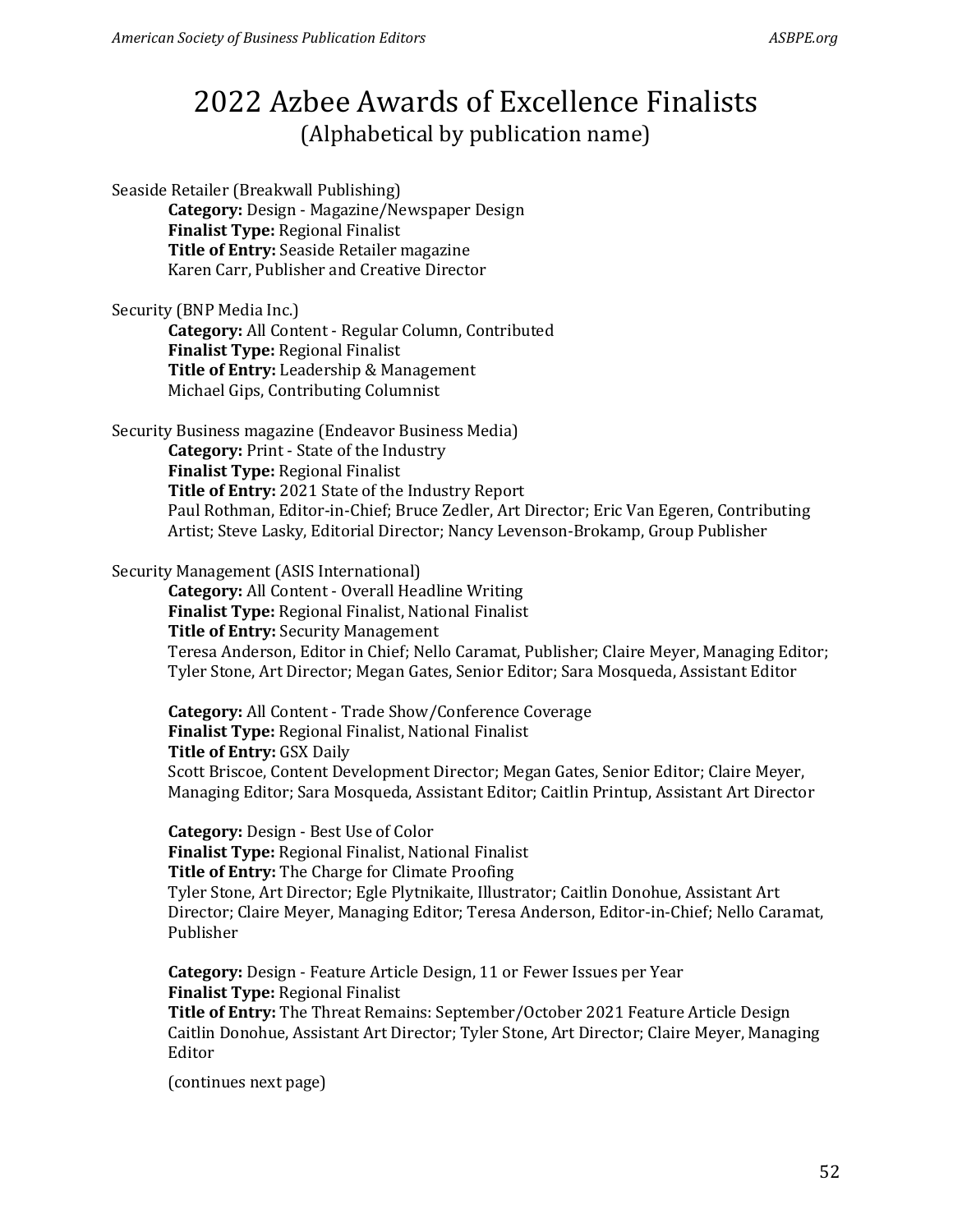# 2022 Azbee Awards of Excellence Finalists
(Alphabetical by publication name)

Seaside Retailer (Breakwall Publishing)

**Category:** Design - Magazine/Newspaper Design
**Finalist Type:** Regional Finalist
**Title of Entry:** Seaside Retailer magazine
Karen Carr, Publisher and Creative Director

Security (BNP Media Inc.)

**Category:** All Content - Regular Column, Contributed
**Finalist Type:** Regional Finalist
**Title of Entry:** Leadership & Management
Michael Gips, Contributing Columnist

Security Business magazine (Endeavor Business Media)

**Category:** Print - State of the Industry
**Finalist Type:** Regional Finalist
**Title of Entry:** 2021 State of the Industry Report
Paul Rothman, Editor-in-Chief; Bruce Zedler, Art Director; Eric Van Egeren, Contributing Artist; Steve Lasky, Editorial Director; Nancy Levenson-Brokamp, Group Publisher

Security Management (ASIS International)

**Category:** All Content - Overall Headline Writing
**Finalist Type:** Regional Finalist, National Finalist
**Title of Entry:** Security Management
Teresa Anderson, Editor in Chief; Nello Caramat, Publisher; Claire Meyer, Managing Editor; Tyler Stone, Art Director; Megan Gates, Senior Editor; Sara Mosqueda, Assistant Editor

**Category:** All Content - Trade Show/Conference Coverage
**Finalist Type:** Regional Finalist, National Finalist
**Title of Entry:** GSX Daily
Scott Briscoe, Content Development Director; Megan Gates, Senior Editor; Claire Meyer, Managing Editor; Sara Mosqueda, Assistant Editor; Caitlin Printup, Assistant Art Director

**Category:** Design - Best Use of Color
**Finalist Type:** Regional Finalist, National Finalist
**Title of Entry:** The Charge for Climate Proofing
Tyler Stone, Art Director; Egle Plytnikaite, Illustrator; Caitlin Donohue, Assistant Art Director; Claire Meyer, Managing Editor; Teresa Anderson, Editor-in-Chief; Nello Caramat, Publisher

**Category:** Design - Feature Article Design, 11 or Fewer Issues per Year
**Finalist Type:** Regional Finalist
**Title of Entry:** The Threat Remains: September/October 2021 Feature Article Design
Caitlin Donohue, Assistant Art Director; Tyler Stone, Art Director; Claire Meyer, Managing Editor

(continues next page)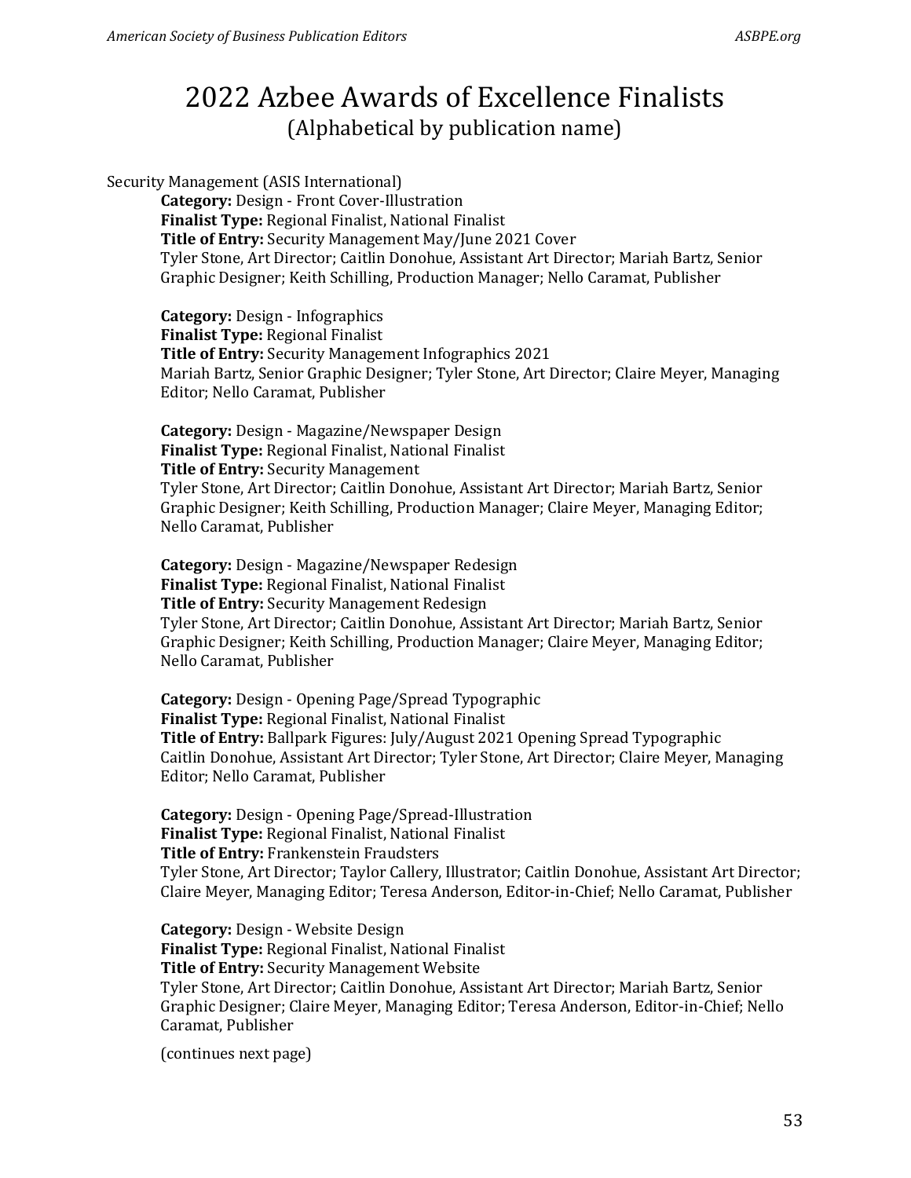# 2022 Azbee Awards of Excellence Finalists
## (Alphabetical by publication name)

Security Management (ASIS International)

**Category:** Design - Front Cover-Illustration
**Finalist Type:** Regional Finalist, National Finalist
**Title of Entry:** Security Management May/June 2021 Cover
Tyler Stone, Art Director; Caitlin Donohue, Assistant Art Director; Mariah Bartz, Senior Graphic Designer; Keith Schilling, Production Manager; Nello Caramat, Publisher

**Category:** Design - Infographics
**Finalist Type:** Regional Finalist
**Title of Entry:** Security Management Infographics 2021
Mariah Bartz, Senior Graphic Designer; Tyler Stone, Art Director; Claire Meyer, Managing Editor; Nello Caramat, Publisher

**Category:** Design - Magazine/Newspaper Design
**Finalist Type:** Regional Finalist, National Finalist
**Title of Entry:** Security Management
Tyler Stone, Art Director; Caitlin Donohue, Assistant Art Director; Mariah Bartz, Senior Graphic Designer; Keith Schilling, Production Manager; Claire Meyer, Managing Editor; Nello Caramat, Publisher

**Category:** Design - Magazine/Newspaper Redesign
**Finalist Type:** Regional Finalist, National Finalist
**Title of Entry:** Security Management Redesign
Tyler Stone, Art Director; Caitlin Donohue, Assistant Art Director; Mariah Bartz, Senior Graphic Designer; Keith Schilling, Production Manager; Claire Meyer, Managing Editor; Nello Caramat, Publisher

**Category:** Design - Opening Page/Spread Typographic
**Finalist Type:** Regional Finalist, National Finalist
**Title of Entry:** Ballpark Figures: July/August 2021 Opening Spread Typographic
Caitlin Donohue, Assistant Art Director; Tyler Stone, Art Director; Claire Meyer, Managing Editor; Nello Caramat, Publisher

**Category:** Design - Opening Page/Spread-Illustration
**Finalist Type:** Regional Finalist, National Finalist
**Title of Entry:** Frankenstein Fraudsters
Tyler Stone, Art Director; Taylor Callery, Illustrator; Caitlin Donohue, Assistant Art Director; Claire Meyer, Managing Editor; Teresa Anderson, Editor-in-Chief; Nello Caramat, Publisher

**Category:** Design - Website Design
**Finalist Type:** Regional Finalist, National Finalist
**Title of Entry:** Security Management Website
Tyler Stone, Art Director; Caitlin Donohue, Assistant Art Director; Mariah Bartz, Senior Graphic Designer; Claire Meyer, Managing Editor; Teresa Anderson, Editor-in-Chief; Nello Caramat, Publisher

(continues next page)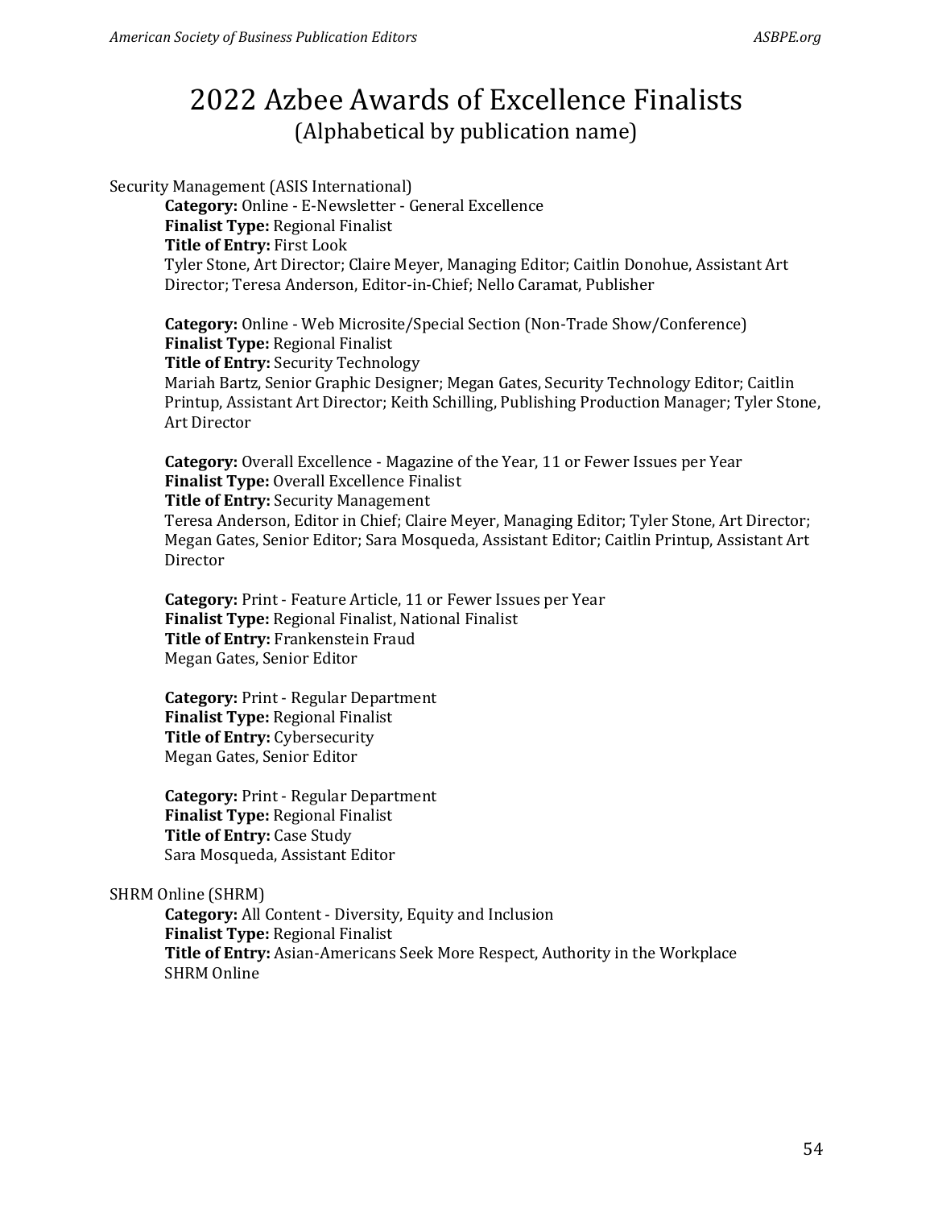# 2022 Azbee Awards of Excellence Finalists
(Alphabetical by publication name)

Security Management (ASIS International)

**Category:** Online - E-Newsletter - General Excellence
**Finalist Type:** Regional Finalist
**Title of Entry:** First Look
Tyler Stone, Art Director; Claire Meyer, Managing Editor; Caitlin Donohue, Assistant Art Director; Teresa Anderson, Editor-in-Chief; Nello Caramat, Publisher

**Category:** Online - Web Microsite/Special Section (Non-Trade Show/Conference)
**Finalist Type:** Regional Finalist
**Title of Entry:** Security Technology
Mariah Bartz, Senior Graphic Designer; Megan Gates, Security Technology Editor; Caitlin Printup, Assistant Art Director; Keith Schilling, Publishing Production Manager; Tyler Stone, Art Director

**Category:** Overall Excellence - Magazine of the Year, 11 or Fewer Issues per Year
**Finalist Type:** Overall Excellence Finalist
**Title of Entry:** Security Management
Teresa Anderson, Editor in Chief; Claire Meyer, Managing Editor; Tyler Stone, Art Director; Megan Gates, Senior Editor; Sara Mosqueda, Assistant Editor; Caitlin Printup, Assistant Art Director

**Category:** Print - Feature Article, 11 or Fewer Issues per Year
**Finalist Type:** Regional Finalist, National Finalist
**Title of Entry:** Frankenstein Fraud
Megan Gates, Senior Editor

**Category:** Print - Regular Department
**Finalist Type:** Regional Finalist
**Title of Entry:** Cybersecurity
Megan Gates, Senior Editor

**Category:** Print - Regular Department
**Finalist Type:** Regional Finalist
**Title of Entry:** Case Study
Sara Mosqueda, Assistant Editor

SHRM Online (SHRM)

**Category:** All Content - Diversity, Equity and Inclusion
**Finalist Type:** Regional Finalist
**Title of Entry:** Asian-Americans Seek More Respect, Authority in the Workplace
SHRM Online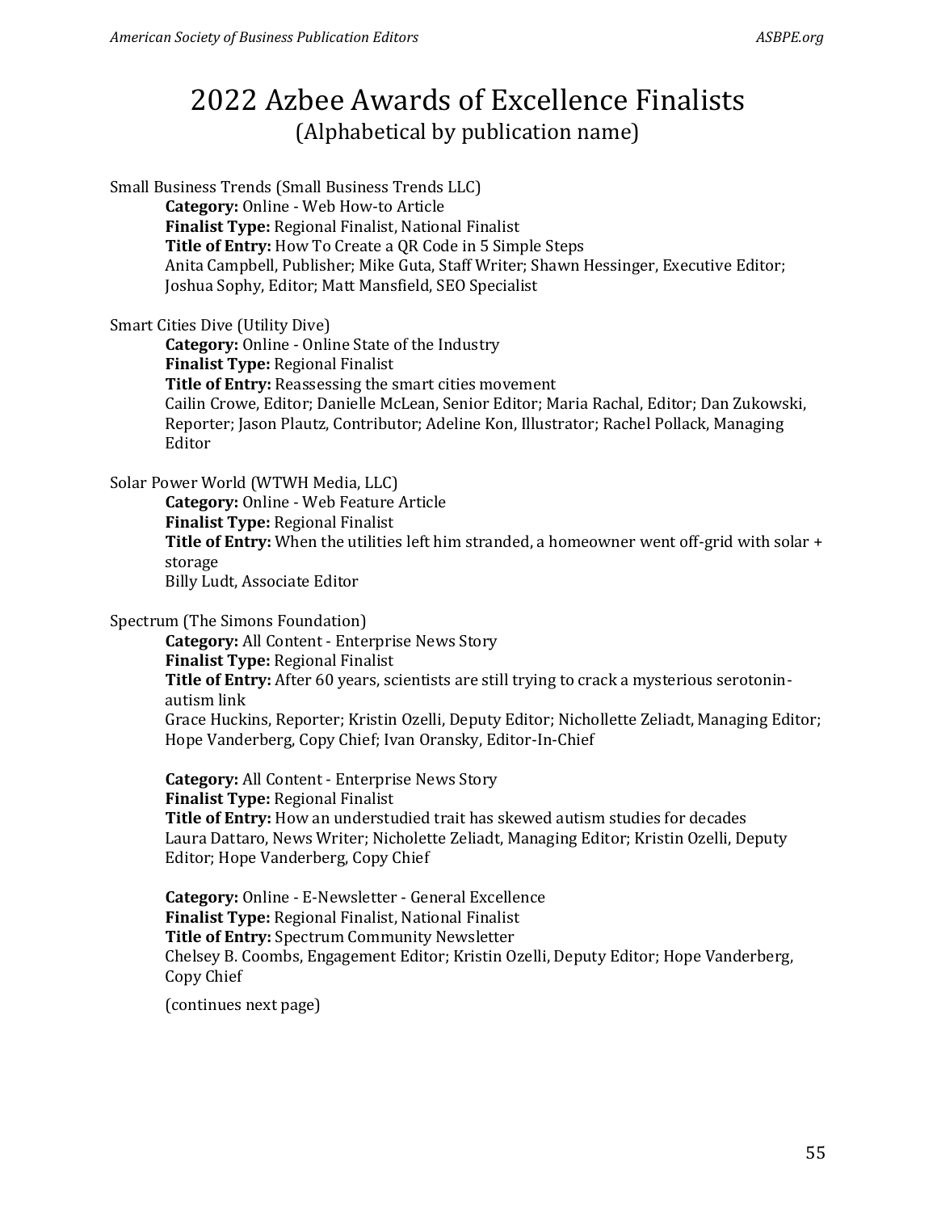# 2022 Azbee Awards of Excellence Finalists

(Alphabetical by publication name)

Small Business Trends (Small Business Trends LLC)

**Category:** Online - Web How-to Article
**Finalist Type:** Regional Finalist, National Finalist
**Title of Entry:** How To Create a QR Code in 5 Simple Steps
Anita Campbell, Publisher; Mike Guta, Staff Writer; Shawn Hessinger, Executive Editor; Joshua Sophy, Editor; Matt Mansfield, SEO Specialist

Smart Cities Dive (Utility Dive)

**Category:** Online - Online State of the Industry
**Finalist Type:** Regional Finalist
**Title of Entry:** Reassessing the smart cities movement
Cailin Crowe, Editor; Danielle McLean, Senior Editor; Maria Rachal, Editor; Dan Zukowski, Reporter; Jason Plautz, Contributor; Adeline Kon, Illustrator; Rachel Pollack, Managing Editor

Solar Power World (WTWH Media, LLC)

**Category:** Online - Web Feature Article
**Finalist Type:** Regional Finalist
**Title of Entry:** When the utilities left him stranded, a homeowner went off-grid with solar + storage
Billy Ludt, Associate Editor

Spectrum (The Simons Foundation)

**Category:** All Content - Enterprise News Story
**Finalist Type:** Regional Finalist
**Title of Entry:** After 60 years, scientists are still trying to crack a mysterious serotonin-autism link
Grace Huckins, Reporter; Kristin Ozelli, Deputy Editor; Nichollette Zeliadt, Managing Editor; Hope Vanderberg, Copy Chief; Ivan Oransky, Editor-In-Chief

**Category:** All Content - Enterprise News Story
**Finalist Type:** Regional Finalist
**Title of Entry:** How an understudied trait has skewed autism studies for decades
Laura Dattaro, News Writer; Nicholette Zeliadt, Managing Editor; Kristin Ozelli, Deputy Editor; Hope Vanderberg, Copy Chief

**Category:** Online - E-Newsletter - General Excellence
**Finalist Type:** Regional Finalist, National Finalist
**Title of Entry:** Spectrum Community Newsletter
Chelsey B. Coombs, Engagement Editor; Kristin Ozelli, Deputy Editor; Hope Vanderberg, Copy Chief

(continues next page)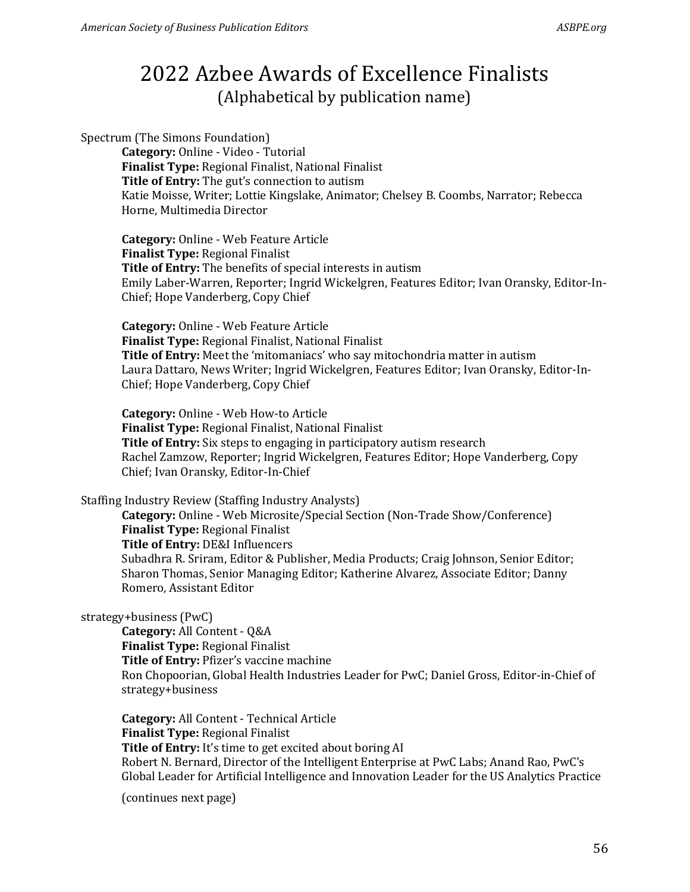# 2022 Azbee Awards of Excellence Finalists
(Alphabetical by publication name)

Spectrum (The Simons Foundation)

> **Category:** Online - Video - Tutorial
> **Finalist Type:** Regional Finalist, National Finalist
> **Title of Entry:** The gut's connection to autism
> Katie Moisse, Writer; Lottie Kingslake, Animator; Chelsey B. Coombs, Narrator; Rebecca Horne, Multimedia Director
>
> **Category:** Online - Web Feature Article
> **Finalist Type:** Regional Finalist
> **Title of Entry:** The benefits of special interests in autism
> Emily Laber-Warren, Reporter; Ingrid Wickelgren, Features Editor; Ivan Oransky, Editor-In-Chief; Hope Vanderberg, Copy Chief
>
> **Category:** Online - Web Feature Article
> **Finalist Type:** Regional Finalist, National Finalist
> **Title of Entry:** Meet the 'mitomaniacs' who say mitochondria matter in autism
> Laura Dattaro, News Writer; Ingrid Wickelgren, Features Editor; Ivan Oransky, Editor-In-Chief; Hope Vanderberg, Copy Chief
>
> **Category:** Online - Web How-to Article
> **Finalist Type:** Regional Finalist, National Finalist
> **Title of Entry:** Six steps to engaging in participatory autism research
> Rachel Zamzow, Reporter; Ingrid Wickelgren, Features Editor; Hope Vanderberg, Copy Chief; Ivan Oransky, Editor-In-Chief

Staffing Industry Review (Staffing Industry Analysts)

> **Category:** Online - Web Microsite/Special Section (Non-Trade Show/Conference)
> **Finalist Type:** Regional Finalist
> **Title of Entry:** DE&I Influencers
> Subadhra R. Sriram, Editor & Publisher, Media Products; Craig Johnson, Senior Editor; Sharon Thomas, Senior Managing Editor; Katherine Alvarez, Associate Editor; Danny Romero, Assistant Editor

strategy+business (PwC)

> **Category:** All Content - Q&A
> **Finalist Type:** Regional Finalist
> **Title of Entry:** Pfizer's vaccine machine
> Ron Chopoorian, Global Health Industries Leader for PwC; Daniel Gross, Editor-in-Chief of strategy+business
>
> **Category:** All Content - Technical Article
> **Finalist Type:** Regional Finalist
> **Title of Entry:** It's time to get excited about boring AI
> Robert N. Bernard, Director of the Intelligent Enterprise at PwC Labs; Anand Rao, PwC's Global Leader for Artificial Intelligence and Innovation Leader for the US Analytics Practice
>
> (continues next page)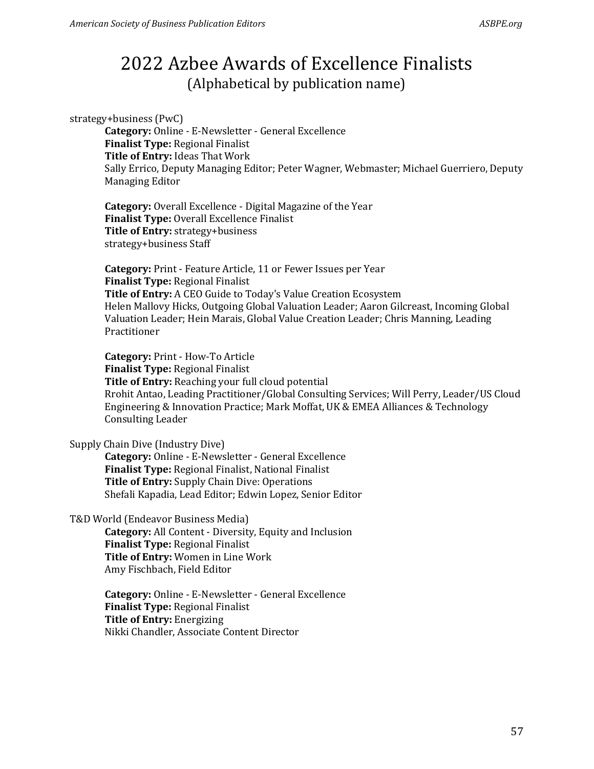# 2022 Azbee Awards of Excellence Finalists

(Alphabetical by publication name)

strategy+business (PwC)

**Category:** Online - E-Newsletter - General Excellence
**Finalist Type:** Regional Finalist
**Title of Entry:** Ideas That Work
Sally Errico, Deputy Managing Editor; Peter Wagner, Webmaster; Michael Guerriero, Deputy Managing Editor

**Category:** Overall Excellence - Digital Magazine of the Year
**Finalist Type:** Overall Excellence Finalist
**Title of Entry:** strategy+business
strategy+business Staff

**Category:** Print - Feature Article, 11 or Fewer Issues per Year
**Finalist Type:** Regional Finalist
**Title of Entry:** A CEO Guide to Today's Value Creation Ecosystem
Helen Mallovy Hicks, Outgoing Global Valuation Leader; Aaron Gilcreast, Incoming Global Valuation Leader; Hein Marais, Global Value Creation Leader; Chris Manning, Leading Practitioner

**Category:** Print - How-To Article
**Finalist Type:** Regional Finalist
**Title of Entry:** Reaching your full cloud potential
Rrohit Antao, Leading Practitioner/Global Consulting Services; Will Perry, Leader/US Cloud Engineering & Innovation Practice; Mark Moffat, UK & EMEA Alliances & Technology Consulting Leader

Supply Chain Dive (Industry Dive)

**Category:** Online - E-Newsletter - General Excellence
**Finalist Type:** Regional Finalist, National Finalist
**Title of Entry:** Supply Chain Dive: Operations
Shefali Kapadia, Lead Editor; Edwin Lopez, Senior Editor

T&D World (Endeavor Business Media)

**Category:** All Content - Diversity, Equity and Inclusion
**Finalist Type:** Regional Finalist
**Title of Entry:** Women in Line Work
Amy Fischbach, Field Editor

**Category:** Online - E-Newsletter - General Excellence
**Finalist Type:** Regional Finalist
**Title of Entry:** Energizing
Nikki Chandler, Associate Content Director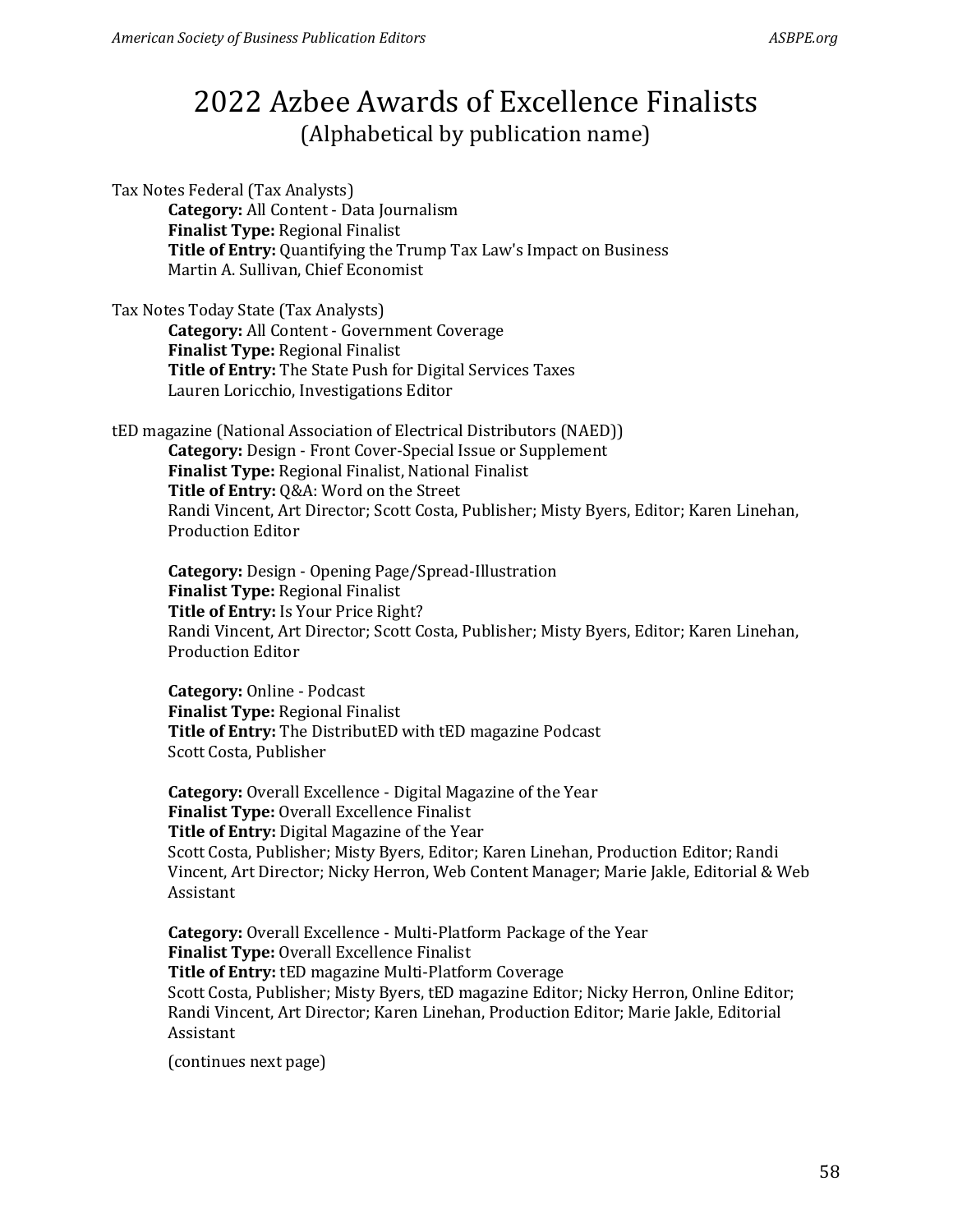# 2022 Azbee Awards of Excellence Finalists
## (Alphabetical by publication name)

Tax Notes Federal (Tax Analysts)

> **Category:** All Content - Data Journalism
> **Finalist Type:** Regional Finalist
> **Title of Entry:** Quantifying the Trump Tax Law's Impact on Business
> Martin A. Sullivan, Chief Economist

Tax Notes Today State (Tax Analysts)

> **Category:** All Content - Government Coverage
> **Finalist Type:** Regional Finalist
> **Title of Entry:** The State Push for Digital Services Taxes
> Lauren Loricchio, Investigations Editor

tED magazine (National Association of Electrical Distributors (NAED))

> **Category:** Design - Front Cover-Special Issue or Supplement
> **Finalist Type:** Regional Finalist, National Finalist
> **Title of Entry:** Q&A: Word on the Street
> Randi Vincent, Art Director; Scott Costa, Publisher; Misty Byers, Editor; Karen Linehan, Production Editor
>
> **Category:** Design - Opening Page/Spread-Illustration
> **Finalist Type:** Regional Finalist
> **Title of Entry:** Is Your Price Right?
> Randi Vincent, Art Director; Scott Costa, Publisher; Misty Byers, Editor; Karen Linehan, Production Editor
>
> **Category:** Online - Podcast
> **Finalist Type:** Regional Finalist
> **Title of Entry:** The DistributED with tED magazine Podcast
> Scott Costa, Publisher
>
> **Category:** Overall Excellence - Digital Magazine of the Year
> **Finalist Type:** Overall Excellence Finalist
> **Title of Entry:** Digital Magazine of the Year
> Scott Costa, Publisher; Misty Byers, Editor; Karen Linehan, Production Editor; Randi Vincent, Art Director; Nicky Herron, Web Content Manager; Marie Jakle, Editorial & Web Assistant
>
> **Category:** Overall Excellence - Multi-Platform Package of the Year
> **Finalist Type:** Overall Excellence Finalist
> **Title of Entry:** tED magazine Multi-Platform Coverage
> Scott Costa, Publisher; Misty Byers, tED magazine Editor; Nicky Herron, Online Editor; Randi Vincent, Art Director; Karen Linehan, Production Editor; Marie Jakle, Editorial Assistant
>
> (continues next page)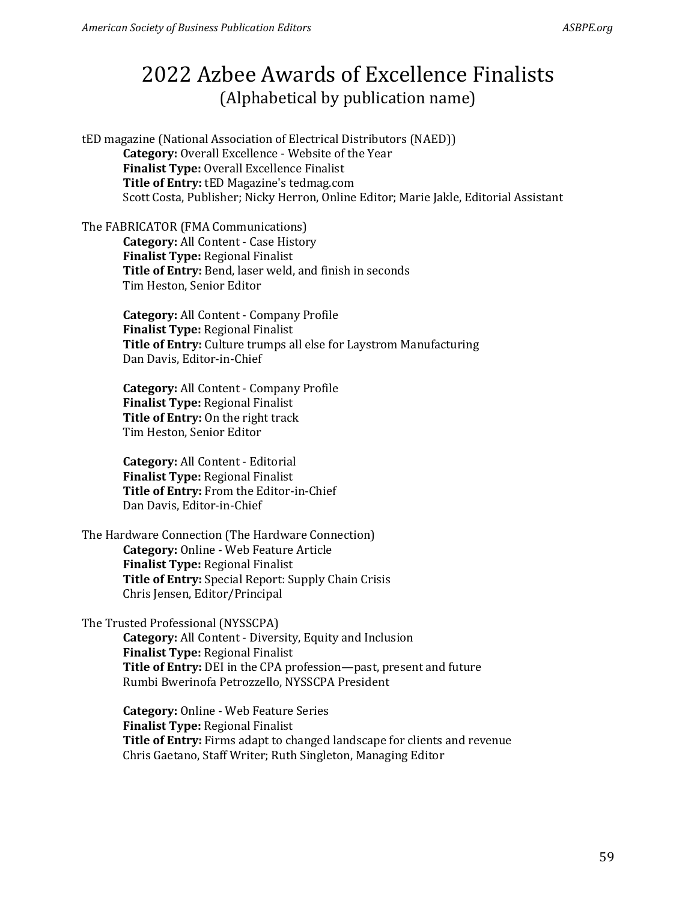# 2022 Azbee Awards of Excellence Finalists
## (Alphabetical by publication name)

tED magazine (National Association of Electrical Distributors (NAED))

> **Category:** Overall Excellence - Website of the Year
> **Finalist Type:** Overall Excellence Finalist
> **Title of Entry:** tED Magazine's tedmag.com
> Scott Costa, Publisher; Nicky Herron, Online Editor; Marie Jakle, Editorial Assistant

The FABRICATOR (FMA Communications)

> **Category:** All Content - Case History
> **Finalist Type:** Regional Finalist
> **Title of Entry:** Bend, laser weld, and finish in seconds
> Tim Heston, Senior Editor

> **Category:** All Content - Company Profile
> **Finalist Type:** Regional Finalist
> **Title of Entry:** Culture trumps all else for Laystrom Manufacturing
> Dan Davis, Editor-in-Chief

> **Category:** All Content - Company Profile
> **Finalist Type:** Regional Finalist
> **Title of Entry:** On the right track
> Tim Heston, Senior Editor

> **Category:** All Content - Editorial
> **Finalist Type:** Regional Finalist
> **Title of Entry:** From the Editor-in-Chief
> Dan Davis, Editor-in-Chief

The Hardware Connection (The Hardware Connection)

> **Category:** Online - Web Feature Article
> **Finalist Type:** Regional Finalist
> **Title of Entry:** Special Report: Supply Chain Crisis
> Chris Jensen, Editor/Principal

The Trusted Professional (NYSSCPA)

> **Category:** All Content - Diversity, Equity and Inclusion
> **Finalist Type:** Regional Finalist
> **Title of Entry:** DEI in the CPA profession—past, present and future
> Rumbi Bwerinofa Petrozzello, NYSSCPA President

> **Category:** Online - Web Feature Series
> **Finalist Type:** Regional Finalist
> **Title of Entry:** Firms adapt to changed landscape for clients and revenue
> Chris Gaetano, Staff Writer; Ruth Singleton, Managing Editor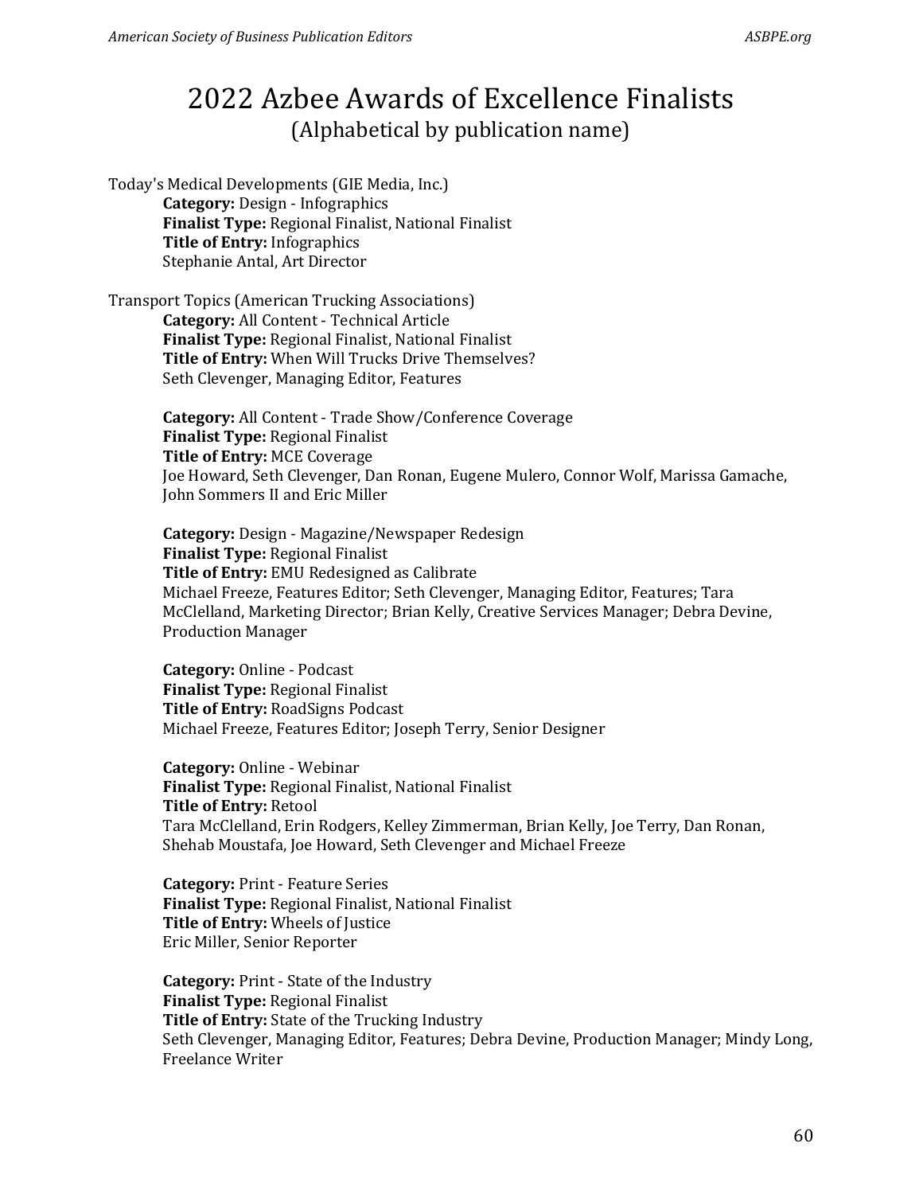# 2022 Azbee Awards of Excellence Finalists

(Alphabetical by publication name)

Today's Medical Developments (GIE Media, Inc.)

**Category:** Design - Infographics
**Finalist Type:** Regional Finalist, National Finalist
**Title of Entry:** Infographics
Stephanie Antal, Art Director

Transport Topics (American Trucking Associations)

**Category:** All Content - Technical Article
**Finalist Type:** Regional Finalist, National Finalist
**Title of Entry:** When Will Trucks Drive Themselves?
Seth Clevenger, Managing Editor, Features

**Category:** All Content - Trade Show/Conference Coverage
**Finalist Type:** Regional Finalist
**Title of Entry:** MCE Coverage
Joe Howard, Seth Clevenger, Dan Ronan, Eugene Mulero, Connor Wolf, Marissa Gamache, John Sommers II and Eric Miller

**Category:** Design - Magazine/Newspaper Redesign
**Finalist Type:** Regional Finalist
**Title of Entry:** EMU Redesigned as Calibrate
Michael Freeze, Features Editor; Seth Clevenger, Managing Editor, Features; Tara McClelland, Marketing Director; Brian Kelly, Creative Services Manager; Debra Devine, Production Manager

**Category:** Online - Podcast
**Finalist Type:** Regional Finalist
**Title of Entry:** RoadSigns Podcast
Michael Freeze, Features Editor; Joseph Terry, Senior Designer

**Category:** Online - Webinar
**Finalist Type:** Regional Finalist, National Finalist
**Title of Entry:** Retool
Tara McClelland, Erin Rodgers, Kelley Zimmerman, Brian Kelly, Joe Terry, Dan Ronan, Shehab Moustafa, Joe Howard, Seth Clevenger and Michael Freeze

**Category:** Print - Feature Series
**Finalist Type:** Regional Finalist, National Finalist
**Title of Entry:** Wheels of Justice
Eric Miller, Senior Reporter

**Category:** Print - State of the Industry
**Finalist Type:** Regional Finalist
**Title of Entry:** State of the Trucking Industry
Seth Clevenger, Managing Editor, Features; Debra Devine, Production Manager; Mindy Long, Freelance Writer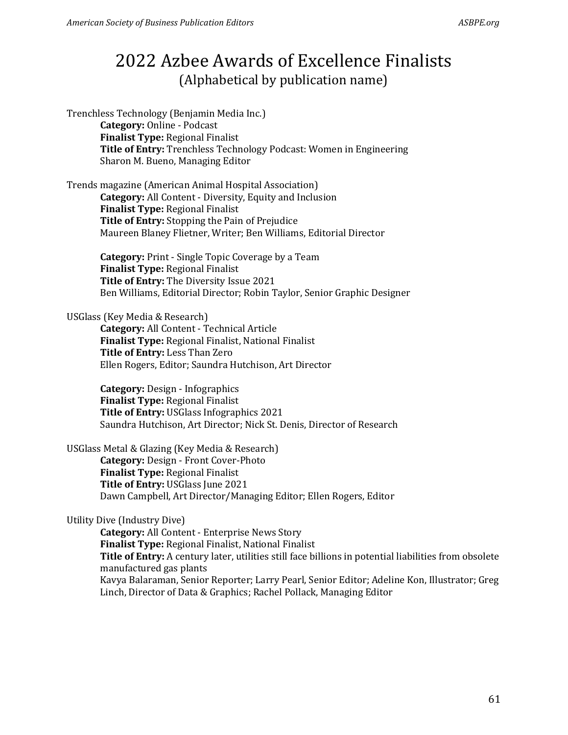# 2022 Azbee Awards of Excellence Finalists

## (Alphabetical by publication name)

Trenchless Technology (Benjamin Media Inc.)

> **Category:** Online - Podcast
> **Finalist Type:** Regional Finalist
> **Title of Entry:** Trenchless Technology Podcast: Women in Engineering
> Sharon M. Bueno, Managing Editor

Trends magazine (American Animal Hospital Association)

> **Category:** All Content - Diversity, Equity and Inclusion
> **Finalist Type:** Regional Finalist
> **Title of Entry:** Stopping the Pain of Prejudice
> Maureen Blaney Flietner, Writer; Ben Williams, Editorial Director
>
> **Category:** Print - Single Topic Coverage by a Team
> **Finalist Type:** Regional Finalist
> **Title of Entry:** The Diversity Issue 2021
> Ben Williams, Editorial Director; Robin Taylor, Senior Graphic Designer

USGlass (Key Media & Research)

> **Category:** All Content - Technical Article
> **Finalist Type:** Regional Finalist, National Finalist
> **Title of Entry:** Less Than Zero
> Ellen Rogers, Editor; Saundra Hutchison, Art Director
>
> **Category:** Design - Infographics
> **Finalist Type:** Regional Finalist
> **Title of Entry:** USGlass Infographics 2021
> Saundra Hutchison, Art Director; Nick St. Denis, Director of Research

USGlass Metal & Glazing (Key Media & Research)

> **Category:** Design - Front Cover-Photo
> **Finalist Type:** Regional Finalist
> **Title of Entry:** USGlass June 2021
> Dawn Campbell, Art Director/Managing Editor; Ellen Rogers, Editor

Utility Dive (Industry Dive)

> **Category:** All Content - Enterprise News Story
> **Finalist Type:** Regional Finalist, National Finalist
> **Title of Entry:** A century later, utilities still face billions in potential liabilities from obsolete manufactured gas plants
> Kavya Balaraman, Senior Reporter; Larry Pearl, Senior Editor; Adeline Kon, Illustrator; Greg Linch, Director of Data & Graphics; Rachel Pollack, Managing Editor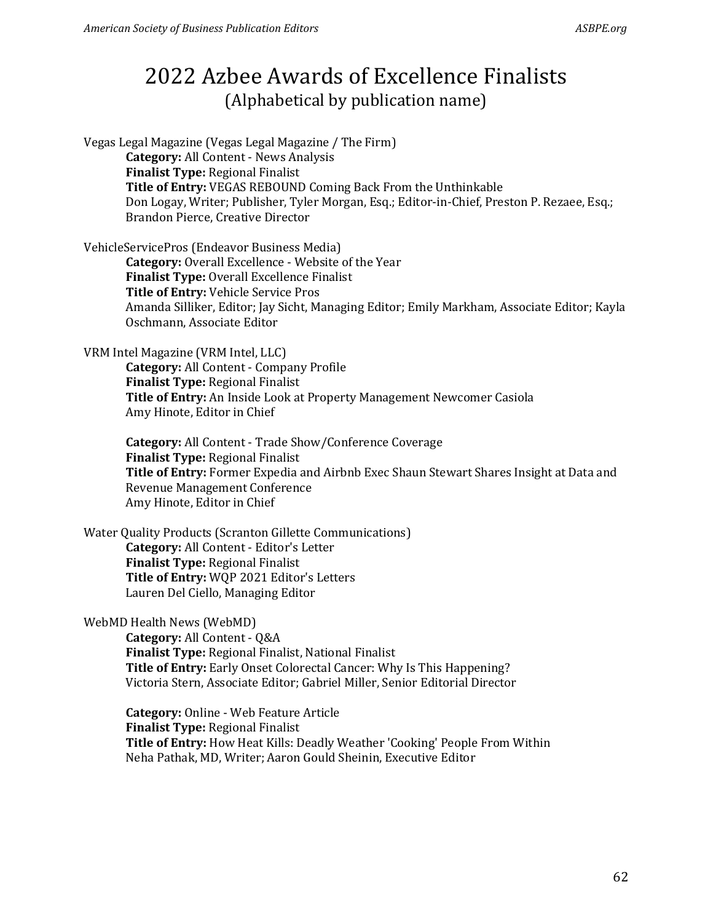# 2022 Azbee Awards of Excellence Finalists

(Alphabetical by publication name)

Vegas Legal Magazine (Vegas Legal Magazine / The Firm)

**Category:** All Content - News Analysis
**Finalist Type:** Regional Finalist
**Title of Entry:** VEGAS REBOUND Coming Back From the Unthinkable
Don Logay, Writer; Publisher, Tyler Morgan, Esq.; Editor-in-Chief, Preston P. Rezaee, Esq.; Brandon Pierce, Creative Director

VehicleServicePros (Endeavor Business Media)

**Category:** Overall Excellence - Website of the Year
**Finalist Type:** Overall Excellence Finalist
**Title of Entry:** Vehicle Service Pros
Amanda Silliker, Editor; Jay Sicht, Managing Editor; Emily Markham, Associate Editor; Kayla Oschmann, Associate Editor

VRM Intel Magazine (VRM Intel, LLC)

**Category:** All Content - Company Profile
**Finalist Type:** Regional Finalist
**Title of Entry:** An Inside Look at Property Management Newcomer Casiola
Amy Hinote, Editor in Chief

**Category:** All Content - Trade Show/Conference Coverage
**Finalist Type:** Regional Finalist
**Title of Entry:** Former Expedia and Airbnb Exec Shaun Stewart Shares Insight at Data and Revenue Management Conference
Amy Hinote, Editor in Chief

Water Quality Products (Scranton Gillette Communications)

**Category:** All Content - Editor's Letter
**Finalist Type:** Regional Finalist
**Title of Entry:** WQP 2021 Editor's Letters
Lauren Del Ciello, Managing Editor

WebMD Health News (WebMD)

**Category:** All Content - Q&A
**Finalist Type:** Regional Finalist, National Finalist
**Title of Entry:** Early Onset Colorectal Cancer: Why Is This Happening?
Victoria Stern, Associate Editor; Gabriel Miller, Senior Editorial Director

**Category:** Online - Web Feature Article
**Finalist Type:** Regional Finalist
**Title of Entry:** How Heat Kills: Deadly Weather 'Cooking' People From Within
Neha Pathak, MD, Writer; Aaron Gould Sheinin, Executive Editor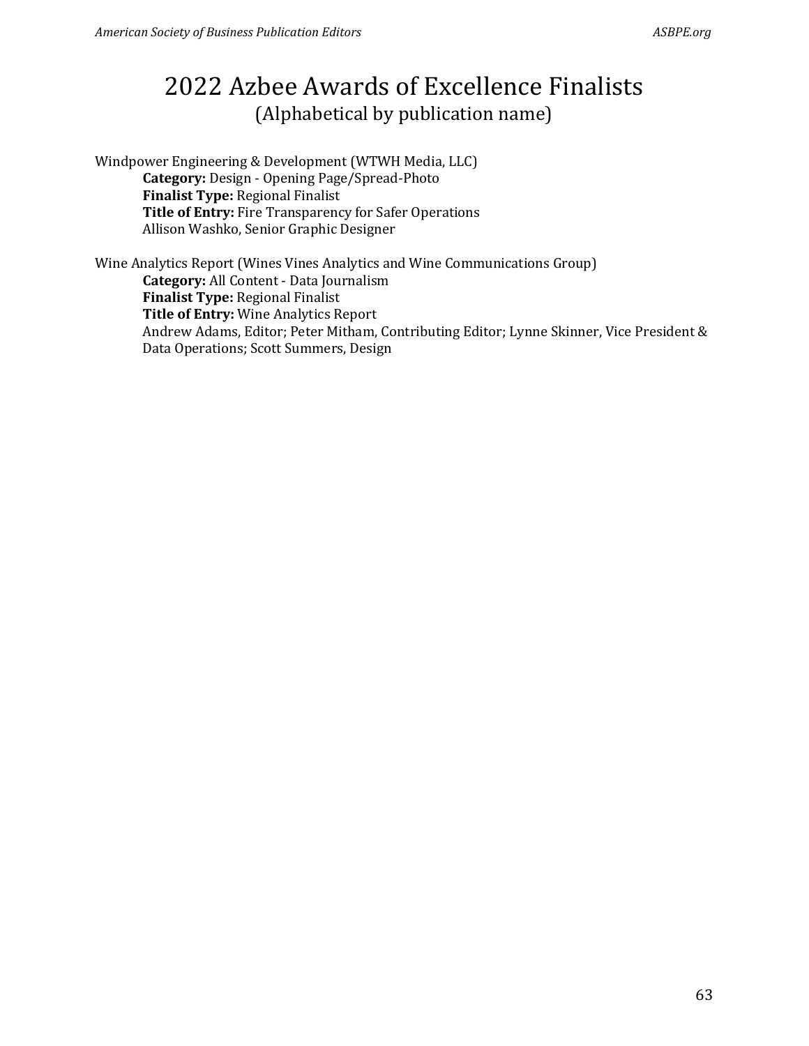# 2022 Azbee Awards of Excellence Finalists

(Alphabetical by publication name)

Windpower Engineering & Development (WTWH Media, LLC)

> **Category:** Design - Opening Page/Spread-Photo
> **Finalist Type:** Regional Finalist
> **Title of Entry:** Fire Transparency for Safer Operations
> Allison Washko, Senior Graphic Designer

Wine Analytics Report (Wines Vines Analytics and Wine Communications Group)

> **Category:** All Content - Data Journalism
> **Finalist Type:** Regional Finalist
> **Title of Entry:** Wine Analytics Report
> Andrew Adams, Editor; Peter Mitham, Contributing Editor; Lynne Skinner, Vice President & Data Operations; Scott Summers, Design